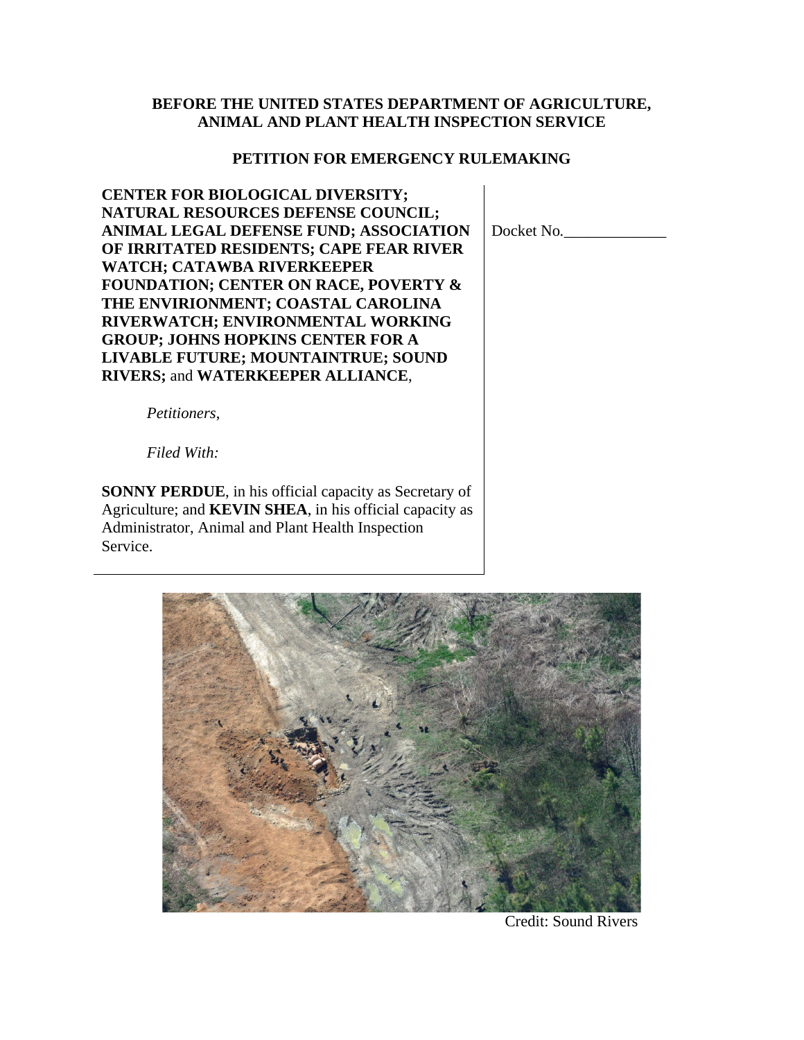**BEFORE THE UNITED STATES DEPARTMENT OF AGRICULTURE, ANIMAL AND PLANT HEALTH INSPECTION SERVICE**

**PETITION FOR EMERGENCY RULEMAKING**

**CENTER FOR BIOLOGICAL DIVERSITY; NATURAL RESOURCES DEFENSE COUNCIL; ANIMAL LEGAL DEFENSE FUND; ASSOCIATION OF IRRITATED RESIDENTS; CAPE FEAR RIVER WATCH; CATAWBA RIVERKEEPER FOUNDATION; CENTER ON RACE, POVERTY & THE ENVIRIONMENT; COASTAL CAROLINA RIVERWATCH; ENVIRONMENTAL WORKING GROUP; JOHNS HOPKINS CENTER FOR A LIVABLE FUTURE; MOUNTAINTRUE; SOUND RIVERS;** and **WATERKEEPER ALLIANCE**,

*Petitioners*,

*Filed With:*

**SONNY PERDUE**, in his official capacity as Secretary of Agriculture; and **KEVIN SHEA**, in his official capacity as Administrator, Animal and Plant Health Inspection Service.

Docket No.\_\_\_\_\_\_\_\_\_\_\_\_\_

Credit: Sound Rivers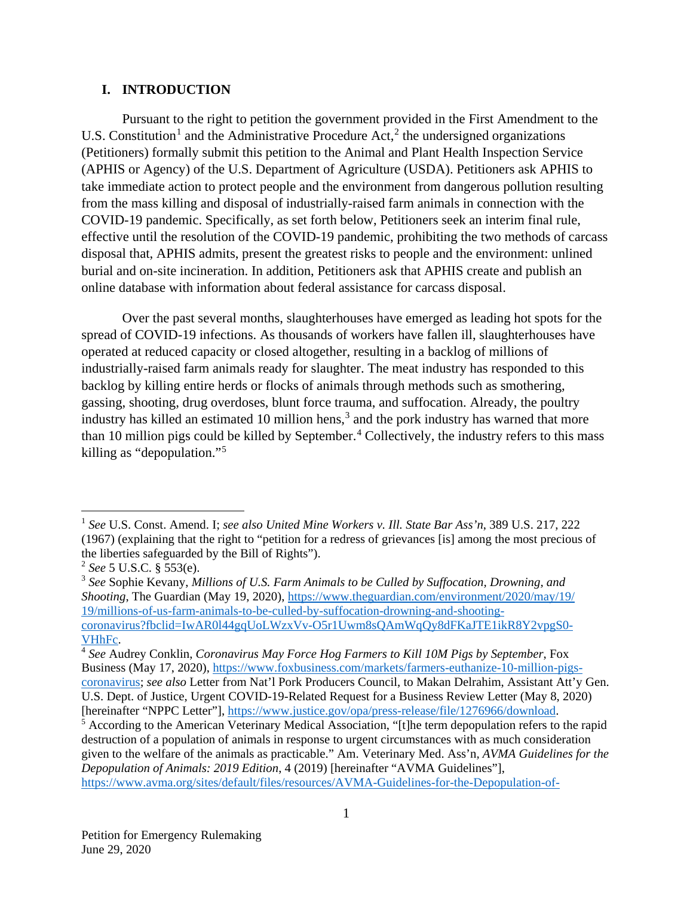## I. INTRODUCTION

Pursuant to the right to petition the government provided in the First Amendment to the U.S. Constitution[1] and the Administrative Procedure Act,[2] the undersigned organizations (Petitioners) formally submit this petition to the Animal and Plant Health Inspection Service (APHIS or Agency) of the U.S. Department of Agriculture (USDA). Petitioners ask APHIS to take immediate action to protect people and the environment from dangerous pollution resulting from the mass killing and disposal of industrially-raised farm animals in connection with the COVID-19 pandemic. Specifically, as set forth below, Petitioners seek an interim final rule, effective until the resolution of the COVID-19 pandemic, prohibiting the two methods of carcass disposal that, APHIS admits, present the greatest risks to people and the environment: unlined burial and on-site incineration. In addition, Petitioners ask that APHIS create and publish an online database with information about federal assistance for carcass disposal.

Over the past several months, slaughterhouses have emerged as leading hot spots for the spread of COVID-19 infections. As thousands of workers have fallen ill, slaughterhouses have operated at reduced capacity or closed altogether, resulting in a backlog of millions of industrially-raised farm animals ready for slaughter. The meat industry has responded to this backlog by killing entire herds or flocks of animals through methods such as smothering, gassing, shooting, drug overdoses, blunt force trauma, and suffocation. Already, the poultry industry has killed an estimated 10 million hens,[3] and the pork industry has warned that more than 10 million pigs could be killed by September.[4] Collectively, the industry refers to this mass killing as "depopulation."[5]

---

[1] *See* U.S. Const. Amend. I; *see also United Mine Workers v. Ill. State Bar Ass'n*, 389 U.S. 217, 222 (1967) (explaining that the right to "petition for a redress of grievances [is] among the most precious of the liberties safeguarded by the Bill of Rights").

[2] *See* 5 U.S.C. § 553(e).

[3] *See* Sophie Kevany, *Millions of U.S. Farm Animals to be Culled by Suffocation, Drowning, and Shooting*, The Guardian (May 19, 2020), https://www.theguardian.com/environment/2020/may/19/19/millions-of-us-farm-animals-to-be-culled-by-suffocation-drowning-and-shooting-coronavirus?fbclid=IwAR0l44gqUoLWzxVv-O5r1Uwm8sQAmWqQy8dFKaJTE1ikR8Y2vpgS0-VHhFc.

[4] *See* Audrey Conklin, *Coronavirus May Force Hog Farmers to Kill 10M Pigs by September*, Fox Business (May 17, 2020), https://www.foxbusiness.com/markets/farmers-euthanize-10-million-pigs-coronavirus; *see also* Letter from Nat'l Pork Producers Council, to Makan Delrahim, Assistant Att'y Gen. U.S. Dept. of Justice, Urgent COVID-19-Related Request for a Business Review Letter (May 8, 2020) [hereinafter "NPPC Letter"], https://www.justice.gov/opa/press-release/file/1276966/download.

[5] According to the American Veterinary Medical Association, "[t]he term depopulation refers to the rapid destruction of a population of animals in response to urgent circumstances with as much consideration given to the welfare of the animals as practicable." Am. Veterinary Med. Ass'n, *AVMA Guidelines for the Depopulation of Animals: 2019 Edition*, 4 (2019) [hereinafter "AVMA Guidelines"], https://www.avma.org/sites/default/files/resources/AVMA-Guidelines-for-the-Depopulation-of-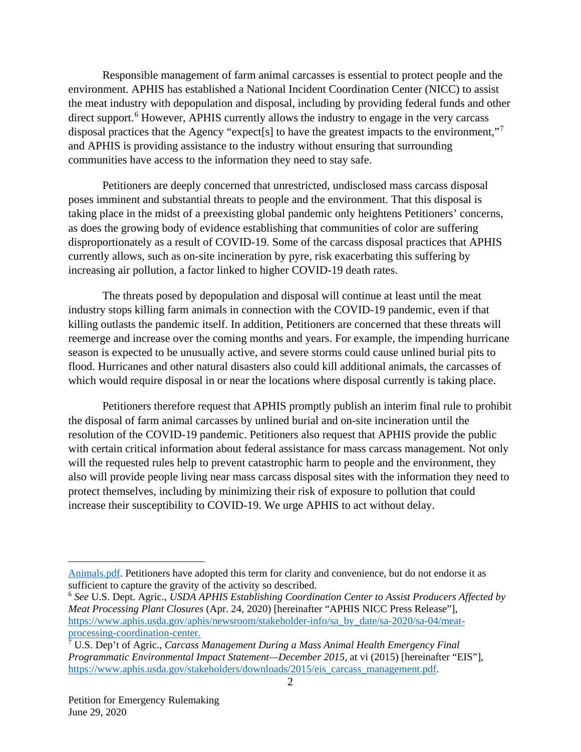Responsible management of farm animal carcasses is essential to protect people and the environment. APHIS has established a National Incident Coordination Center (NICC) to assist the meat industry with depopulation and disposal, including by providing federal funds and other direct support.[6] However, APHIS currently allows the industry to engage in the very carcass disposal practices that the Agency "expect[s] to have the greatest impacts to the environment,"[7] and APHIS is providing assistance to the industry without ensuring that surrounding communities have access to the information they need to stay safe.

Petitioners are deeply concerned that unrestricted, undisclosed mass carcass disposal poses imminent and substantial threats to people and the environment. That this disposal is taking place in the midst of a preexisting global pandemic only heightens Petitioners' concerns, as does the growing body of evidence establishing that communities of color are suffering disproportionately as a result of COVID-19. Some of the carcass disposal practices that APHIS currently allows, such as on-site incineration by pyre, risk exacerbating this suffering by increasing air pollution, a factor linked to higher COVID-19 death rates.

The threats posed by depopulation and disposal will continue at least until the meat industry stops killing farm animals in connection with the COVID-19 pandemic, even if that killing outlasts the pandemic itself. In addition, Petitioners are concerned that these threats will reemerge and increase over the coming months and years. For example, the impending hurricane season is expected to be unusually active, and severe storms could cause unlined burial pits to flood. Hurricanes and other natural disasters also could kill additional animals, the carcasses of which would require disposal in or near the locations where disposal currently is taking place.

Petitioners therefore request that APHIS promptly publish an interim final rule to prohibit the disposal of farm animal carcasses by unlined burial and on-site incineration until the resolution of the COVID-19 pandemic. Petitioners also request that APHIS provide the public with certain critical information about federal assistance for mass carcass management. Not only will the requested rules help to prevent catastrophic harm to people and the environment, they also will provide people living near mass carcass disposal sites with the information they need to protect themselves, including by minimizing their risk of exposure to pollution that could increase their susceptibility to COVID-19. We urge APHIS to act without delay.

---

Animals.pdf. Petitioners have adopted this term for clarity and convenience, but do not endorse it as sufficient to capture the gravity of the activity so described.

[6] *See* U.S. Dept. Agric., *USDA APHIS Establishing Coordination Center to Assist Producers Affected by Meat Processing Plant Closures* (Apr. 24, 2020) [hereinafter "APHIS NICC Press Release"], https://www.aphis.usda.gov/aphis/newsroom/stakeholder-info/sa_by_date/sa-2020/sa-04/meat-processing-coordination-center.

[7] U.S. Dep't of Agric., *Carcass Management During a Mass Animal Health Emergency Final Programmatic Environmental Impact Statement—December 2015*, at vi (2015) [hereinafter "EIS"], https://www.aphis.usda.gov/stakeholders/downloads/2015/eis_carcass_management.pdf.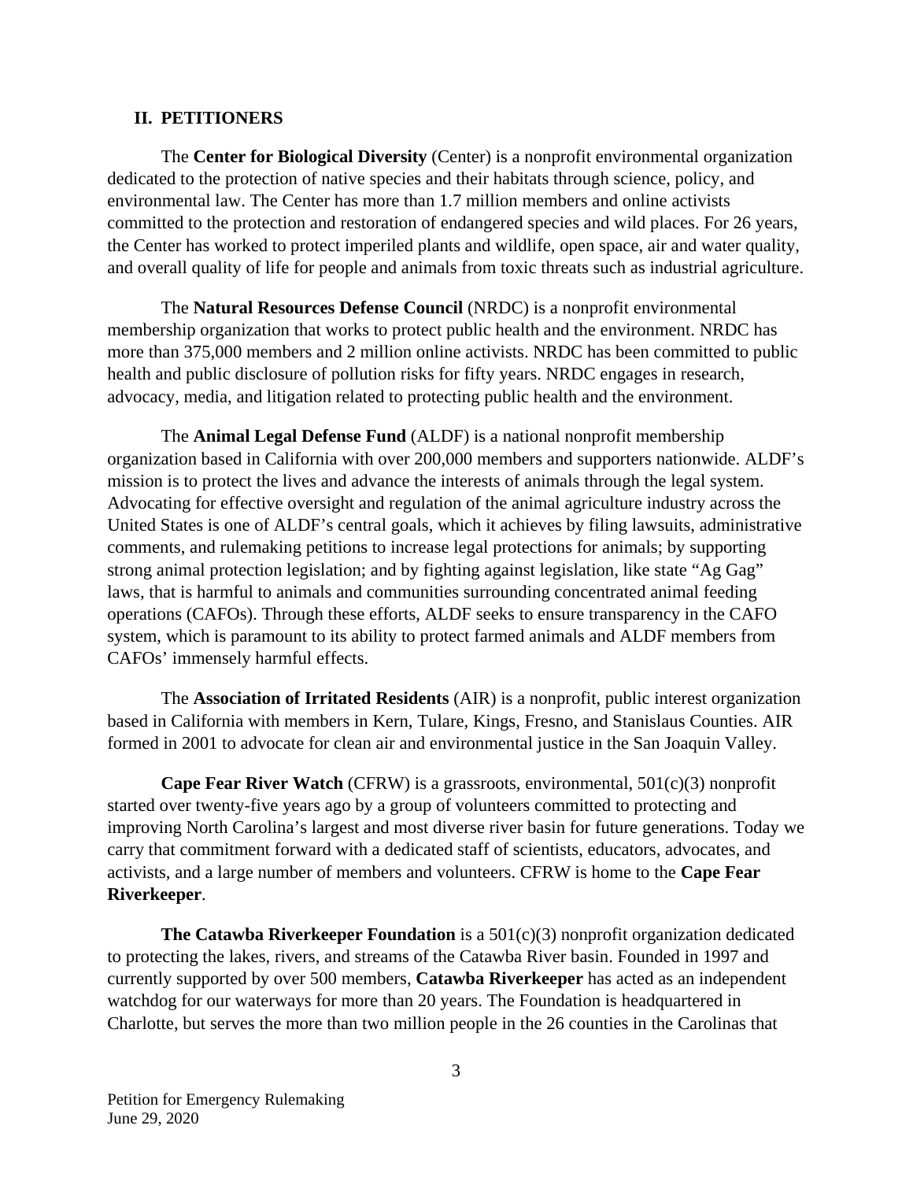## II. PETITIONERS

The **Center for Biological Diversity** (Center) is a nonprofit environmental organization dedicated to the protection of native species and their habitats through science, policy, and environmental law. The Center has more than 1.7 million members and online activists committed to the protection and restoration of endangered species and wild places. For 26 years, the Center has worked to protect imperiled plants and wildlife, open space, air and water quality, and overall quality of life for people and animals from toxic threats such as industrial agriculture.

The **Natural Resources Defense Council** (NRDC) is a nonprofit environmental membership organization that works to protect public health and the environment. NRDC has more than 375,000 members and 2 million online activists. NRDC has been committed to public health and public disclosure of pollution risks for fifty years. NRDC engages in research, advocacy, media, and litigation related to protecting public health and the environment.

The **Animal Legal Defense Fund** (ALDF) is a national nonprofit membership organization based in California with over 200,000 members and supporters nationwide. ALDF's mission is to protect the lives and advance the interests of animals through the legal system. Advocating for effective oversight and regulation of the animal agriculture industry across the United States is one of ALDF's central goals, which it achieves by filing lawsuits, administrative comments, and rulemaking petitions to increase legal protections for animals; by supporting strong animal protection legislation; and by fighting against legislation, like state "Ag Gag" laws, that is harmful to animals and communities surrounding concentrated animal feeding operations (CAFOs). Through these efforts, ALDF seeks to ensure transparency in the CAFO system, which is paramount to its ability to protect farmed animals and ALDF members from CAFOs' immensely harmful effects.

The **Association of Irritated Residents** (AIR) is a nonprofit, public interest organization based in California with members in Kern, Tulare, Kings, Fresno, and Stanislaus Counties. AIR formed in 2001 to advocate for clean air and environmental justice in the San Joaquin Valley.

**Cape Fear River Watch** (CFRW) is a grassroots, environmental, 501(c)(3) nonprofit started over twenty-five years ago by a group of volunteers committed to protecting and improving North Carolina's largest and most diverse river basin for future generations. Today we carry that commitment forward with a dedicated staff of scientists, educators, advocates, and activists, and a large number of members and volunteers. CFRW is home to the **Cape Fear Riverkeeper**.

**The Catawba Riverkeeper Foundation** is a 501(c)(3) nonprofit organization dedicated to protecting the lakes, rivers, and streams of the Catawba River basin. Founded in 1997 and currently supported by over 500 members, **Catawba Riverkeeper** has acted as an independent watchdog for our waterways for more than 20 years. The Foundation is headquartered in Charlotte, but serves the more than two million people in the 26 counties in the Carolinas that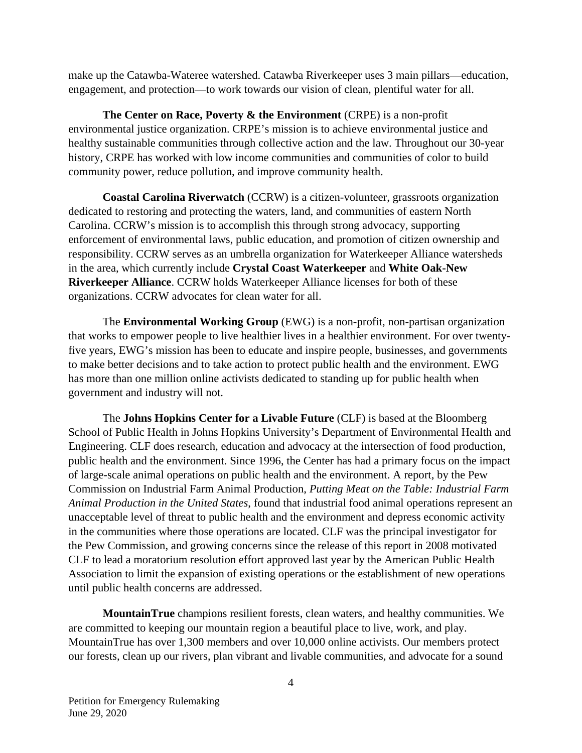make up the Catawba-Wateree watershed. Catawba Riverkeeper uses 3 main pillars—education, engagement, and protection—to work towards our vision of clean, plentiful water for all.

**The Center on Race, Poverty & the Environment** (CRPE) is a non-profit environmental justice organization. CRPE's mission is to achieve environmental justice and healthy sustainable communities through collective action and the law. Throughout our 30-year history, CRPE has worked with low income communities and communities of color to build community power, reduce pollution, and improve community health.

**Coastal Carolina Riverwatch** (CCRW) is a citizen-volunteer, grassroots organization dedicated to restoring and protecting the waters, land, and communities of eastern North Carolina. CCRW's mission is to accomplish this through strong advocacy, supporting enforcement of environmental laws, public education, and promotion of citizen ownership and responsibility. CCRW serves as an umbrella organization for Waterkeeper Alliance watersheds in the area, which currently include **Crystal Coast Waterkeeper** and **White Oak-New Riverkeeper Alliance**. CCRW holds Waterkeeper Alliance licenses for both of these organizations. CCRW advocates for clean water for all.

The **Environmental Working Group** (EWG) is a non-profit, non-partisan organization that works to empower people to live healthier lives in a healthier environment. For over twenty-five years, EWG's mission has been to educate and inspire people, businesses, and governments to make better decisions and to take action to protect public health and the environment. EWG has more than one million online activists dedicated to standing up for public health when government and industry will not.

The **Johns Hopkins Center for a Livable Future** (CLF) is based at the Bloomberg School of Public Health in Johns Hopkins University's Department of Environmental Health and Engineering. CLF does research, education and advocacy at the intersection of food production, public health and the environment. Since 1996, the Center has had a primary focus on the impact of large-scale animal operations on public health and the environment. A report, by the Pew Commission on Industrial Farm Animal Production, *Putting Meat on the Table: Industrial Farm Animal Production in the United States*, found that industrial food animal operations represent an unacceptable level of threat to public health and the environment and depress economic activity in the communities where those operations are located. CLF was the principal investigator for the Pew Commission, and growing concerns since the release of this report in 2008 motivated CLF to lead a moratorium resolution effort approved last year by the American Public Health Association to limit the expansion of existing operations or the establishment of new operations until public health concerns are addressed.

**MountainTrue** champions resilient forests, clean waters, and healthy communities. We are committed to keeping our mountain region a beautiful place to live, work, and play. MountainTrue has over 1,300 members and over 10,000 online activists. Our members protect our forests, clean up our rivers, plan vibrant and livable communities, and advocate for a sound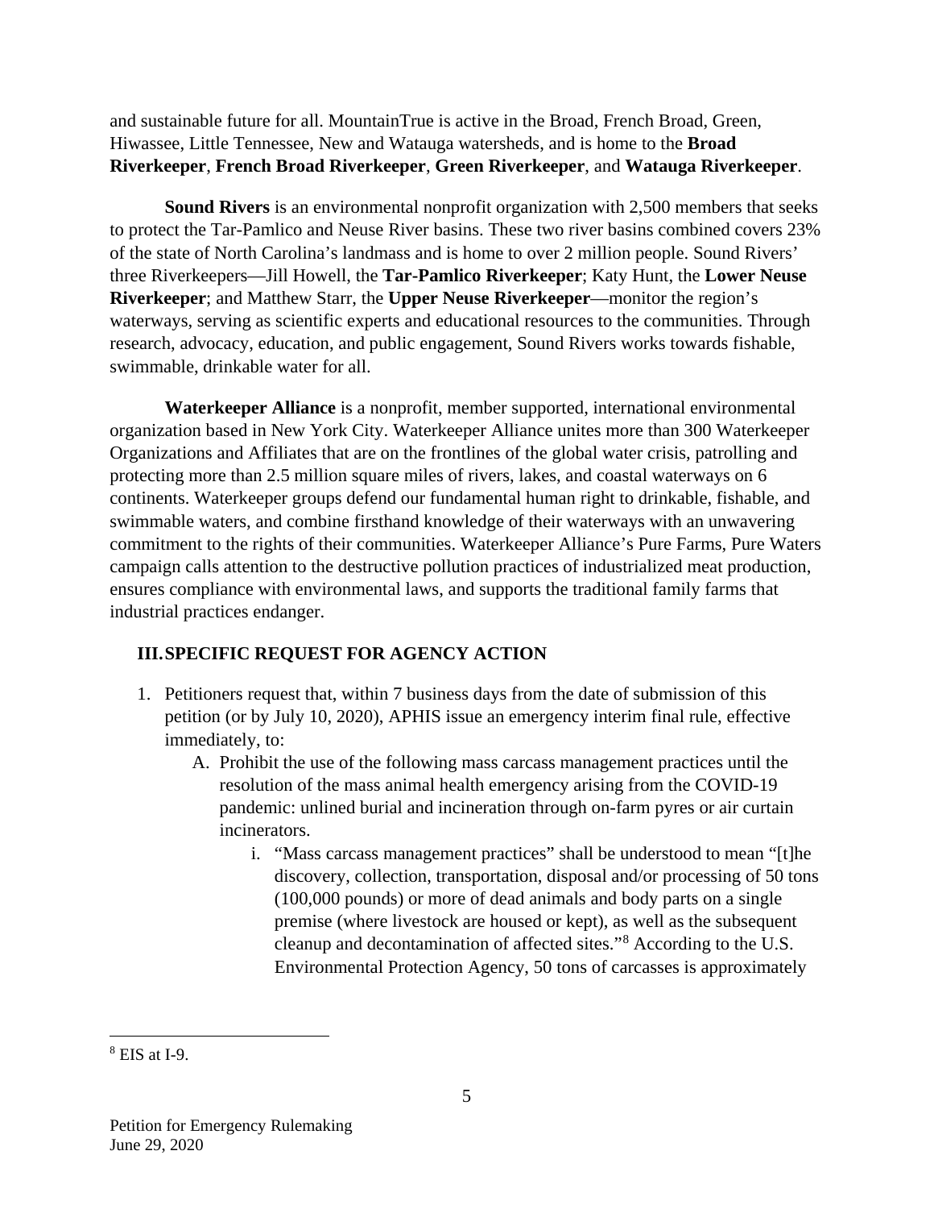and sustainable future for all. MountainTrue is active in the Broad, French Broad, Green, Hiwassee, Little Tennessee, New and Watauga watersheds, and is home to the **Broad Riverkeeper**, **French Broad Riverkeeper**, **Green Riverkeeper**, and **Watauga Riverkeeper**.

**Sound Rivers** is an environmental nonprofit organization with 2,500 members that seeks to protect the Tar-Pamlico and Neuse River basins. These two river basins combined covers 23% of the state of North Carolina's landmass and is home to over 2 million people. Sound Rivers' three Riverkeepers—Jill Howell, the **Tar-Pamlico Riverkeeper**; Katy Hunt, the **Lower Neuse Riverkeeper**; and Matthew Starr, the **Upper Neuse Riverkeeper**—monitor the region's waterways, serving as scientific experts and educational resources to the communities. Through research, advocacy, education, and public engagement, Sound Rivers works towards fishable, swimmable, drinkable water for all.

**Waterkeeper Alliance** is a nonprofit, member supported, international environmental organization based in New York City. Waterkeeper Alliance unites more than 300 Waterkeeper Organizations and Affiliates that are on the frontlines of the global water crisis, patrolling and protecting more than 2.5 million square miles of rivers, lakes, and coastal waterways on 6 continents. Waterkeeper groups defend our fundamental human right to drinkable, fishable, and swimmable waters, and combine firsthand knowledge of their waterways with an unwavering commitment to the rights of their communities. Waterkeeper Alliance's Pure Farms, Pure Waters campaign calls attention to the destructive pollution practices of industrialized meat production, ensures compliance with environmental laws, and supports the traditional family farms that industrial practices endanger.

## III. SPECIFIC REQUEST FOR AGENCY ACTION

1. Petitioners request that, within 7 business days from the date of submission of this petition (or by July 10, 2020), APHIS issue an emergency interim final rule, effective immediately, to:
   - A. Prohibit the use of the following mass carcass management practices until the resolution of the mass animal health emergency arising from the COVID-19 pandemic: unlined burial and incineration through on-farm pyres or air curtain incinerators.
     - i. "Mass carcass management practices" shall be understood to mean "[t]he discovery, collection, transportation, disposal and/or processing of 50 tons (100,000 pounds) or more of dead animals and body parts on a single premise (where livestock are housed or kept), as well as the subsequent cleanup and decontamination of affected sites."[8] According to the U.S. Environmental Protection Agency, 50 tons of carcasses is approximately

[8] EIS at I-9.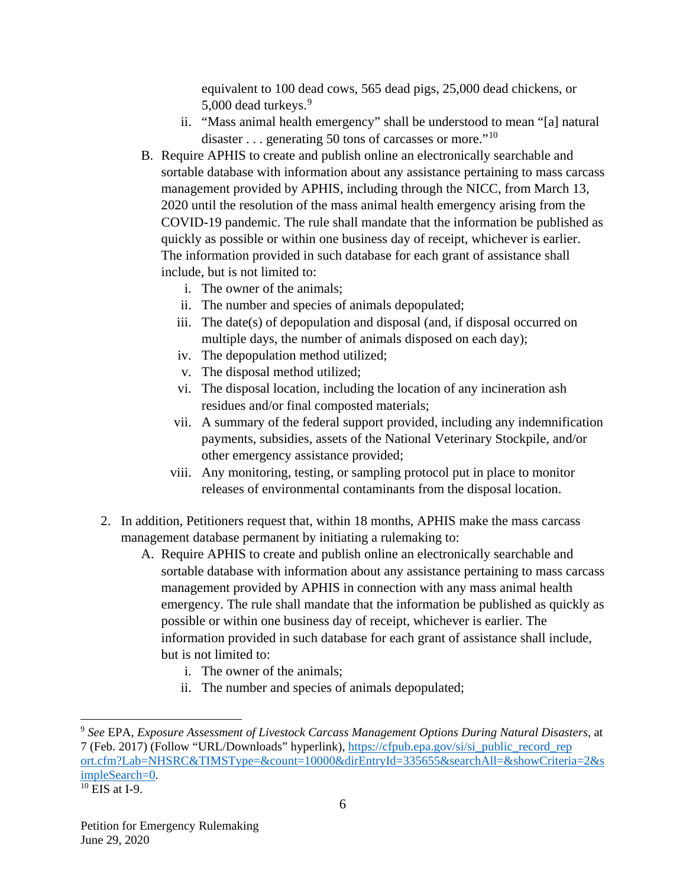equivalent to 100 dead cows, 565 dead pigs, 25,000 dead chickens, or 5,000 dead turkeys.[9]

ii. "Mass animal health emergency" shall be understood to mean "[a] natural disaster . . . generating 50 tons of carcasses or more."[10]

B. Require APHIS to create and publish online an electronically searchable and sortable database with information about any assistance pertaining to mass carcass management provided by APHIS, including through the NICC, from March 13, 2020 until the resolution of the mass animal health emergency arising from the COVID-19 pandemic. The rule shall mandate that the information be published as quickly as possible or within one business day of receipt, whichever is earlier. The information provided in such database for each grant of assistance shall include, but is not limited to:

   i. The owner of the animals;
   ii. The number and species of animals depopulated;
   iii. The date(s) of depopulation and disposal (and, if disposal occurred on multiple days, the number of animals disposed on each day);
   iv. The depopulation method utilized;
   v. The disposal method utilized;
   vi. The disposal location, including the location of any incineration ash residues and/or final composted materials;
   vii. A summary of the federal support provided, including any indemnification payments, subsidies, assets of the National Veterinary Stockpile, and/or other emergency assistance provided;
   viii. Any monitoring, testing, or sampling protocol put in place to monitor releases of environmental contaminants from the disposal location.

2. In addition, Petitioners request that, within 18 months, APHIS make the mass carcass management database permanent by initiating a rulemaking to:

   A. Require APHIS to create and publish online an electronically searchable and sortable database with information about any assistance pertaining to mass carcass management provided by APHIS in connection with any mass animal health emergency. The rule shall mandate that the information be published as quickly as possible or within one business day of receipt, whichever is earlier. The information provided in such database for each grant of assistance shall include, but is not limited to:

      i. The owner of the animals;
      ii. The number and species of animals depopulated;

---

[9] *See* EPA, *Exposure Assessment of Livestock Carcass Management Options During Natural Disasters*, at 7 (Feb. 2017) (Follow "URL/Downloads" hyperlink), https://cfpub.epa.gov/si/si_public_record_report.cfm?Lab=NHSRC&TIMSType=&count=10000&dirEntryId=335655&searchAll=&showCriteria=2&simpleSearch=0.

[10] EIS at I-9.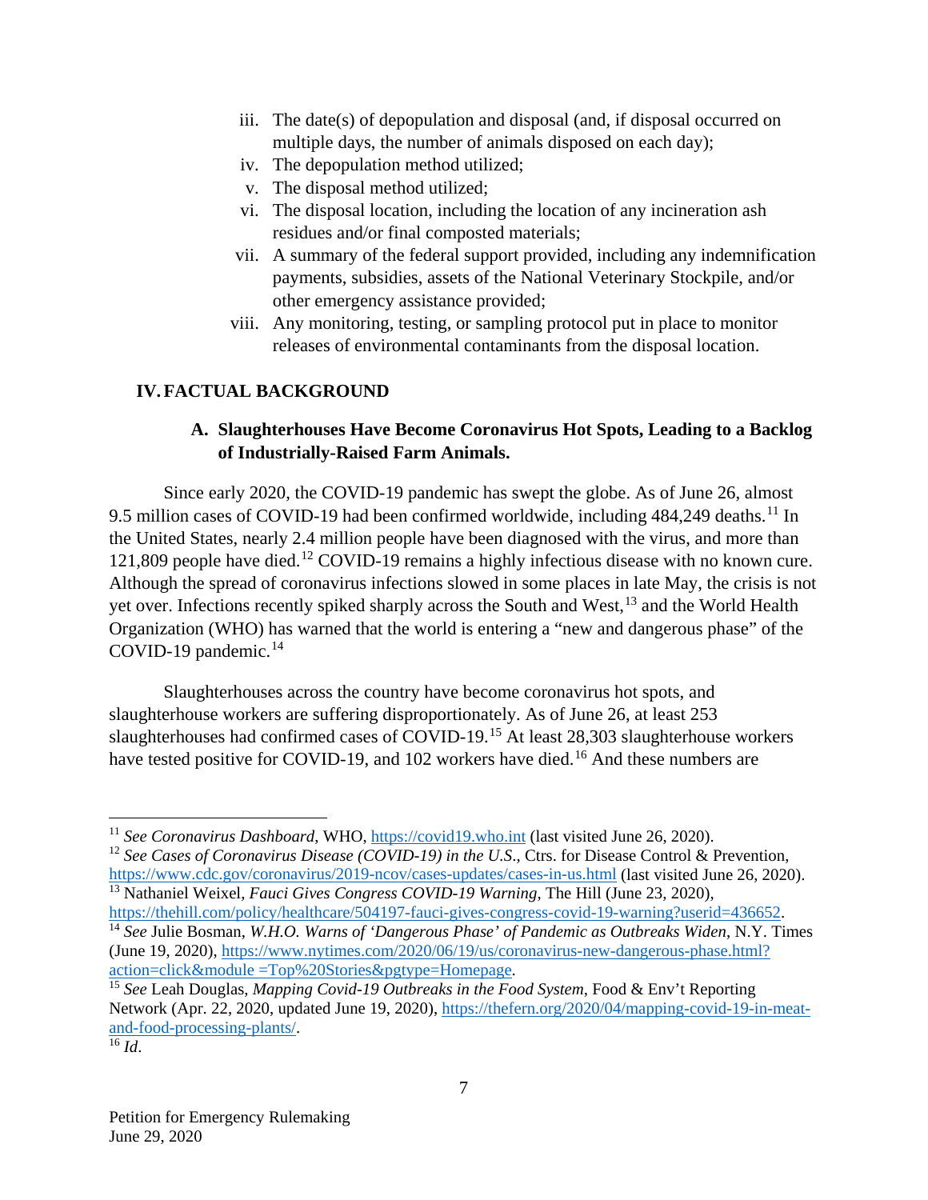iii. The date(s) of depopulation and disposal (and, if disposal occurred on multiple days, the number of animals disposed on each day);
iv. The depopulation method utilized;
v. The disposal method utilized;
vi. The disposal location, including the location of any incineration ash residues and/or final composted materials;
vii. A summary of the federal support provided, including any indemnification payments, subsidies, assets of the National Veterinary Stockpile, and/or other emergency assistance provided;
viii. Any monitoring, testing, or sampling protocol put in place to monitor releases of environmental contaminants from the disposal location.

## IV. FACTUAL BACKGROUND

### A. Slaughterhouses Have Become Coronavirus Hot Spots, Leading to a Backlog of Industrially-Raised Farm Animals.

Since early 2020, the COVID-19 pandemic has swept the globe. As of June 26, almost 9.5 million cases of COVID-19 had been confirmed worldwide, including 484,249 deaths.[11] In the United States, nearly 2.4 million people have been diagnosed with the virus, and more than 121,809 people have died.[12] COVID-19 remains a highly infectious disease with no known cure. Although the spread of coronavirus infections slowed in some places in late May, the crisis is not yet over. Infections recently spiked sharply across the South and West,[13] and the World Health Organization (WHO) has warned that the world is entering a "new and dangerous phase" of the COVID-19 pandemic.[14]

Slaughterhouses across the country have become coronavirus hot spots, and slaughterhouse workers are suffering disproportionately. As of June 26, at least 253 slaughterhouses had confirmed cases of COVID-19.[15] At least 28,303 slaughterhouse workers have tested positive for COVID-19, and 102 workers have died.[16] And these numbers are

---

[11] *See Coronavirus Dashboard*, WHO, https://covid19.who.int (last visited June 26, 2020).

[12] *See Cases of Coronavirus Disease (COVID-19) in the U.S.*, Ctrs. for Disease Control & Prevention, https://www.cdc.gov/coronavirus/2019-ncov/cases-updates/cases-in-us.html (last visited June 26, 2020).

[13] Nathaniel Weixel, *Fauci Gives Congress COVID-19 Warning*, The Hill (June 23, 2020), https://thehill.com/policy/healthcare/504197-fauci-gives-congress-covid-19-warning?userid=436652.

[14] *See* Julie Bosman, *W.H.O. Warns of 'Dangerous Phase' of Pandemic as Outbreaks Widen*, N.Y. Times (June 19, 2020), https://www.nytimes.com/2020/06/19/us/coronavirus-new-dangerous-phase.html?action=click&module =Top%20Stories&pgtype=Homepage.

[15] *See* Leah Douglas, *Mapping Covid-19 Outbreaks in the Food System*, Food & Env't Reporting Network (Apr. 22, 2020, updated June 19, 2020), https://thefern.org/2020/04/mapping-covid-19-in-meat-and-food-processing-plants/.

[16] *Id*.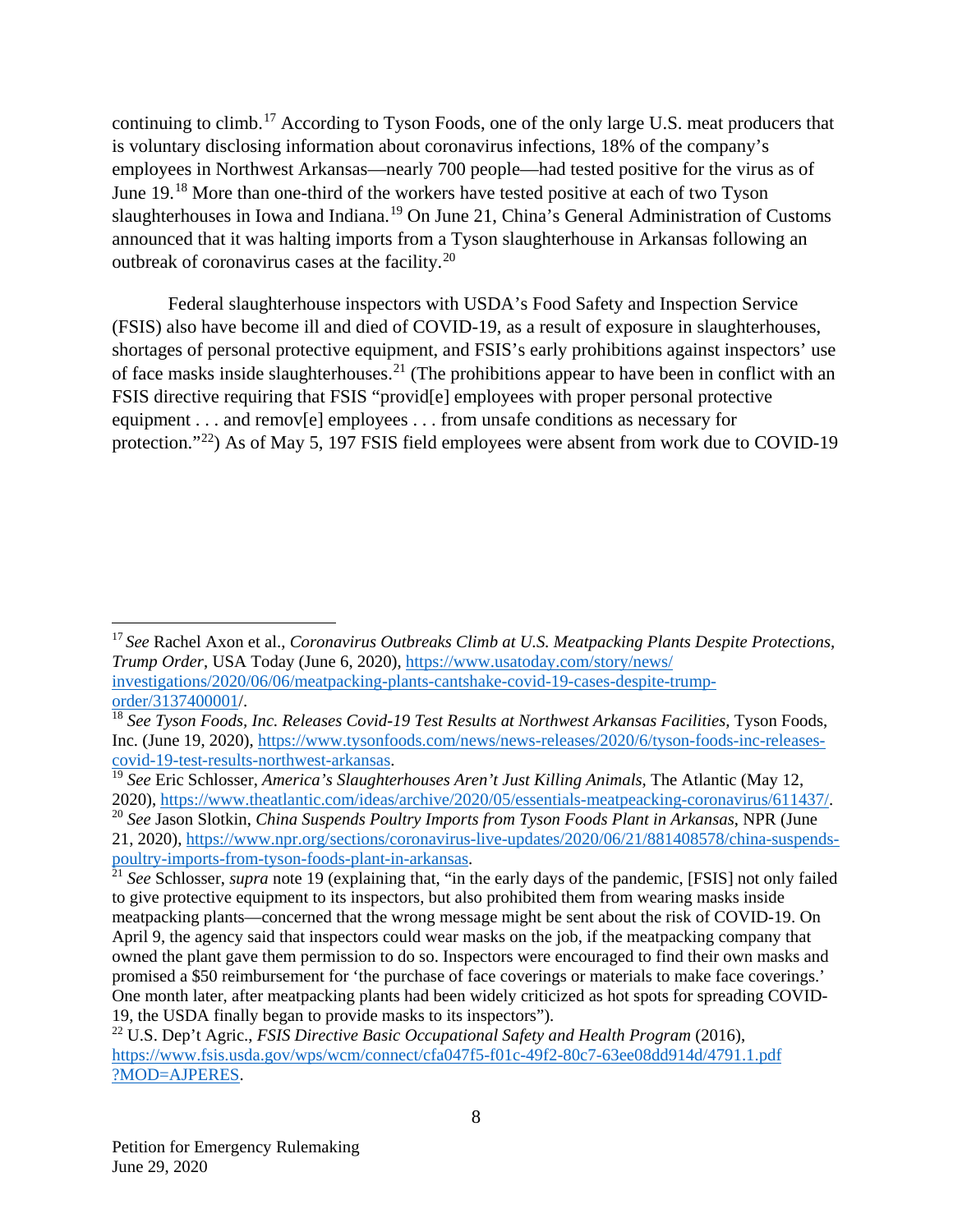continuing to climb.[17] According to Tyson Foods, one of the only large U.S. meat producers that is voluntary disclosing information about coronavirus infections, 18% of the company's employees in Northwest Arkansas—nearly 700 people—had tested positive for the virus as of June 19.[18] More than one-third of the workers have tested positive at each of two Tyson slaughterhouses in Iowa and Indiana.[19] On June 21, China's General Administration of Customs announced that it was halting imports from a Tyson slaughterhouse in Arkansas following an outbreak of coronavirus cases at the facility.[20]

Federal slaughterhouse inspectors with USDA's Food Safety and Inspection Service (FSIS) also have become ill and died of COVID-19, as a result of exposure in slaughterhouses, shortages of personal protective equipment, and FSIS's early prohibitions against inspectors' use of face masks inside slaughterhouses.[21] (The prohibitions appear to have been in conflict with an FSIS directive requiring that FSIS "provid[e] employees with proper personal protective equipment . . . and remov[e] employees . . . from unsafe conditions as necessary for protection."[22]) As of May 5, 197 FSIS field employees were absent from work due to COVID-19

---

[17] *See* Rachel Axon et al., *Coronavirus Outbreaks Climb at U.S. Meatpacking Plants Despite Protections, Trump Order*, USA Today (June 6, 2020), https://www.usatoday.com/story/news/investigations/2020/06/06/meatpacking-plants-cantshake-covid-19-cases-despite-trump-order/3137400001/.

[18] *See Tyson Foods, Inc. Releases Covid-19 Test Results at Northwest Arkansas Facilities*, Tyson Foods, Inc. (June 19, 2020), https://www.tysonfoods.com/news/news-releases/2020/6/tyson-foods-inc-releases-covid-19-test-results-northwest-arkansas.

[19] *See* Eric Schlosser, *America's Slaughterhouses Aren't Just Killing Animals*, The Atlantic (May 12, 2020), https://www.theatlantic.com/ideas/archive/2020/05/essentials-meatpeacking-coronavirus/611437/.

[20] *See* Jason Slotkin, *China Suspends Poultry Imports from Tyson Foods Plant in Arkansas*, NPR (June 21, 2020), https://www.npr.org/sections/coronavirus-live-updates/2020/06/21/881408578/china-suspends-poultry-imports-from-tyson-foods-plant-in-arkansas.

[21] *See* Schlosser, *supra* note 19 (explaining that, "in the early days of the pandemic, [FSIS] not only failed to give protective equipment to its inspectors, but also prohibited them from wearing masks inside meatpacking plants—concerned that the wrong message might be sent about the risk of COVID-19. On April 9, the agency said that inspectors could wear masks on the job, if the meatpacking company that owned the plant gave them permission to do so. Inspectors were encouraged to find their own masks and promised a $50 reimbursement for 'the purchase of face coverings or materials to make face coverings.' One month later, after meatpacking plants had been widely criticized as hot spots for spreading COVID-19, the USDA finally began to provide masks to its inspectors").

[22] U.S. Dep't Agric., *FSIS Directive Basic Occupational Safety and Health Program* (2016), https://www.fsis.usda.gov/wps/wcm/connect/cfa047f5-f01c-49f2-80c7-63ee08dd914d/4791.1.pdf?MOD=AJPERES.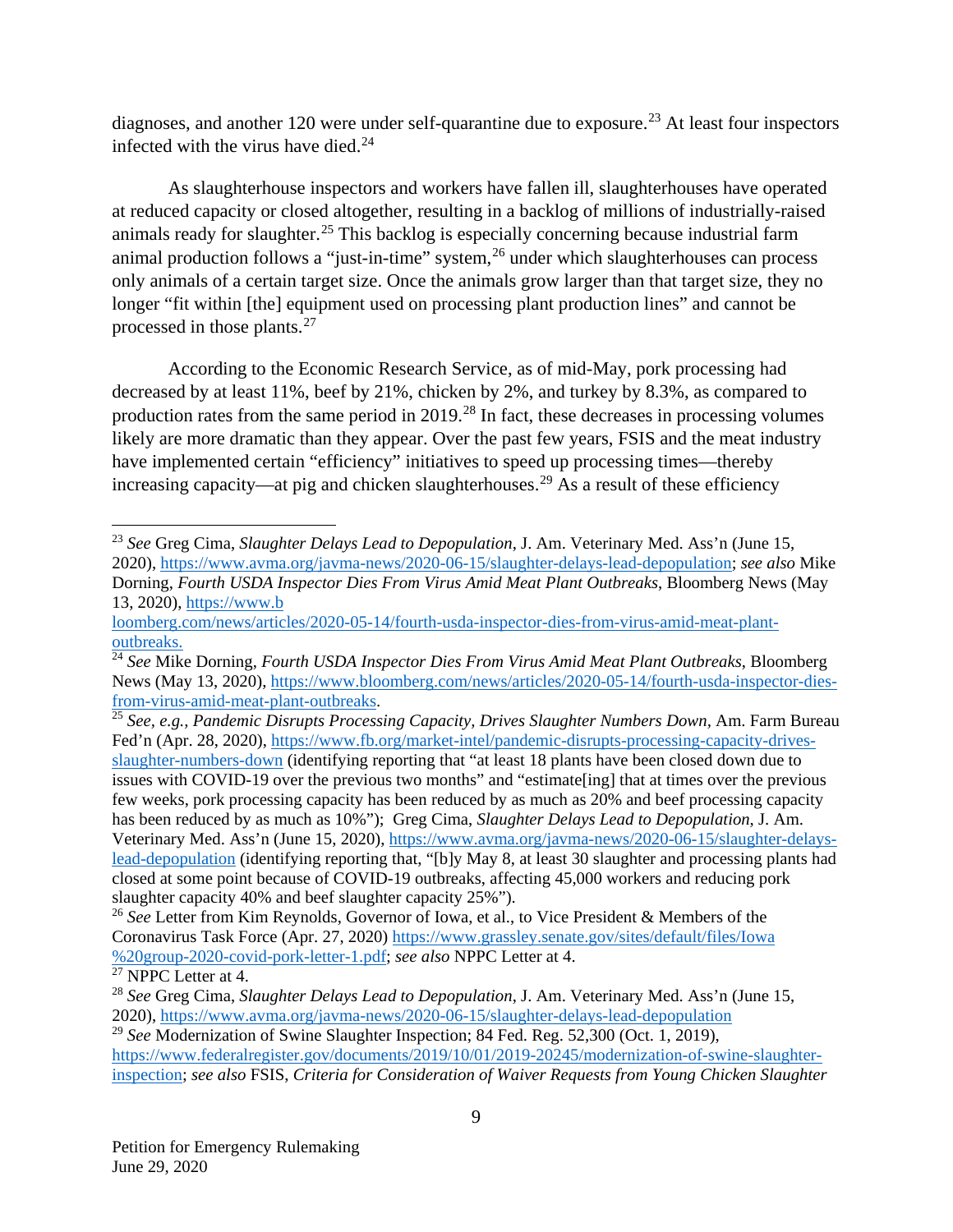diagnoses, and another 120 were under self-quarantine due to exposure.[23] At least four inspectors infected with the virus have died.[24]

As slaughterhouse inspectors and workers have fallen ill, slaughterhouses have operated at reduced capacity or closed altogether, resulting in a backlog of millions of industrially-raised animals ready for slaughter.[25] This backlog is especially concerning because industrial farm animal production follows a "just-in-time" system,[26] under which slaughterhouses can process only animals of a certain target size. Once the animals grow larger than that target size, they no longer "fit within [the] equipment used on processing plant production lines" and cannot be processed in those plants.[27]

According to the Economic Research Service, as of mid-May, pork processing had decreased by at least 11%, beef by 21%, chicken by 2%, and turkey by 8.3%, as compared to production rates from the same period in 2019.[28] In fact, these decreases in processing volumes likely are more dramatic than they appear. Over the past few years, FSIS and the meat industry have implemented certain "efficiency" initiatives to speed up processing times—thereby increasing capacity—at pig and chicken slaughterhouses.[29] As a result of these efficiency

---

[23] *See* Greg Cima, *Slaughter Delays Lead to Depopulation*, J. Am. Veterinary Med. Ass'n (June 15, 2020), https://www.avma.org/javma-news/2020-06-15/slaughter-delays-lead-depopulation; *see also* Mike Dorning, *Fourth USDA Inspector Dies From Virus Amid Meat Plant Outbreaks*, Bloomberg News (May 13, 2020), https://www.bloomberg.com/news/articles/2020-05-14/fourth-usda-inspector-dies-from-virus-amid-meat-plant-outbreaks.

[24] *See* Mike Dorning, *Fourth USDA Inspector Dies From Virus Amid Meat Plant Outbreaks*, Bloomberg News (May 13, 2020), https://www.bloomberg.com/news/articles/2020-05-14/fourth-usda-inspector-dies-from-virus-amid-meat-plant-outbreaks.

[25] *See, e.g., Pandemic Disrupts Processing Capacity, Drives Slaughter Numbers Down*, Am. Farm Bureau Fed'n (Apr. 28, 2020), https://www.fb.org/market-intel/pandemic-disrupts-processing-capacity-drives-slaughter-numbers-down (identifying reporting that "at least 18 plants have been closed down due to issues with COVID-19 over the previous two months" and "estimate[ing] that at times over the previous few weeks, pork processing capacity has been reduced by as much as 20% and beef processing capacity has been reduced by as much as 10%"); Greg Cima, *Slaughter Delays Lead to Depopulation*, J. Am. Veterinary Med. Ass'n (June 15, 2020), https://www.avma.org/javma-news/2020-06-15/slaughter-delays-lead-depopulation (identifying reporting that, "[b]y May 8, at least 30 slaughter and processing plants had closed at some point because of COVID-19 outbreaks, affecting 45,000 workers and reducing pork slaughter capacity 40% and beef slaughter capacity 25%").

[26] *See* Letter from Kim Reynolds, Governor of Iowa, et al., to Vice President & Members of the Coronavirus Task Force (Apr. 27, 2020) https://www.grassley.senate.gov/sites/default/files/Iowa%20group-2020-covid-pork-letter-1.pdf; *see also* NPPC Letter at 4.

[27] NPPC Letter at 4.

[28] *See* Greg Cima, *Slaughter Delays Lead to Depopulation*, J. Am. Veterinary Med. Ass'n (June 15, 2020), https://www.avma.org/javma-news/2020-06-15/slaughter-delays-lead-depopulation

[29] *See* Modernization of Swine Slaughter Inspection; 84 Fed. Reg. 52,300 (Oct. 1, 2019), https://www.federalregister.gov/documents/2019/10/01/2019-20245/modernization-of-swine-slaughter-inspection; *see also* FSIS, *Criteria for Consideration of Waiver Requests from Young Chicken Slaughter*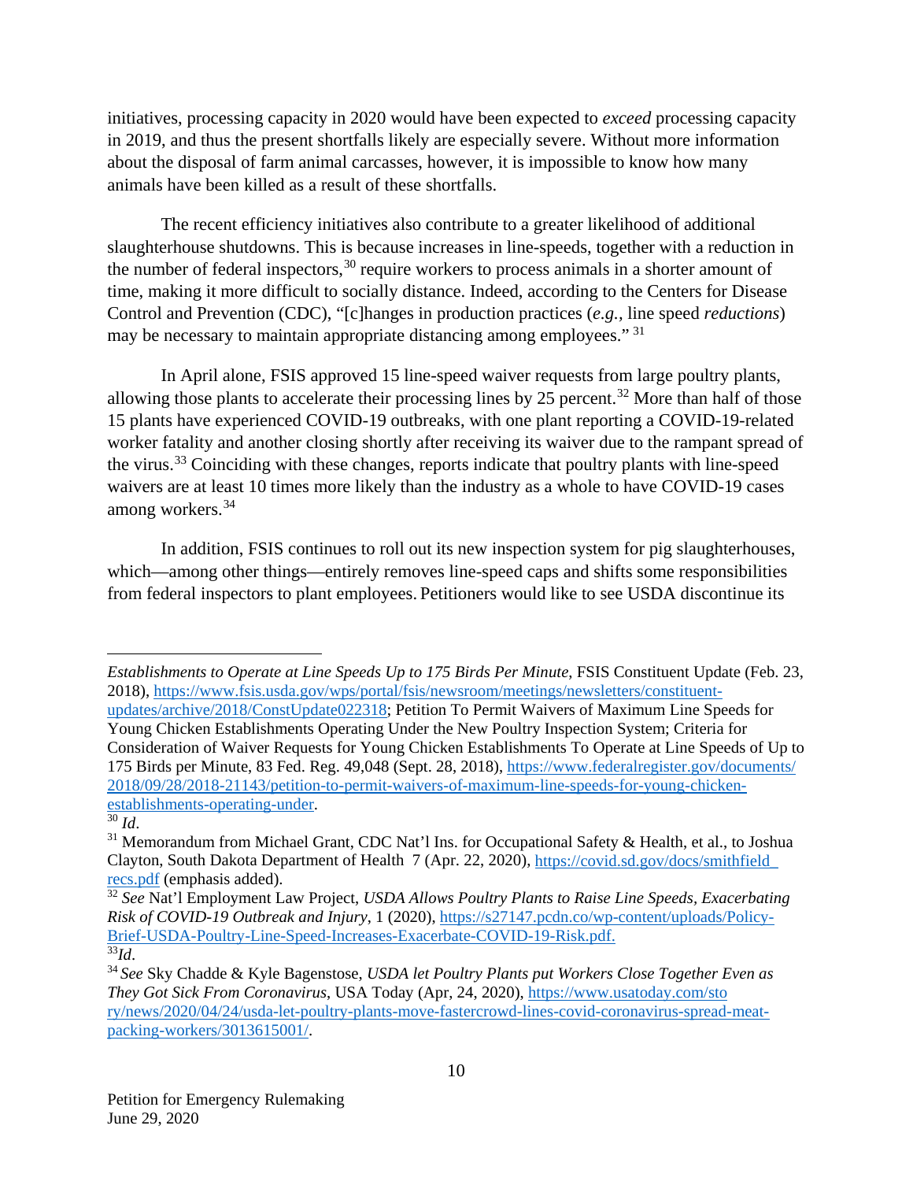initiatives, processing capacity in 2020 would have been expected to *exceed* processing capacity in 2019, and thus the present shortfalls likely are especially severe. Without more information about the disposal of farm animal carcasses, however, it is impossible to know how many animals have been killed as a result of these shortfalls.

The recent efficiency initiatives also contribute to a greater likelihood of additional slaughterhouse shutdowns. This is because increases in line-speeds, together with a reduction in the number of federal inspectors,[30] require workers to process animals in a shorter amount of time, making it more difficult to socially distance. Indeed, according to the Centers for Disease Control and Prevention (CDC), "[c]hanges in production practices (*e.g.*, line speed *reductions*) may be necessary to maintain appropriate distancing among employees." [31]

In April alone, FSIS approved 15 line-speed waiver requests from large poultry plants, allowing those plants to accelerate their processing lines by 25 percent.[32] More than half of those 15 plants have experienced COVID-19 outbreaks, with one plant reporting a COVID-19-related worker fatality and another closing shortly after receiving its waiver due to the rampant spread of the virus.[33] Coinciding with these changes, reports indicate that poultry plants with line-speed waivers are at least 10 times more likely than the industry as a whole to have COVID-19 cases among workers.[34]

In addition, FSIS continues to roll out its new inspection system for pig slaughterhouses, which—among other things—entirely removes line-speed caps and shifts some responsibilities from federal inspectors to plant employees. Petitioners would like to see USDA discontinue its

---

*Establishments to Operate at Line Speeds Up to 175 Birds Per Minute*, FSIS Constituent Update (Feb. 23, 2018), https://www.fsis.usda.gov/wps/portal/fsis/newsroom/meetings/newsletters/constituent-updates/archive/2018/ConstUpdate022318; Petition To Permit Waivers of Maximum Line Speeds for Young Chicken Establishments Operating Under the New Poultry Inspection System; Criteria for Consideration of Waiver Requests for Young Chicken Establishments To Operate at Line Speeds of Up to 175 Birds per Minute, 83 Fed. Reg. 49,048 (Sept. 28, 2018), https://www.federalregister.gov/documents/2018/09/28/2018-21143/petition-to-permit-waivers-of-maximum-line-speeds-for-young-chicken-establishments-operating-under.

[30] *Id*.

[31] Memorandum from Michael Grant, CDC Nat'l Ins. for Occupational Safety & Health, et al., to Joshua Clayton, South Dakota Department of Health 7 (Apr. 22, 2020), https://covid.sd.gov/docs/smithfield_recs.pdf (emphasis added).

[32] *See* Nat'l Employment Law Project, *USDA Allows Poultry Plants to Raise Line Speeds, Exacerbating Risk of COVID-19 Outbreak and Injury*, 1 (2020), https://s27147.pcdn.co/wp-content/uploads/Policy-Brief-USDA-Poultry-Line-Speed-Increases-Exacerbate-COVID-19-Risk.pdf.

[33] *Id*.

[34] *See* Sky Chadde & Kyle Bagenstose, *USDA let Poultry Plants put Workers Close Together Even as They Got Sick From Coronavirus*, USA Today (Apr, 24, 2020), https://www.usatoday.com/story/news/2020/04/24/usda-let-poultry-plants-move-fastercrowd-lines-covid-coronavirus-spread-meat-packing-workers/3013615001/.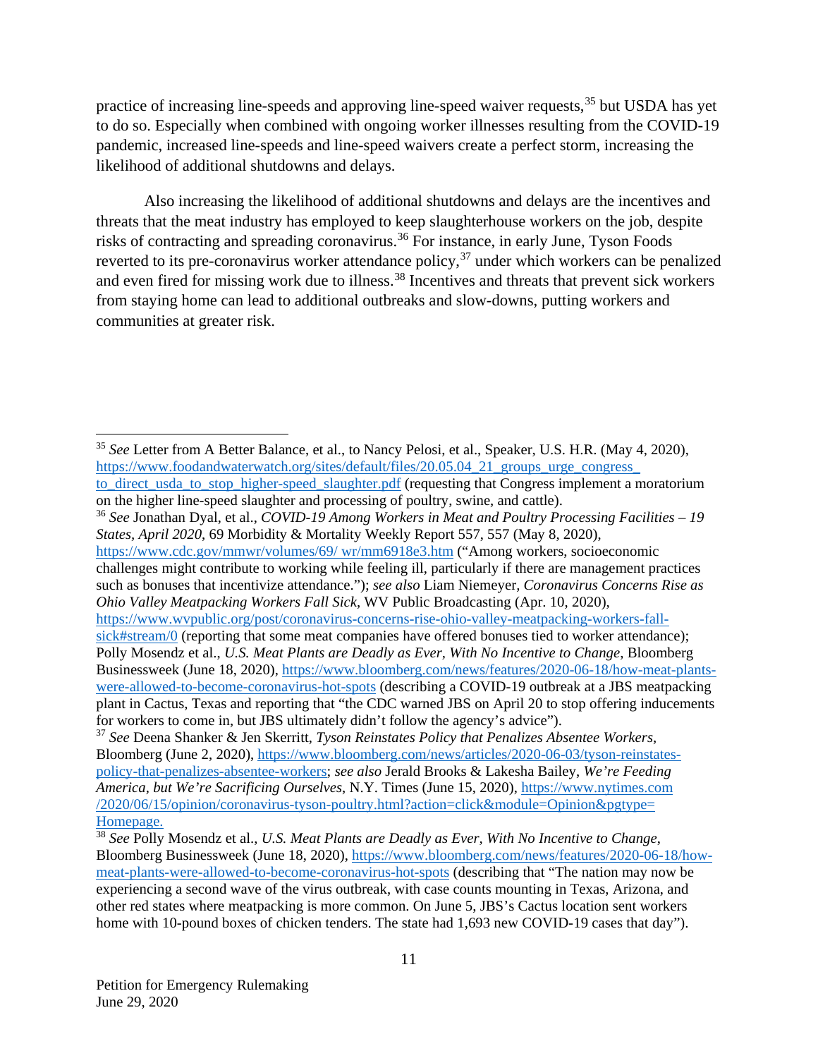practice of increasing line-speeds and approving line-speed waiver requests,[35] but USDA has yet to do so. Especially when combined with ongoing worker illnesses resulting from the COVID-19 pandemic, increased line-speeds and line-speed waivers create a perfect storm, increasing the likelihood of additional shutdowns and delays.

Also increasing the likelihood of additional shutdowns and delays are the incentives and threats that the meat industry has employed to keep slaughterhouse workers on the job, despite risks of contracting and spreading coronavirus.[36] For instance, in early June, Tyson Foods reverted to its pre-coronavirus worker attendance policy,[37] under which workers can be penalized and even fired for missing work due to illness.[38] Incentives and threats that prevent sick workers from staying home can lead to additional outbreaks and slow-downs, putting workers and communities at greater risk.

---

[35] *See* Letter from A Better Balance, et al., to Nancy Pelosi, et al., Speaker, U.S. H.R. (May 4, 2020), https://www.foodandwaterwatch.org/sites/default/files/20.05.04_21_groups_urge_congress_to_direct_usda_to_stop_higher-speed_slaughter.pdf (requesting that Congress implement a moratorium on the higher line-speed slaughter and processing of poultry, swine, and cattle).

[36] *See* Jonathan Dyal, et al., *COVID-19 Among Workers in Meat and Poultry Processing Facilities – 19 States, April 2020*, 69 Morbidity & Mortality Weekly Report 557, 557 (May 8, 2020), https://www.cdc.gov/mmwr/volumes/69/ wr/mm6918e3.htm ("Among workers, socioeconomic challenges might contribute to working while feeling ill, particularly if there are management practices such as bonuses that incentivize attendance."); *see also* Liam Niemeyer, *Coronavirus Concerns Rise as Ohio Valley Meatpacking Workers Fall Sick*, WV Public Broadcasting (Apr. 10, 2020), https://www.wvpublic.org/post/coronavirus-concerns-rise-ohio-valley-meatpacking-workers-fall-sick#stream/0 (reporting that some meat companies have offered bonuses tied to worker attendance); Polly Mosendz et al., *U.S. Meat Plants are Deadly as Ever, With No Incentive to Change*, Bloomberg Businessweek (June 18, 2020), https://www.bloomberg.com/news/features/2020-06-18/how-meat-plants-were-allowed-to-become-coronavirus-hot-spots (describing a COVID-19 outbreak at a JBS meatpacking plant in Cactus, Texas and reporting that "the CDC warned JBS on April 20 to stop offering inducements for workers to come in, but JBS ultimately didn't follow the agency's advice").

[37] *See* Deena Shanker & Jen Skerritt, *Tyson Reinstates Policy that Penalizes Absentee Workers*, Bloomberg (June 2, 2020), https://www.bloomberg.com/news/articles/2020-06-03/tyson-reinstates-policy-that-penalizes-absentee-workers; *see also* Jerald Brooks & Lakesha Bailey, *We're Feeding America, but We're Sacrificing Ourselves*, N.Y. Times (June 15, 2020), https://www.nytimes.com/2020/06/15/opinion/coronavirus-tyson-poultry.html?action=click&module=Opinion&pgtype=Homepage.

[38] *See* Polly Mosendz et al., *U.S. Meat Plants are Deadly as Ever, With No Incentive to Change*, Bloomberg Businessweek (June 18, 2020), https://www.bloomberg.com/news/features/2020-06-18/how-meat-plants-were-allowed-to-become-coronavirus-hot-spots (describing that "The nation may now be experiencing a second wave of the virus outbreak, with case counts mounting in Texas, Arizona, and other red states where meatpacking is more common. On June 5, JBS's Cactus location sent workers home with 10-pound boxes of chicken tenders. The state had 1,693 new COVID-19 cases that day").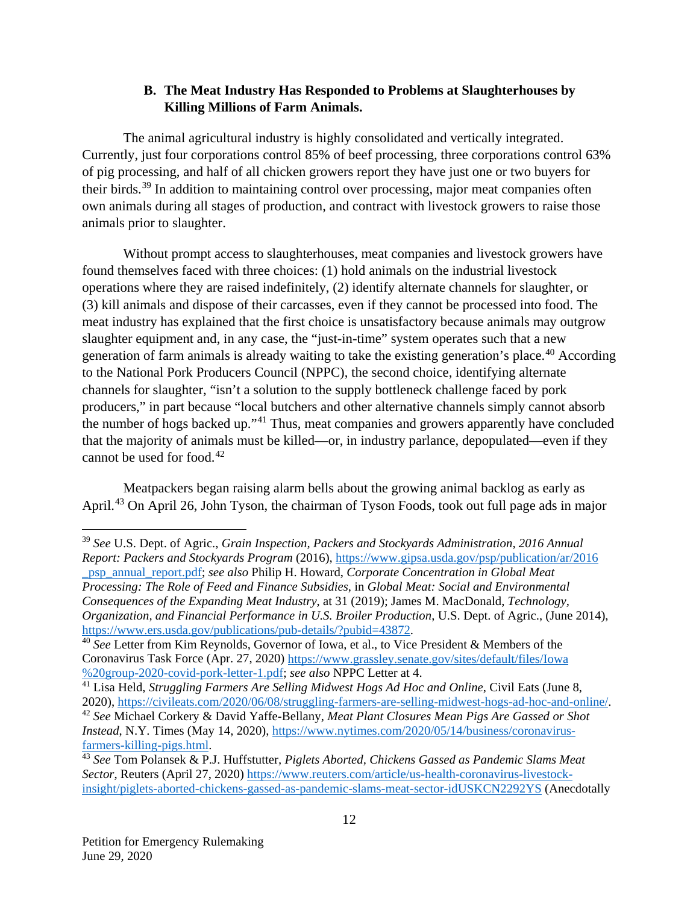### B. The Meat Industry Has Responded to Problems at Slaughterhouses by Killing Millions of Farm Animals.

The animal agricultural industry is highly consolidated and vertically integrated. Currently, just four corporations control 85% of beef processing, three corporations control 63% of pig processing, and half of all chicken growers report they have just one or two buyers for their birds.[39] In addition to maintaining control over processing, major meat companies often own animals during all stages of production, and contract with livestock growers to raise those animals prior to slaughter.

Without prompt access to slaughterhouses, meat companies and livestock growers have found themselves faced with three choices: (1) hold animals on the industrial livestock operations where they are raised indefinitely, (2) identify alternate channels for slaughter, or (3) kill animals and dispose of their carcasses, even if they cannot be processed into food. The meat industry has explained that the first choice is unsatisfactory because animals may outgrow slaughter equipment and, in any case, the "just-in-time" system operates such that a new generation of farm animals is already waiting to take the existing generation's place.[40] According to the National Pork Producers Council (NPPC), the second choice, identifying alternate channels for slaughter, "isn't a solution to the supply bottleneck challenge faced by pork producers," in part because "local butchers and other alternative channels simply cannot absorb the number of hogs backed up."[41] Thus, meat companies and growers apparently have concluded that the majority of animals must be killed—or, in industry parlance, depopulated—even if they cannot be used for food.[42]

Meatpackers began raising alarm bells about the growing animal backlog as early as April.[43] On April 26, John Tyson, the chairman of Tyson Foods, took out full page ads in major

---

[39] *See* U.S. Dept. of Agric., *Grain Inspection, Packers and Stockyards Administration, 2016 Annual Report: Packers and Stockyards Program* (2016), https://www.gipsa.usda.gov/psp/publication/ar/2016_psp_annual_report.pdf; *see also* Philip H. Howard, *Corporate Concentration in Global Meat Processing: The Role of Feed and Finance Subsidies*, in *Global Meat: Social and Environmental Consequences of the Expanding Meat Industry*, at 31 (2019); James M. MacDonald, *Technology, Organization, and Financial Performance in U.S. Broiler Production*, U.S. Dept. of Agric., (June 2014), https://www.ers.usda.gov/publications/pub-details/?pubid=43872.

[40] *See* Letter from Kim Reynolds, Governor of Iowa, et al., to Vice President & Members of the Coronavirus Task Force (Apr. 27, 2020) https://www.grassley.senate.gov/sites/default/files/Iowa%20group-2020-covid-pork-letter-1.pdf; *see also* NPPC Letter at 4.

[41] Lisa Held, *Struggling Farmers Are Selling Midwest Hogs Ad Hoc and Online*, Civil Eats (June 8, 2020), https://civileats.com/2020/06/08/struggling-farmers-are-selling-midwest-hogs-ad-hoc-and-online/.

[42] *See* Michael Corkery & David Yaffe-Bellany, *Meat Plant Closures Mean Pigs Are Gassed or Shot Instead*, N.Y. Times (May 14, 2020), https://www.nytimes.com/2020/05/14/business/coronavirus-farmers-killing-pigs.html.

[43] *See* Tom Polansek & P.J. Huffstutter, *Piglets Aborted, Chickens Gassed as Pandemic Slams Meat Sector*, Reuters (April 27, 2020) https://www.reuters.com/article/us-health-coronavirus-livestock-insight/piglets-aborted-chickens-gassed-as-pandemic-slams-meat-sector-idUSKCN2292YS (Anecdotally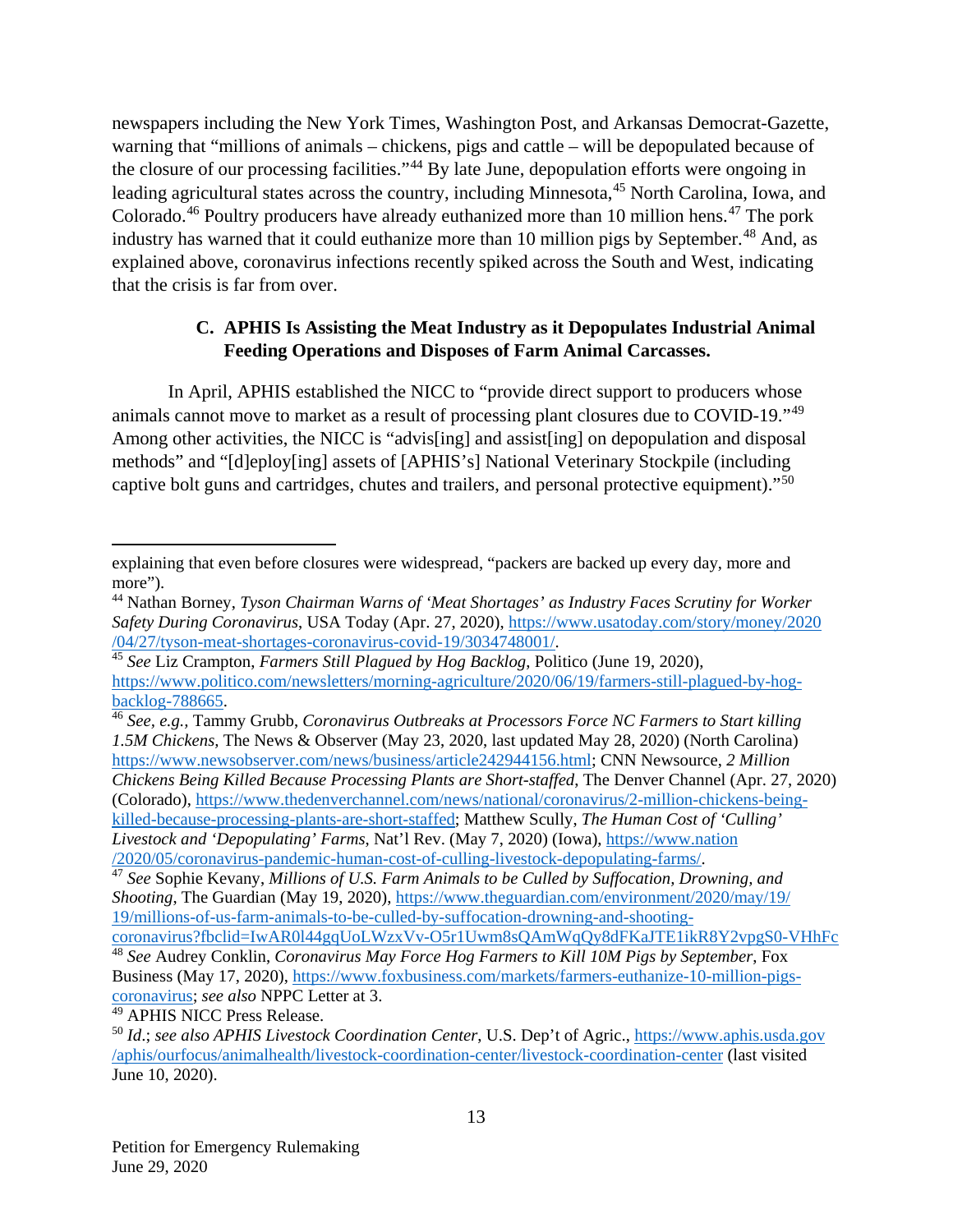newspapers including the New York Times, Washington Post, and Arkansas Democrat-Gazette, warning that "millions of animals – chickens, pigs and cattle – will be depopulated because of the closure of our processing facilities."[44] By late June, depopulation efforts were ongoing in leading agricultural states across the country, including Minnesota,[45] North Carolina, Iowa, and Colorado.[46] Poultry producers have already euthanized more than 10 million hens.[47] The pork industry has warned that it could euthanize more than 10 million pigs by September.[48] And, as explained above, coronavirus infections recently spiked across the South and West, indicating that the crisis is far from over.

### C. APHIS Is Assisting the Meat Industry as it Depopulates Industrial Animal Feeding Operations and Disposes of Farm Animal Carcasses.

In April, APHIS established the NICC to "provide direct support to producers whose animals cannot move to market as a result of processing plant closures due to COVID-19."[49] Among other activities, the NICC is "advis[ing] and assist[ing] on depopulation and disposal methods" and "[d]eploy[ing] assets of [APHIS's] National Veterinary Stockpile (including captive bolt guns and cartridges, chutes and trailers, and personal protective equipment)."[50]

---

explaining that even before closures were widespread, "packers are backed up every day, more and more").

[44] Nathan Borney, *Tyson Chairman Warns of 'Meat Shortages' as Industry Faces Scrutiny for Worker Safety During Coronavirus*, USA Today (Apr. 27, 2020), https://www.usatoday.com/story/money/2020/04/27/tyson-meat-shortages-coronavirus-covid-19/3034748001/.

[45] *See* Liz Crampton, *Farmers Still Plagued by Hog Backlog*, Politico (June 19, 2020), https://www.politico.com/newsletters/morning-agriculture/2020/06/19/farmers-still-plagued-by-hog-backlog-788665.

[46] *See, e.g.*, Tammy Grubb, *Coronavirus Outbreaks at Processors Force NC Farmers to Start killing 1.5M Chickens*, The News & Observer (May 23, 2020, last updated May 28, 2020) (North Carolina) https://www.newsobserver.com/news/business/article242944156.html; CNN Newsource, *2 Million Chickens Being Killed Because Processing Plants are Short-staffed*, The Denver Channel (Apr. 27, 2020) (Colorado), https://www.thedenverchannel.com/news/national/coronavirus/2-million-chickens-being-killed-because-processing-plants-are-short-staffed; Matthew Scully, *The Human Cost of 'Culling' Livestock and 'Depopulating' Farms*, Nat'l Rev. (May 7, 2020) (Iowa), https://www.nation/2020/05/coronavirus-pandemic-human-cost-of-culling-livestock-depopulating-farms/.

[47] *See* Sophie Kevany, *Millions of U.S. Farm Animals to be Culled by Suffocation, Drowning, and Shooting*, The Guardian (May 19, 2020), https://www.theguardian.com/environment/2020/may/19/19/millions-of-us-farm-animals-to-be-culled-by-suffocation-drowning-and-shooting-coronavirus?fbclid=IwAR0l44gqUoLWzxVv-O5r1Uwm8sQAmWqQy8dFKaJTE1ikR8Y2vpgS0-VHhFc

[48] *See* Audrey Conklin, *Coronavirus May Force Hog Farmers to Kill 10M Pigs by September*, Fox Business (May 17, 2020), https://www.foxbusiness.com/markets/farmers-euthanize-10-million-pigs-coronavirus; *see also* NPPC Letter at 3.

[49] APHIS NICC Press Release.

[50] *Id.*; *see also APHIS Livestock Coordination Center*, U.S. Dep't of Agric., https://www.aphis.usda.gov/aphis/ourfocus/animalhealth/livestock-coordination-center/livestock-coordination-center (last visited June 10, 2020).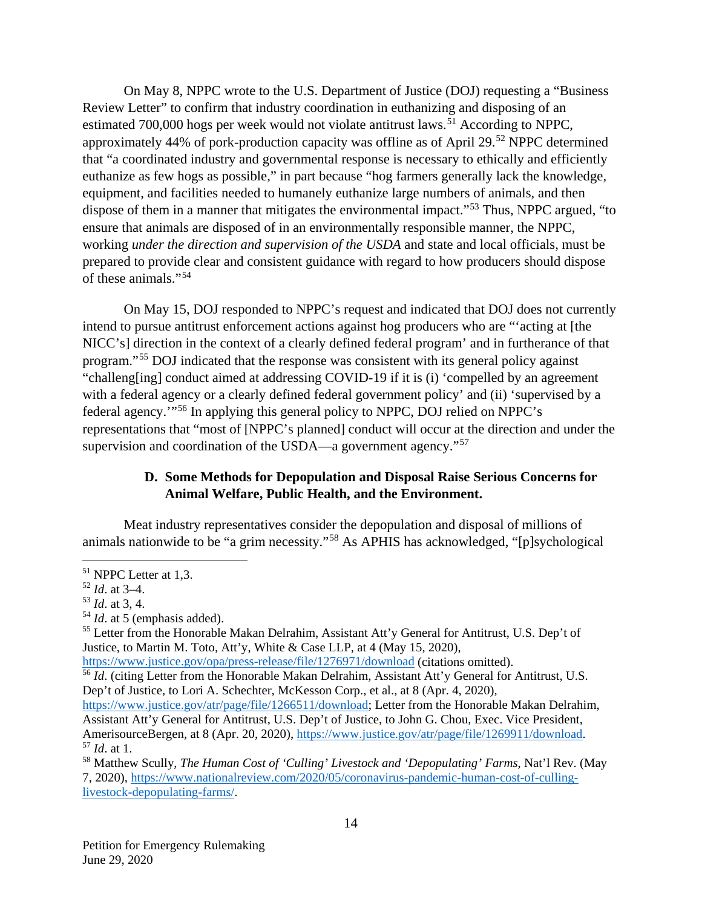On May 8, NPPC wrote to the U.S. Department of Justice (DOJ) requesting a "Business Review Letter" to confirm that industry coordination in euthanizing and disposing of an estimated 700,000 hogs per week would not violate antitrust laws.[51] According to NPPC, approximately 44% of pork-production capacity was offline as of April 29.[52] NPPC determined that "a coordinated industry and governmental response is necessary to ethically and efficiently euthanize as few hogs as possible," in part because "hog farmers generally lack the knowledge, equipment, and facilities needed to humanely euthanize large numbers of animals, and then dispose of them in a manner that mitigates the environmental impact."[53] Thus, NPPC argued, "to ensure that animals are disposed of in an environmentally responsible manner, the NPPC, working *under the direction and supervision of the USDA* and state and local officials, must be prepared to provide clear and consistent guidance with regard to how producers should dispose of these animals."[54]

On May 15, DOJ responded to NPPC's request and indicated that DOJ does not currently intend to pursue antitrust enforcement actions against hog producers who are "'acting at [the NICC's] direction in the context of a clearly defined federal program' and in furtherance of that program."[55] DOJ indicated that the response was consistent with its general policy against "challeng[ing] conduct aimed at addressing COVID-19 if it is (i) 'compelled by an agreement with a federal agency or a clearly defined federal government policy' and (ii) 'supervised by a federal agency.'"[56] In applying this general policy to NPPC, DOJ relied on NPPC's representations that "most of [NPPC's planned] conduct will occur at the direction and under the supervision and coordination of the USDA—a government agency."[57]

### D. Some Methods for Depopulation and Disposal Raise Serious Concerns for Animal Welfare, Public Health, and the Environment.

Meat industry representatives consider the depopulation and disposal of millions of animals nationwide to be "a grim necessity."[58] As APHIS has acknowledged, "[p]sychological

---

[51] NPPC Letter at 1,3.

[52] *Id*. at 3–4.

[53] *Id*. at 3, 4.

[54] *Id*. at 5 (emphasis added).

[55] Letter from the Honorable Makan Delrahim, Assistant Att'y General for Antitrust, U.S. Dep't of Justice, to Martin M. Toto, Att'y, White & Case LLP, at 4 (May 15, 2020), https://www.justice.gov/opa/press-release/file/1276971/download (citations omitted).

[56] *Id*. (citing Letter from the Honorable Makan Delrahim, Assistant Att'y General for Antitrust, U.S. Dep't of Justice, to Lori A. Schechter, McKesson Corp., et al., at 8 (Apr. 4, 2020), https://www.justice.gov/atr/page/file/1266511/download; Letter from the Honorable Makan Delrahim, Assistant Att'y General for Antitrust, U.S. Dep't of Justice, to John G. Chou, Exec. Vice President, AmerisourceBergen, at 8 (Apr. 20, 2020), https://www.justice.gov/atr/page/file/1269911/download.

[57] *Id*. at 1.

[58] Matthew Scully, *The Human Cost of 'Culling' Livestock and 'Depopulating' Farms*, Nat'l Rev. (May 7, 2020), https://www.nationalreview.com/2020/05/coronavirus-pandemic-human-cost-of-culling-livestock-depopulating-farms/.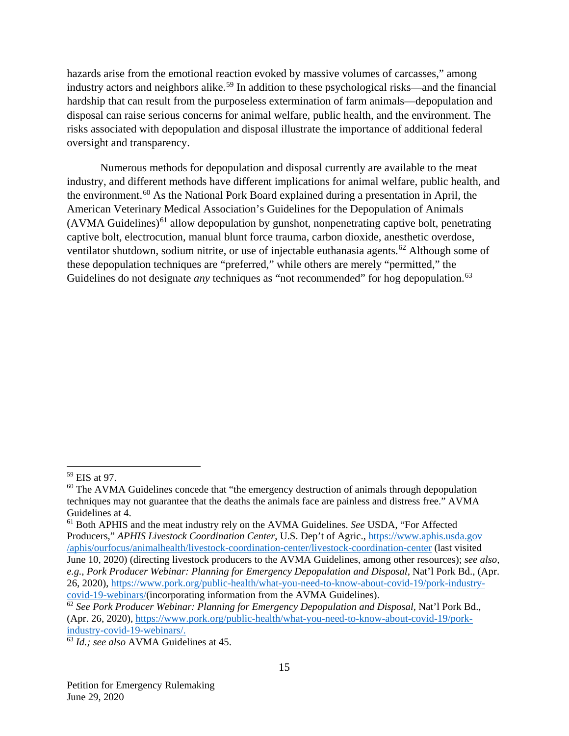hazards arise from the emotional reaction evoked by massive volumes of carcasses," among industry actors and neighbors alike.[59] In addition to these psychological risks—and the financial hardship that can result from the purposeless extermination of farm animals—depopulation and disposal can raise serious concerns for animal welfare, public health, and the environment. The risks associated with depopulation and disposal illustrate the importance of additional federal oversight and transparency.

Numerous methods for depopulation and disposal currently are available to the meat industry, and different methods have different implications for animal welfare, public health, and the environment.[60] As the National Pork Board explained during a presentation in April, the American Veterinary Medical Association's Guidelines for the Depopulation of Animals (AVMA Guidelines)[61] allow depopulation by gunshot, nonpenetrating captive bolt, penetrating captive bolt, electrocution, manual blunt force trauma, carbon dioxide, anesthetic overdose, ventilator shutdown, sodium nitrite, or use of injectable euthanasia agents.[62] Although some of these depopulation techniques are "preferred," while others are merely "permitted," the Guidelines do not designate *any* techniques as "not recommended" for hog depopulation.[63]

---

[59] EIS at 97.

[60] The AVMA Guidelines concede that "the emergency destruction of animals through depopulation techniques may not guarantee that the deaths the animals face are painless and distress free." AVMA Guidelines at 4.

[61] Both APHIS and the meat industry rely on the AVMA Guidelines. *See* USDA, "For Affected Producers," *APHIS Livestock Coordination Center*, U.S. Dep't of Agric., https://www.aphis.usda.gov/aphis/ourfocus/animalhealth/livestock-coordination-center/livestock-coordination-center (last visited June 10, 2020) (directing livestock producers to the AVMA Guidelines, among other resources); *see also, e.g.*, *Pork Producer Webinar: Planning for Emergency Depopulation and Disposal*, Nat'l Pork Bd., (Apr. 26, 2020), https://www.pork.org/public-health/what-you-need-to-know-about-covid-19/pork-industry-covid-19-webinars/(incorporating information from the AVMA Guidelines).

[62] *See Pork Producer Webinar: Planning for Emergency Depopulation and Disposal*, Nat'l Pork Bd., (Apr. 26, 2020), https://www.pork.org/public-health/what-you-need-to-know-about-covid-19/pork-industry-covid-19-webinars/.

[63] *Id.; see also* AVMA Guidelines at 45.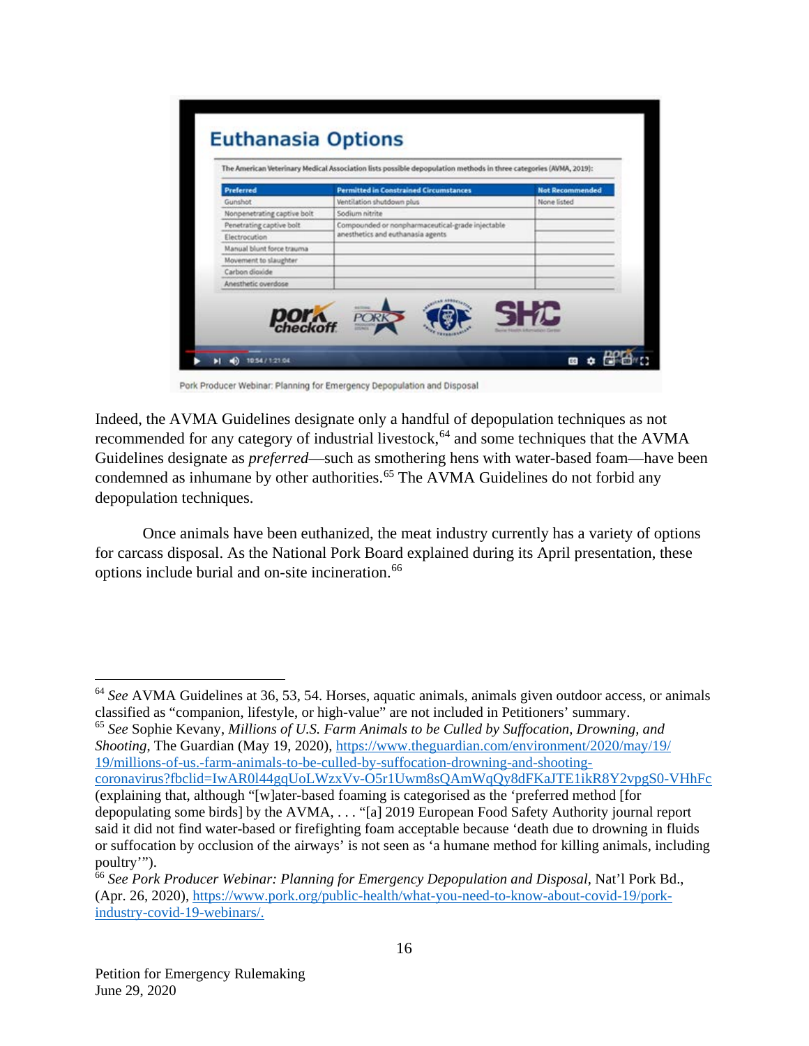## Euthanasia Options

The American Veterinary Medical Association lists possible depopulation methods in three categories (AVMA, 2019):

| Preferred | Permitted in Constrained Circumstances | Not Recommended |
|---|---|---|
| Gunshot | Ventilation shutdown plus | None listed |
| Nonpenetrating captive bolt | Sodium nitrite | |
| Penetrating captive bolt | Compounded or nonpharmaceutical-grade injectable anesthetics and euthanasia agents | |
| Electrocution | | |
| Manual blunt force trauma | | |
| Movement to slaughter | | |
| Carbon dioxide | | |
| Anesthetic overdose | | |

Pork Producer Webinar: Planning for Emergency Depopulation and Disposal

Indeed, the AVMA Guidelines designate only a handful of depopulation techniques as not recommended for any category of industrial livestock,[64] and some techniques that the AVMA Guidelines designate as *preferred*—such as smothering hens with water-based foam—have been condemned as inhumane by other authorities.[65] The AVMA Guidelines do not forbid any depopulation techniques.

Once animals have been euthanized, the meat industry currently has a variety of options for carcass disposal. As the National Pork Board explained during its April presentation, these options include burial and on-site incineration.[66]

---

[64] *See* AVMA Guidelines at 36, 53, 54. Horses, aquatic animals, animals given outdoor access, or animals classified as "companion, lifestyle, or high-value" are not included in Petitioners' summary.

[65] *See* Sophie Kevany, *Millions of U.S. Farm Animals to be Culled by Suffocation, Drowning, and Shooting*, The Guardian (May 19, 2020), https://www.theguardian.com/environment/2020/may/19/19/millions-of-us.-farm-animals-to-be-culled-by-suffocation-drowning-and-shooting-coronavirus?fbclid=IwAR0l44gqUoLWzxVv-O5r1Uwm8sQAmWqQy8dFKaJTE1ikR8Y2vpgS0-VHhFc (explaining that, although "[w]ater-based foaming is categorised as the 'preferred method [for depopulating some birds] by the AVMA, . . . "[a] 2019 European Food Safety Authority journal report said it did not find water-based or firefighting foam acceptable because 'death due to drowning in fluids or suffocation by occlusion of the airways' is not seen as 'a humane method for killing animals, including poultry'").

[66] *See Pork Producer Webinar: Planning for Emergency Depopulation and Disposal*, Nat'l Pork Bd., (Apr. 26, 2020), https://www.pork.org/public-health/what-you-need-to-know-about-covid-19/pork-industry-covid-19-webinars/.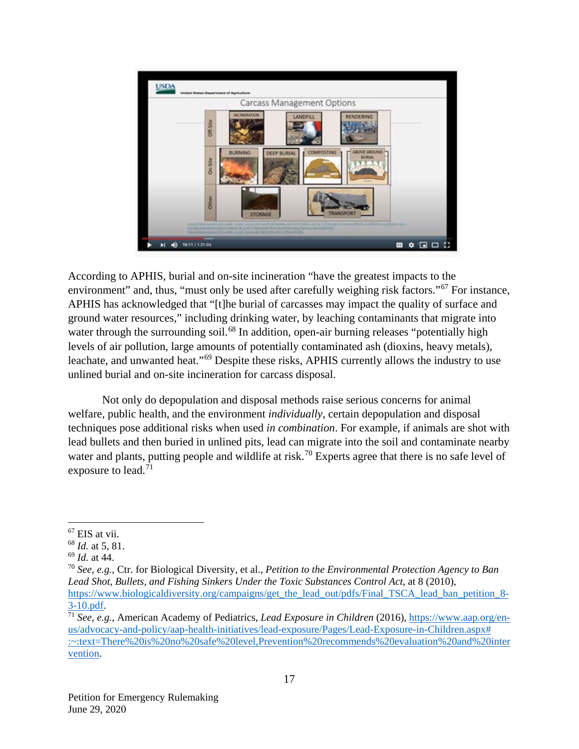According to APHIS, burial and on-site incineration "have the greatest impacts to the environment" and, thus, "must only be used after carefully weighing risk factors."[67] For instance, APHIS has acknowledged that "[t]he burial of carcasses may impact the quality of surface and ground water resources," including drinking water, by leaching contaminants that migrate into water through the surrounding soil.[68] In addition, open-air burning releases "potentially high levels of air pollution, large amounts of potentially contaminated ash (dioxins, heavy metals), leachate, and unwanted heat."[69] Despite these risks, APHIS currently allows the industry to use unlined burial and on-site incineration for carcass disposal.

Not only do depopulation and disposal methods raise serious concerns for animal welfare, public health, and the environment *individually*, certain depopulation and disposal techniques pose additional risks when used *in combination*. For example, if animals are shot with lead bullets and then buried in unlined pits, lead can migrate into the soil and contaminate nearby water and plants, putting people and wildlife at risk.[70] Experts agree that there is no safe level of exposure to lead.[71]

---

[67] EIS at vii.

[68] *Id.* at 5, 81.

[69] *Id.* at 44.

[70] *See, e.g.*, Ctr. for Biological Diversity, et al., *Petition to the Environmental Protection Agency to Ban Lead Shot, Bullets, and Fishing Sinkers Under the Toxic Substances Control Act*, at 8 (2010), https://www.biologicaldiversity.org/campaigns/get_the_lead_out/pdfs/Final_TSCA_lead_ban_petition_8-3-10.pdf.

[71] *See, e.g.*, American Academy of Pediatrics, *Lead Exposure in Children* (2016), https://www.aap.org/en-us/advocacy-and-policy/aap-health-initiatives/lead-exposure/Pages/Lead-Exposure-in-Children.aspx#:~:text=There%20is%20no%20safe%20level,Prevention%20recommends%20evaluation%20and%20intervention.

Petition for Emergency Rulemaking
June 29, 2020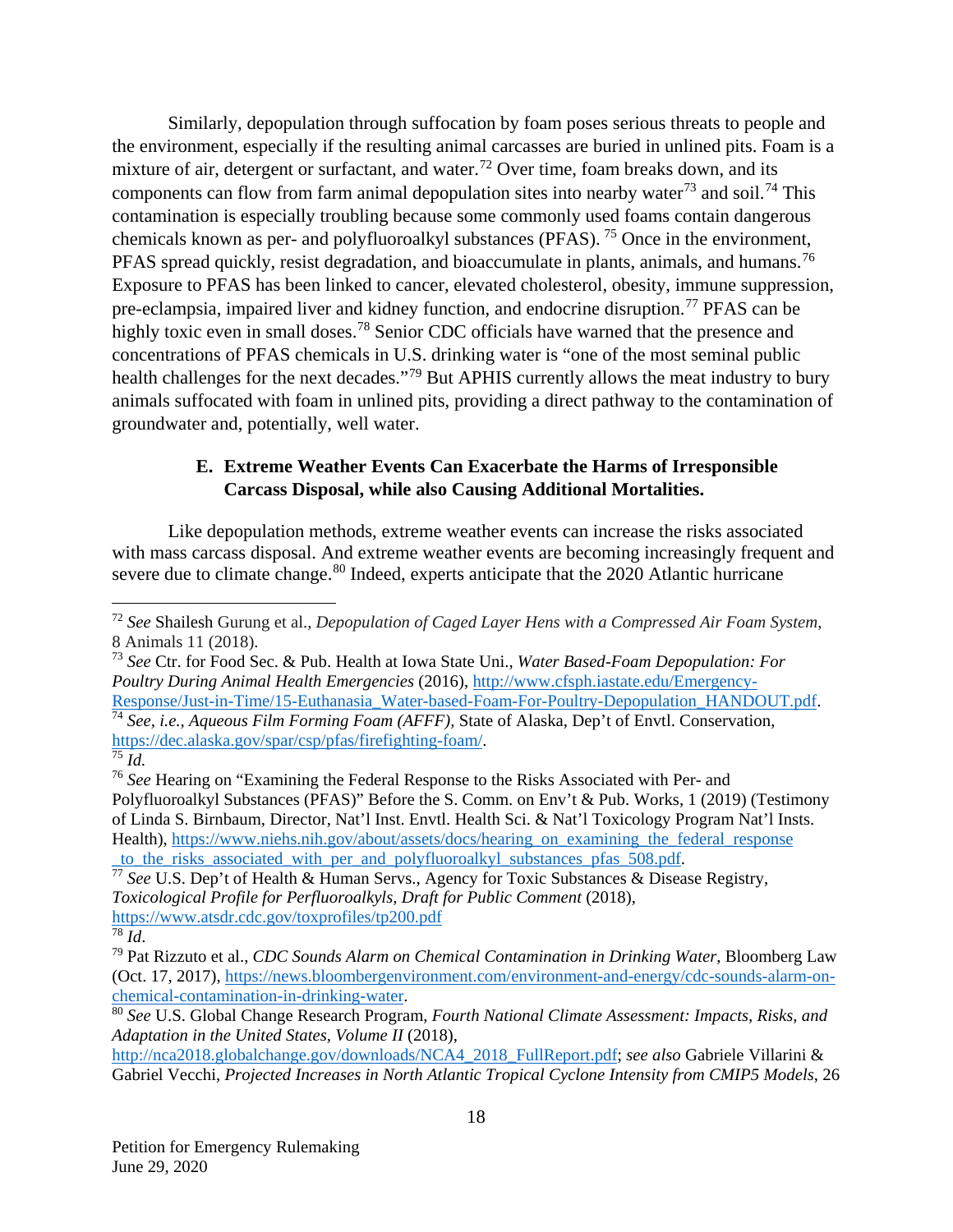Similarly, depopulation through suffocation by foam poses serious threats to people and the environment, especially if the resulting animal carcasses are buried in unlined pits. Foam is a mixture of air, detergent or surfactant, and water.[72] Over time, foam breaks down, and its components can flow from farm animal depopulation sites into nearby water[73] and soil.[74] This contamination is especially troubling because some commonly used foams contain dangerous chemicals known as per- and polyfluoroalkyl substances (PFAS). [75] Once in the environment, PFAS spread quickly, resist degradation, and bioaccumulate in plants, animals, and humans.[76] Exposure to PFAS has been linked to cancer, elevated cholesterol, obesity, immune suppression, pre-eclampsia, impaired liver and kidney function, and endocrine disruption.[77] PFAS can be highly toxic even in small doses.[78] Senior CDC officials have warned that the presence and concentrations of PFAS chemicals in U.S. drinking water is "one of the most seminal public health challenges for the next decades."[79] But APHIS currently allows the meat industry to bury animals suffocated with foam in unlined pits, providing a direct pathway to the contamination of groundwater and, potentially, well water.

### E. Extreme Weather Events Can Exacerbate the Harms of Irresponsible Carcass Disposal, while also Causing Additional Mortalities.

Like depopulation methods, extreme weather events can increase the risks associated with mass carcass disposal. And extreme weather events are becoming increasingly frequent and severe due to climate change.[80] Indeed, experts anticipate that the 2020 Atlantic hurricane

---

[72] *See* Shailesh Gurung et al., *Depopulation of Caged Layer Hens with a Compressed Air Foam System*, 8 Animals 11 (2018).

[73] *See* Ctr. for Food Sec. & Pub. Health at Iowa State Uni., *Water Based-Foam Depopulation: For Poultry During Animal Health Emergencies* (2016), http://www.cfsph.iastate.edu/Emergency-Response/Just-in-Time/15-Euthanasia_Water-based-Foam-For-Poultry-Depopulation_HANDOUT.pdf.

[74] *See, i.e., Aqueous Film Forming Foam (AFFF)*, State of Alaska, Dep't of Envtl. Conservation, https://dec.alaska.gov/spar/csp/pfas/firefighting-foam/.

[75] *Id.*

[76] *See* Hearing on "Examining the Federal Response to the Risks Associated with Per- and Polyfluoroalkyl Substances (PFAS)" Before the S. Comm. on Env't & Pub. Works, 1 (2019) (Testimony of Linda S. Birnbaum, Director, Nat'l Inst. Envtl. Health Sci. & Nat'l Toxicology Program Nat'l Insts. Health), https://www.niehs.nih.gov/about/assets/docs/hearing_on_examining_the_federal_response_to_the_risks_associated_with_per_and_polyfluoroalkyl_substances_pfas_508.pdf.

[77] *See* U.S. Dep't of Health & Human Servs., Agency for Toxic Substances & Disease Registry, *Toxicological Profile for Perfluoroalkyls, Draft for Public Comment* (2018), https://www.atsdr.cdc.gov/toxprofiles/tp200.pdf

[78] *Id*.

[79] Pat Rizzuto et al., *CDC Sounds Alarm on Chemical Contamination in Drinking Water*, Bloomberg Law (Oct. 17, 2017), https://news.bloombergenvironment.com/environment-and-energy/cdc-sounds-alarm-on-chemical-contamination-in-drinking-water.

[80] *See* U.S. Global Change Research Program, *Fourth National Climate Assessment: Impacts, Risks, and Adaptation in the United States, Volume II* (2018), http://nca2018.globalchange.gov/downloads/NCA4_2018_FullReport.pdf; *see also* Gabriele Villarini & Gabriel Vecchi, *Projected Increases in North Atlantic Tropical Cyclone Intensity from CMIP5 Models*, 26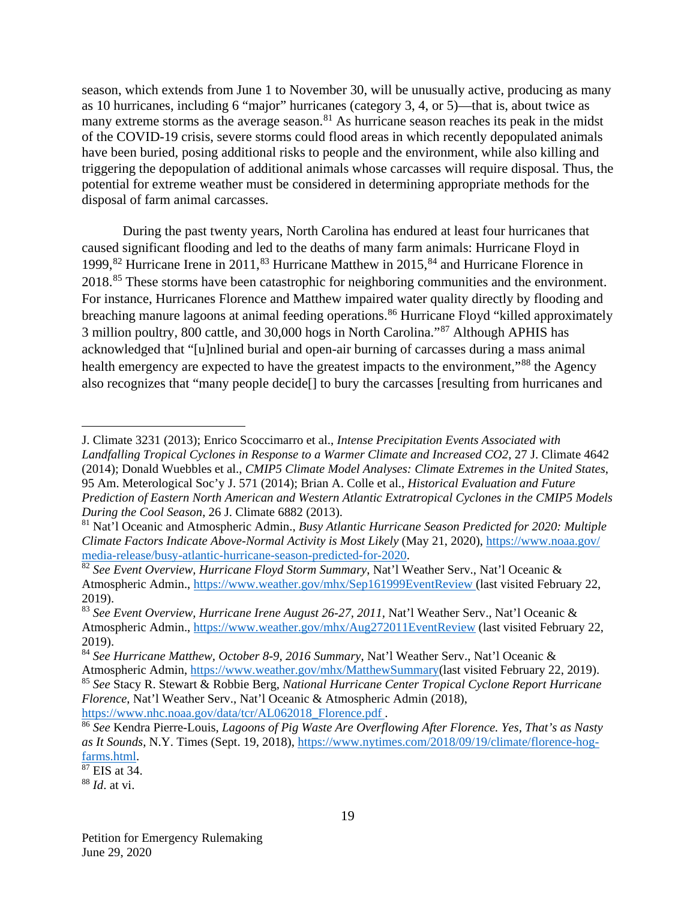season, which extends from June 1 to November 30, will be unusually active, producing as many as 10 hurricanes, including 6 "major" hurricanes (category 3, 4, or 5)—that is, about twice as many extreme storms as the average season.[81] As hurricane season reaches its peak in the midst of the COVID-19 crisis, severe storms could flood areas in which recently depopulated animals have been buried, posing additional risks to people and the environment, while also killing and triggering the depopulation of additional animals whose carcasses will require disposal. Thus, the potential for extreme weather must be considered in determining appropriate methods for the disposal of farm animal carcasses.

During the past twenty years, North Carolina has endured at least four hurricanes that caused significant flooding and led to the deaths of many farm animals: Hurricane Floyd in 1999,[82] Hurricane Irene in 2011,[83] Hurricane Matthew in 2015,[84] and Hurricane Florence in 2018.[85] These storms have been catastrophic for neighboring communities and the environment. For instance, Hurricanes Florence and Matthew impaired water quality directly by flooding and breaching manure lagoons at animal feeding operations.[86] Hurricane Floyd "killed approximately 3 million poultry, 800 cattle, and 30,000 hogs in North Carolina."[87] Although APHIS has acknowledged that "[u]nlined burial and open-air burning of carcasses during a mass animal health emergency are expected to have the greatest impacts to the environment,"[88] the Agency also recognizes that "many people decide[] to bury the carcasses [resulting from hurricanes and

---

J. Climate 3231 (2013); Enrico Scoccimarro et al., *Intense Precipitation Events Associated with Landfalling Tropical Cyclones in Response to a Warmer Climate and Increased CO2*, 27 J. Climate 4642 (2014); Donald Wuebbles et al., *CMIP5 Climate Model Analyses: Climate Extremes in the United States*, 95 Am. Meterological Soc'y J. 571 (2014); Brian A. Colle et al., *Historical Evaluation and Future Prediction of Eastern North American and Western Atlantic Extratropical Cyclones in the CMIP5 Models During the Cool Season*, 26 J. Climate 6882 (2013).

[81] Nat'l Oceanic and Atmospheric Admin., *Busy Atlantic Hurricane Season Predicted for 2020: Multiple Climate Factors Indicate Above-Normal Activity is Most Likely* (May 21, 2020), https://www.noaa.gov/media-release/busy-atlantic-hurricane-season-predicted-for-2020.

[82] *See Event Overview, Hurricane Floyd Storm Summary*, Nat'l Weather Serv., Nat'l Oceanic & Atmospheric Admin., https://www.weather.gov/mhx/Sep161999EventReview (last visited February 22, 2019).

[83] *See Event Overview, Hurricane Irene August 26-27, 2011*, Nat'l Weather Serv., Nat'l Oceanic & Atmospheric Admin., https://www.weather.gov/mhx/Aug272011EventReview (last visited February 22, 2019).

[84] *See Hurricane Matthew, October 8-9, 2016 Summary*, Nat'l Weather Serv., Nat'l Oceanic & Atmospheric Admin, https://www.weather.gov/mhx/MatthewSummary(last visited February 22, 2019).

[85] *See* Stacy R. Stewart & Robbie Berg, *National Hurricane Center Tropical Cyclone Report Hurricane Florence*, Nat'l Weather Serv., Nat'l Oceanic & Atmospheric Admin (2018), https://www.nhc.noaa.gov/data/tcr/AL062018_Florence.pdf .

[86] *See* Kendra Pierre-Louis, *Lagoons of Pig Waste Are Overflowing After Florence. Yes, That's as Nasty as It Sounds*, N.Y. Times (Sept. 19, 2018), https://www.nytimes.com/2018/09/19/climate/florence-hog-farms.html.

[87] EIS at 34.

[88] *Id*. at vi.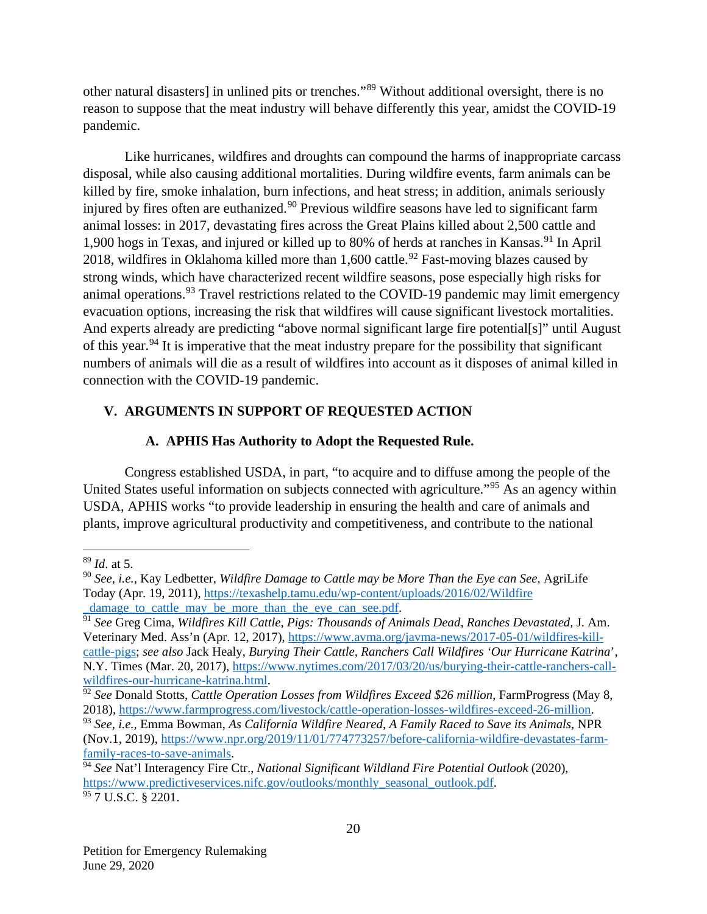other natural disasters] in unlined pits or trenches."[89] Without additional oversight, there is no reason to suppose that the meat industry will behave differently this year, amidst the COVID-19 pandemic.

Like hurricanes, wildfires and droughts can compound the harms of inappropriate carcass disposal, while also causing additional mortalities. During wildfire events, farm animals can be killed by fire, smoke inhalation, burn infections, and heat stress; in addition, animals seriously injured by fires often are euthanized.[90] Previous wildfire seasons have led to significant farm animal losses: in 2017, devastating fires across the Great Plains killed about 2,500 cattle and 1,900 hogs in Texas, and injured or killed up to 80% of herds at ranches in Kansas.[91] In April 2018, wildfires in Oklahoma killed more than 1,600 cattle.[92] Fast-moving blazes caused by strong winds, which have characterized recent wildfire seasons, pose especially high risks for animal operations.[93] Travel restrictions related to the COVID-19 pandemic may limit emergency evacuation options, increasing the risk that wildfires will cause significant livestock mortalities. And experts already are predicting "above normal significant large fire potential[s]" until August of this year.[94] It is imperative that the meat industry prepare for the possibility that significant numbers of animals will die as a result of wildfires into account as it disposes of animal killed in connection with the COVID-19 pandemic.

## V. ARGUMENTS IN SUPPORT OF REQUESTED ACTION

### A. APHIS Has Authority to Adopt the Requested Rule.

Congress established USDA, in part, "to acquire and to diffuse among the people of the United States useful information on subjects connected with agriculture."[95] As an agency within USDA, APHIS works "to provide leadership in ensuring the health and care of animals and plants, improve agricultural productivity and competitiveness, and contribute to the national

---

[89] *Id*. at 5.

[90] *See, i.e.*, Kay Ledbetter, *Wildfire Damage to Cattle may be More Than the Eye can See*, AgriLife Today (Apr. 19, 2011), https://texashelp.tamu.edu/wp-content/uploads/2016/02/Wildfire_damage_to_cattle_may_be_more_than_the_eye_can_see.pdf.

[91] *See* Greg Cima, *Wildfires Kill Cattle, Pigs: Thousands of Animals Dead, Ranches Devastated*, J. Am. Veterinary Med. Ass'n (Apr. 12, 2017), https://www.avma.org/javma-news/2017-05-01/wildfires-kill-cattle-pigs; *see also* Jack Healy, *Burying Their Cattle, Ranchers Call Wildfires 'Our Hurricane Katrina'*, N.Y. Times (Mar. 20, 2017), https://www.nytimes.com/2017/03/20/us/burying-their-cattle-ranchers-call-wildfires-our-hurricane-katrina.html.

[92] *See* Donald Stotts, *Cattle Operation Losses from Wildfires Exceed $26 million*, FarmProgress (May 8, 2018), https://www.farmprogress.com/livestock/cattle-operation-losses-wildfires-exceed-26-million.

[93] *See, i.e.*, Emma Bowman, *As California Wildfire Neared, A Family Raced to Save its Animals*, NPR (Nov.1, 2019), https://www.npr.org/2019/11/01/774773257/before-california-wildfire-devastates-farm-family-races-to-save-animals.

[94] *See* Nat'l Interagency Fire Ctr., *National Significant Wildland Fire Potential Outlook* (2020), https://www.predictiveservices.nifc.gov/outlooks/monthly_seasonal_outlook.pdf.

[95] 7 U.S.C. § 2201.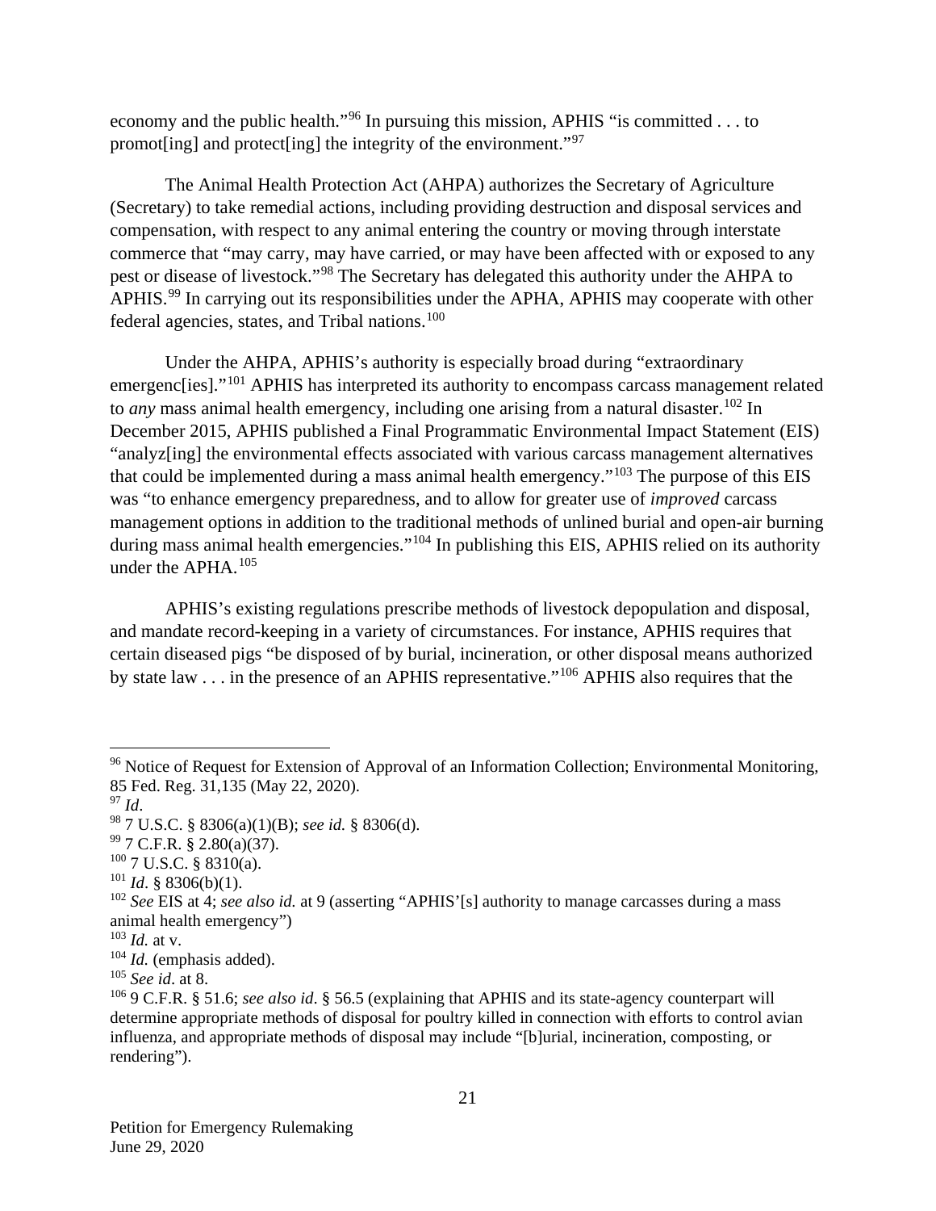economy and the public health."[96] In pursuing this mission, APHIS "is committed . . . to promot[ing] and protect[ing] the integrity of the environment."[97]

The Animal Health Protection Act (AHPA) authorizes the Secretary of Agriculture (Secretary) to take remedial actions, including providing destruction and disposal services and compensation, with respect to any animal entering the country or moving through interstate commerce that "may carry, may have carried, or may have been affected with or exposed to any pest or disease of livestock."[98] The Secretary has delegated this authority under the AHPA to APHIS.[99] In carrying out its responsibilities under the APHA, APHIS may cooperate with other federal agencies, states, and Tribal nations.[100]

Under the AHPA, APHIS's authority is especially broad during "extraordinary emergenc[ies]."[101] APHIS has interpreted its authority to encompass carcass management related to *any* mass animal health emergency, including one arising from a natural disaster.[102] In December 2015, APHIS published a Final Programmatic Environmental Impact Statement (EIS) "analyz[ing] the environmental effects associated with various carcass management alternatives that could be implemented during a mass animal health emergency."[103] The purpose of this EIS was "to enhance emergency preparedness, and to allow for greater use of *improved* carcass management options in addition to the traditional methods of unlined burial and open-air burning during mass animal health emergencies."[104] In publishing this EIS, APHIS relied on its authority under the APHA.[105]

APHIS's existing regulations prescribe methods of livestock depopulation and disposal, and mandate record-keeping in a variety of circumstances. For instance, APHIS requires that certain diseased pigs "be disposed of by burial, incineration, or other disposal means authorized by state law . . . in the presence of an APHIS representative."[106] APHIS also requires that the

---

[96] Notice of Request for Extension of Approval of an Information Collection; Environmental Monitoring, 85 Fed. Reg. 31,135 (May 22, 2020).

[97] *Id*.

[98] 7 U.S.C. § 8306(a)(1)(B); *see id.* § 8306(d).

[99] 7 C.F.R. § 2.80(a)(37).

[100] 7 U.S.C. § 8310(a).

[101] *Id*. § 8306(b)(1).

[102] *See* EIS at 4; *see also id.* at 9 (asserting "APHIS'[s] authority to manage carcasses during a mass animal health emergency")

[103] *Id.* at v.

[104] *Id.* (emphasis added).

[105] *See id*. at 8.

[106] 9 C.F.R. § 51.6; *see also id*. § 56.5 (explaining that APHIS and its state-agency counterpart will determine appropriate methods of disposal for poultry killed in connection with efforts to control avian influenza, and appropriate methods of disposal may include "[b]urial, incineration, composting, or rendering").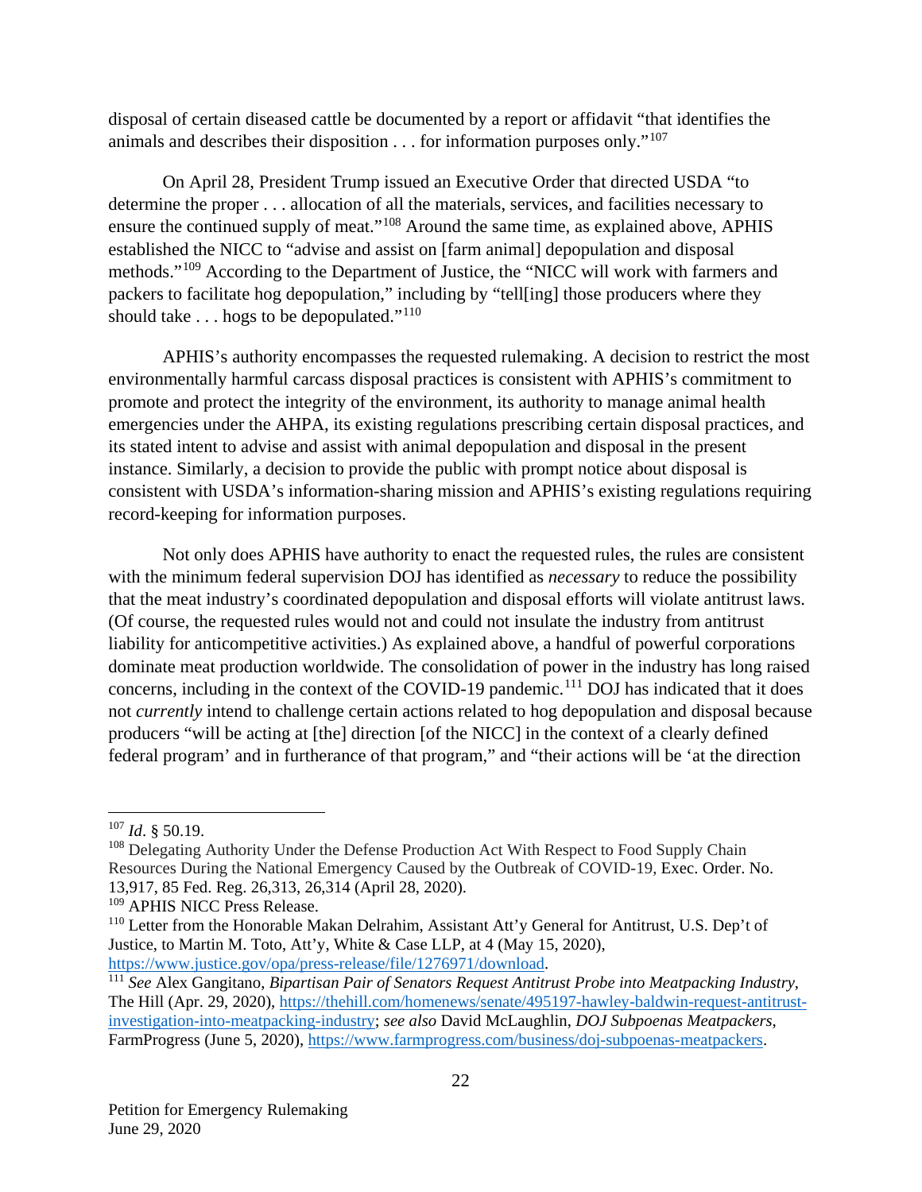disposal of certain diseased cattle be documented by a report or affidavit "that identifies the animals and describes their disposition . . . for information purposes only."[107]

On April 28, President Trump issued an Executive Order that directed USDA "to determine the proper . . . allocation of all the materials, services, and facilities necessary to ensure the continued supply of meat."[108] Around the same time, as explained above, APHIS established the NICC to "advise and assist on [farm animal] depopulation and disposal methods."[109] According to the Department of Justice, the "NICC will work with farmers and packers to facilitate hog depopulation," including by "tell[ing] those producers where they should take . . . hogs to be depopulated."[110]

APHIS's authority encompasses the requested rulemaking. A decision to restrict the most environmentally harmful carcass disposal practices is consistent with APHIS's commitment to promote and protect the integrity of the environment, its authority to manage animal health emergencies under the AHPA, its existing regulations prescribing certain disposal practices, and its stated intent to advise and assist with animal depopulation and disposal in the present instance. Similarly, a decision to provide the public with prompt notice about disposal is consistent with USDA's information-sharing mission and APHIS's existing regulations requiring record-keeping for information purposes.

Not only does APHIS have authority to enact the requested rules, the rules are consistent with the minimum federal supervision DOJ has identified as *necessary* to reduce the possibility that the meat industry's coordinated depopulation and disposal efforts will violate antitrust laws. (Of course, the requested rules would not and could not insulate the industry from antitrust liability for anticompetitive activities.) As explained above, a handful of powerful corporations dominate meat production worldwide. The consolidation of power in the industry has long raised concerns, including in the context of the COVID-19 pandemic.[111] DOJ has indicated that it does not *currently* intend to challenge certain actions related to hog depopulation and disposal because producers "will be acting at [the] direction [of the NICC] in the context of a clearly defined federal program' and in furtherance of that program," and "their actions will be 'at the direction

---

[107] *Id*. § 50.19.

[108] Delegating Authority Under the Defense Production Act With Respect to Food Supply Chain Resources During the National Emergency Caused by the Outbreak of COVID-19, Exec. Order. No. 13,917, 85 Fed. Reg. 26,313, 26,314 (April 28, 2020).

[109] APHIS NICC Press Release.

[110] Letter from the Honorable Makan Delrahim, Assistant Att'y General for Antitrust, U.S. Dep't of Justice, to Martin M. Toto, Att'y, White & Case LLP, at 4 (May 15, 2020), https://www.justice.gov/opa/press-release/file/1276971/download.

[111] *See* Alex Gangitano, *Bipartisan Pair of Senators Request Antitrust Probe into Meatpacking Industry*, The Hill (Apr. 29, 2020), https://thehill.com/homenews/senate/495197-hawley-baldwin-request-antitrust-investigation-into-meatpacking-industry; *see also* David McLaughlin, *DOJ Subpoenas Meatpackers*, FarmProgress (June 5, 2020), https://www.farmprogress.com/business/doj-subpoenas-meatpackers.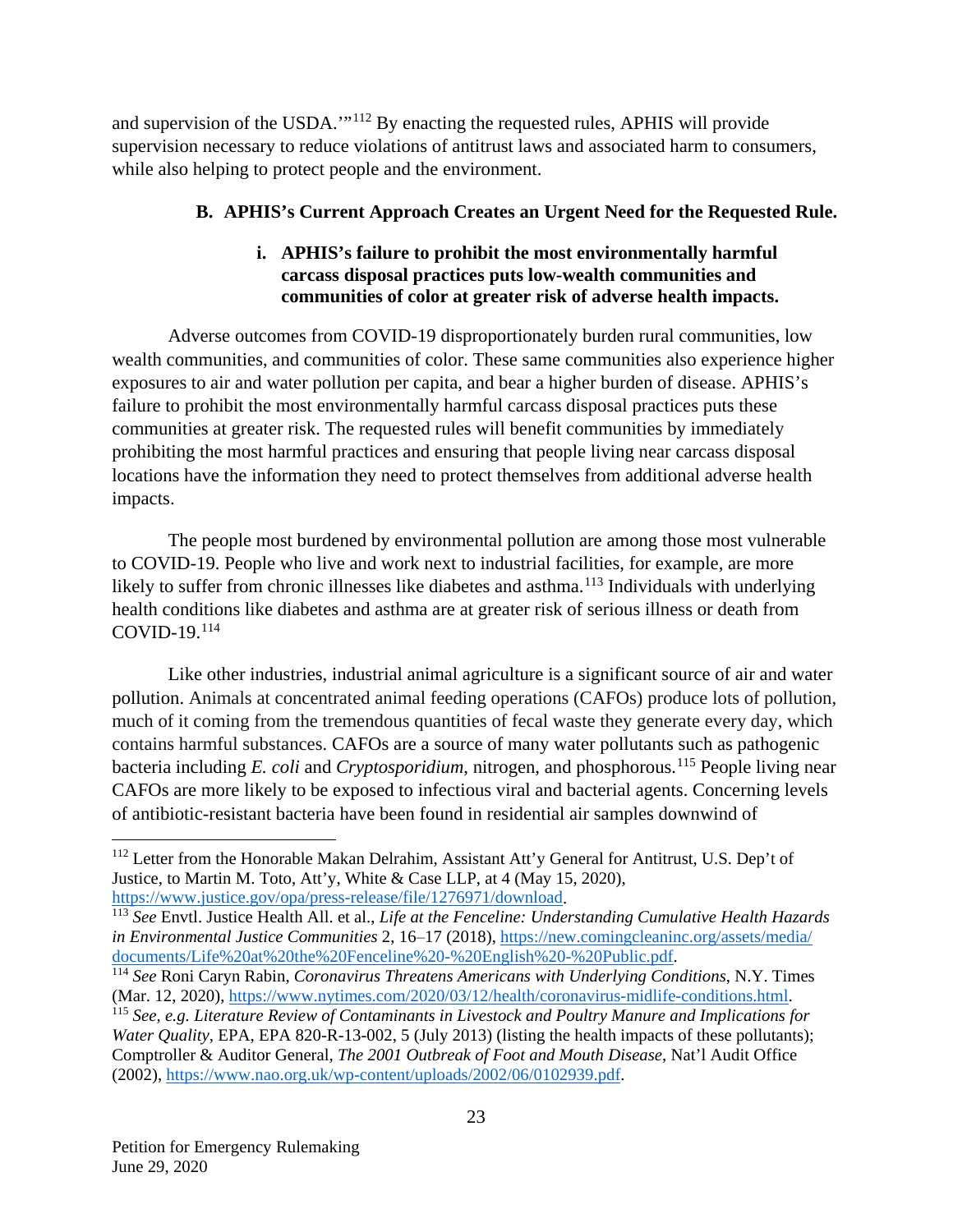and supervision of the USDA.'"[112] By enacting the requested rules, APHIS will provide supervision necessary to reduce violations of antitrust laws and associated harm to consumers, while also helping to protect people and the environment.

### B. APHIS's Current Approach Creates an Urgent Need for the Requested Rule.

#### i. APHIS's failure to prohibit the most environmentally harmful carcass disposal practices puts low-wealth communities and communities of color at greater risk of adverse health impacts.

Adverse outcomes from COVID-19 disproportionately burden rural communities, low wealth communities, and communities of color. These same communities also experience higher exposures to air and water pollution per capita, and bear a higher burden of disease. APHIS's failure to prohibit the most environmentally harmful carcass disposal practices puts these communities at greater risk. The requested rules will benefit communities by immediately prohibiting the most harmful practices and ensuring that people living near carcass disposal locations have the information they need to protect themselves from additional adverse health impacts.

The people most burdened by environmental pollution are among those most vulnerable to COVID-19. People who live and work next to industrial facilities, for example, are more likely to suffer from chronic illnesses like diabetes and asthma.[113] Individuals with underlying health conditions like diabetes and asthma are at greater risk of serious illness or death from COVID-19.[114]

Like other industries, industrial animal agriculture is a significant source of air and water pollution. Animals at concentrated animal feeding operations (CAFOs) produce lots of pollution, much of it coming from the tremendous quantities of fecal waste they generate every day, which contains harmful substances. CAFOs are a source of many water pollutants such as pathogenic bacteria including *E. coli* and *Cryptosporidium*, nitrogen, and phosphorous.[115] People living near CAFOs are more likely to be exposed to infectious viral and bacterial agents. Concerning levels of antibiotic-resistant bacteria have been found in residential air samples downwind of

---

[112] Letter from the Honorable Makan Delrahim, Assistant Att'y General for Antitrust, U.S. Dep't of Justice, to Martin M. Toto, Att'y, White & Case LLP, at 4 (May 15, 2020), https://www.justice.gov/opa/press-release/file/1276971/download.

[113] *See* Envtl. Justice Health All. et al., *Life at the Fenceline: Understanding Cumulative Health Hazards in Environmental Justice Communities* 2, 16–17 (2018), https://new.comingcleaninc.org/assets/media/documents/Life%20at%20the%20Fenceline%20-%20English%20-%20Public.pdf.

[114] *See* Roni Caryn Rabin, *Coronavirus Threatens Americans with Underlying Conditions*, N.Y. Times (Mar. 12, 2020), https://www.nytimes.com/2020/03/12/health/coronavirus-midlife-conditions.html.

[115] *See, e.g. Literature Review of Contaminants in Livestock and Poultry Manure and Implications for Water Quality*, EPA, EPA 820-R-13-002, 5 (July 2013) (listing the health impacts of these pollutants); Comptroller & Auditor General, *The 2001 Outbreak of Foot and Mouth Disease*, Nat'l Audit Office (2002), https://www.nao.org.uk/wp-content/uploads/2002/06/0102939.pdf.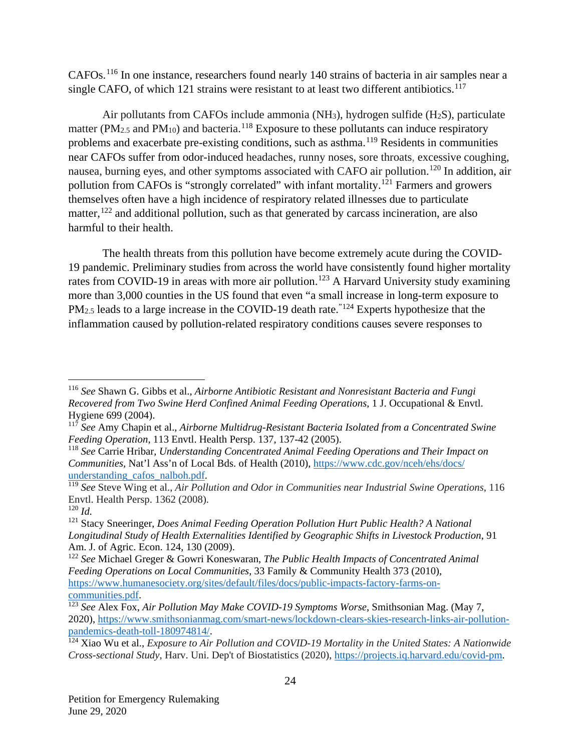CAFOs.[116] In one instance, researchers found nearly 140 strains of bacteria in air samples near a single CAFO, of which 121 strains were resistant to at least two different antibiotics.[117]

Air pollutants from CAFOs include ammonia ($NH_3$), hydrogen sulfide ($H_2S$), particulate matter ($PM_{2.5}$ and $PM_{10}$) and bacteria.[118] Exposure to these pollutants can induce respiratory problems and exacerbate pre-existing conditions, such as asthma.[119] Residents in communities near CAFOs suffer from odor-induced headaches, runny noses, sore throats, excessive coughing, nausea, burning eyes, and other symptoms associated with CAFO air pollution.[120] In addition, air pollution from CAFOs is "strongly correlated" with infant mortality.[121] Farmers and growers themselves often have a high incidence of respiratory related illnesses due to particulate matter,[122] and additional pollution, such as that generated by carcass incineration, are also harmful to their health.

The health threats from this pollution have become extremely acute during the COVID-19 pandemic. Preliminary studies from across the world have consistently found higher mortality rates from COVID-19 in areas with more air pollution.[123] A Harvard University study examining more than 3,000 counties in the US found that even "a small increase in long-term exposure to $PM_{2.5}$ leads to a large increase in the COVID-19 death rate."[124] Experts hypothesize that the inflammation caused by pollution-related respiratory conditions causes severe responses to

---

[116] *See* Shawn G. Gibbs et al., *Airborne Antibiotic Resistant and Nonresistant Bacteria and Fungi Recovered from Two Swine Herd Confined Animal Feeding Operations*, 1 J. Occupational & Envtl. Hygiene 699 (2004).

[117] *See* Amy Chapin et al., *Airborne Multidrug-Resistant Bacteria Isolated from a Concentrated Swine Feeding Operation*, 113 Envtl. Health Persp. 137, 137-42 (2005).

[118] *See* Carrie Hribar, *Understanding Concentrated Animal Feeding Operations and Their Impact on Communities*, Nat'l Ass'n of Local Bds. of Health (2010), https://www.cdc.gov/nceh/ehs/docs/understanding_cafos_nalboh.pdf.

[119] *See* Steve Wing et al., *Air Pollution and Odor in Communities near Industrial Swine Operations*, 116 Envtl. Health Persp. 1362 (2008).

[120] *Id.*

[121] Stacy Sneeringer, *Does Animal Feeding Operation Pollution Hurt Public Health? A National Longitudinal Study of Health Externalities Identified by Geographic Shifts in Livestock Production*, 91 Am. J. of Agric. Econ. 124, 130 (2009).

[122] *See* Michael Greger & Gowri Koneswaran, *The Public Health Impacts of Concentrated Animal Feeding Operations on Local Communities*, 33 Family & Community Health 373 (2010), https://www.humanesociety.org/sites/default/files/docs/public-impacts-factory-farms-on-communities.pdf.

[123] *See* Alex Fox, *Air Pollution May Make COVID-19 Symptoms Worse*, Smithsonian Mag. (May 7, 2020), https://www.smithsonianmag.com/smart-news/lockdown-clears-skies-research-links-air-pollution-pandemics-death-toll-180974814/.

[124] Xiao Wu et al., *Exposure to Air Pollution and COVID-19 Mortality in the United States: A Nationwide Cross-sectional Study*, Harv. Uni. Dep't of Biostatistics (2020), https://projects.iq.harvard.edu/covid-pm.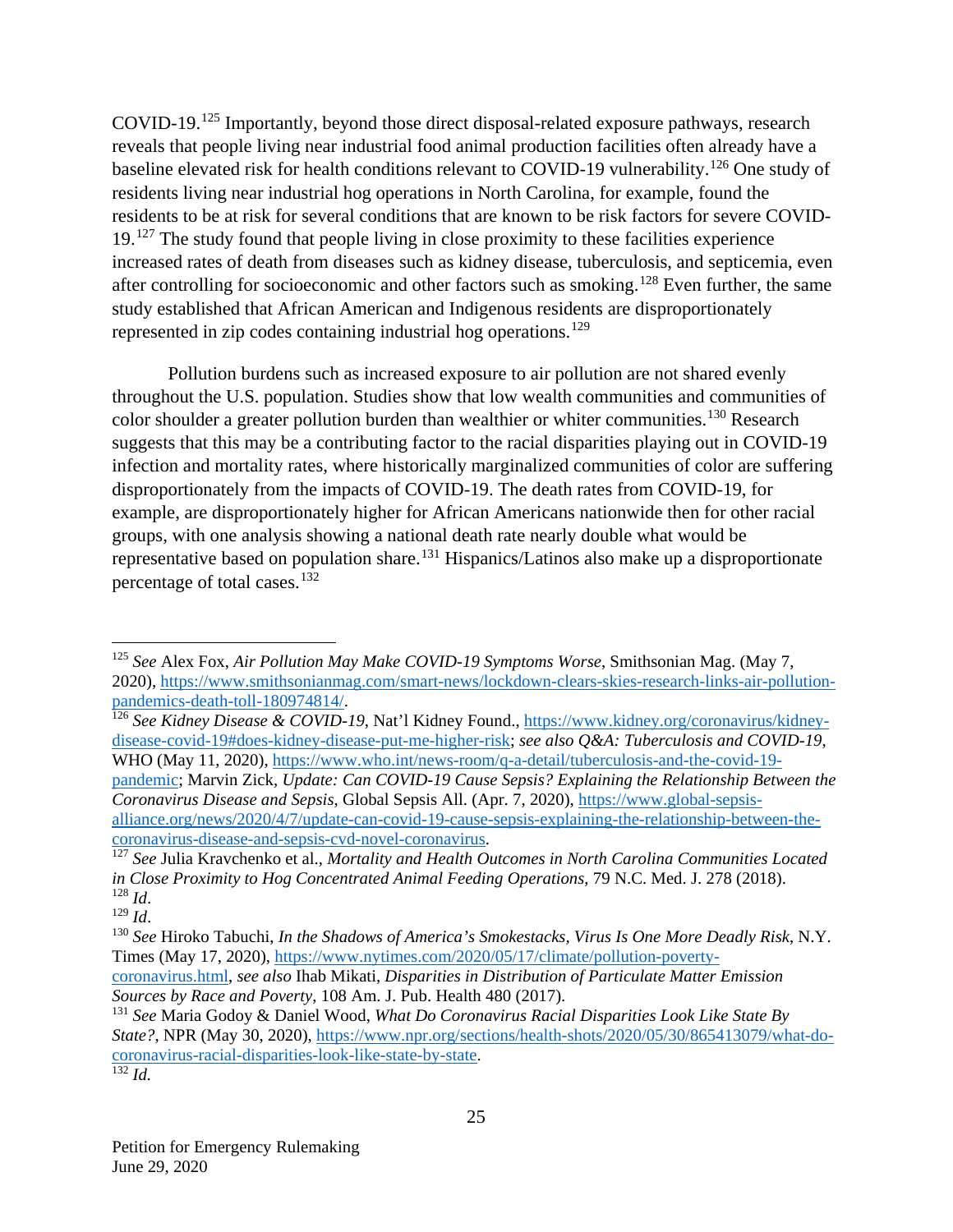COVID-19.[125] Importantly, beyond those direct disposal-related exposure pathways, research reveals that people living near industrial food animal production facilities often already have a baseline elevated risk for health conditions relevant to COVID-19 vulnerability.[126] One study of residents living near industrial hog operations in North Carolina, for example, found the residents to be at risk for several conditions that are known to be risk factors for severe COVID-19.[127] The study found that people living in close proximity to these facilities experience increased rates of death from diseases such as kidney disease, tuberculosis, and septicemia, even after controlling for socioeconomic and other factors such as smoking.[128] Even further, the same study established that African American and Indigenous residents are disproportionately represented in zip codes containing industrial hog operations.[129]

Pollution burdens such as increased exposure to air pollution are not shared evenly throughout the U.S. population. Studies show that low wealth communities and communities of color shoulder a greater pollution burden than wealthier or whiter communities.[130] Research suggests that this may be a contributing factor to the racial disparities playing out in COVID-19 infection and mortality rates, where historically marginalized communities of color are suffering disproportionately from the impacts of COVID-19. The death rates from COVID-19, for example, are disproportionately higher for African Americans nationwide then for other racial groups, with one analysis showing a national death rate nearly double what would be representative based on population share.[131] Hispanics/Latinos also make up a disproportionate percentage of total cases.[132]

---

[125] *See* Alex Fox, *Air Pollution May Make COVID-19 Symptoms Worse*, Smithsonian Mag. (May 7, 2020), https://www.smithsonianmag.com/smart-news/lockdown-clears-skies-research-links-air-pollution-pandemics-death-toll-180974814/.

[126] *See Kidney Disease & COVID-19*, Nat'l Kidney Found., https://www.kidney.org/coronavirus/kidney-disease-covid-19#does-kidney-disease-put-me-higher-risk; *see also Q&A: Tuberculosis and COVID-19*, WHO (May 11, 2020), https://www.who.int/news-room/q-a-detail/tuberculosis-and-the-covid-19-pandemic; Marvin Zick, *Update: Can COVID-19 Cause Sepsis? Explaining the Relationship Between the Coronavirus Disease and Sepsis*, Global Sepsis All. (Apr. 7, 2020), https://www.global-sepsis-alliance.org/news/2020/4/7/update-can-covid-19-cause-sepsis-explaining-the-relationship-between-the-coronavirus-disease-and-sepsis-cvd-novel-coronavirus.

[127] *See* Julia Kravchenko et al., *Mortality and Health Outcomes in North Carolina Communities Located in Close Proximity to Hog Concentrated Animal Feeding Operations*, 79 N.C. Med. J. 278 (2018).

[128] *Id*.

[129] *Id*.

[130] *See* Hiroko Tabuchi, *In the Shadows of America's Smokestacks, Virus Is One More Deadly Risk*, N.Y. Times (May 17, 2020), https://www.nytimes.com/2020/05/17/climate/pollution-poverty-coronavirus.html, *see also* Ihab Mikati, *Disparities in Distribution of Particulate Matter Emission Sources by Race and Poverty*, 108 Am. J. Pub. Health 480 (2017).

[131] *See* Maria Godoy & Daniel Wood, *What Do Coronavirus Racial Disparities Look Like State By State?*, NPR (May 30, 2020), https://www.npr.org/sections/health-shots/2020/05/30/865413079/what-do-coronavirus-racial-disparities-look-like-state-by-state.

[132] *Id.*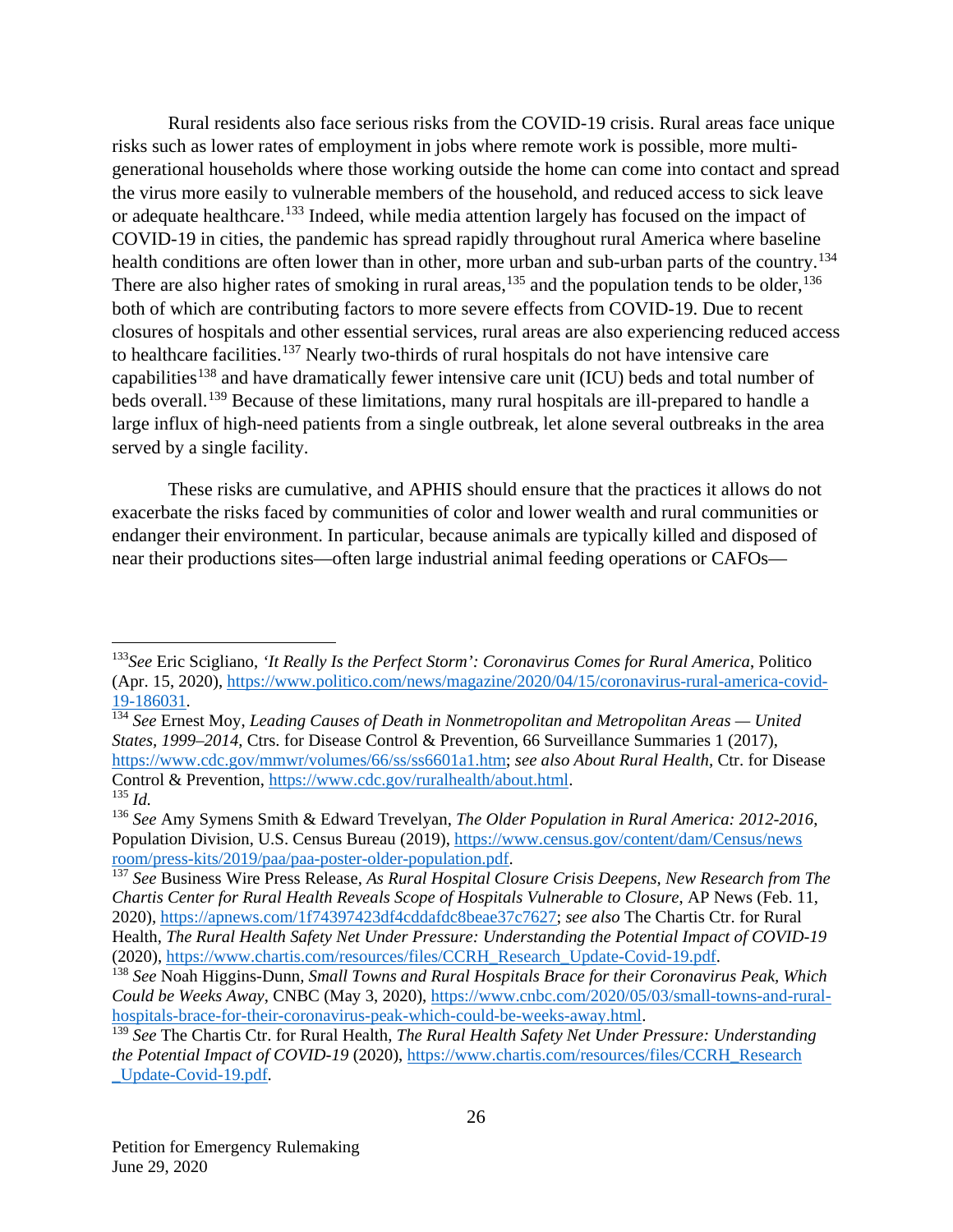Rural residents also face serious risks from the COVID-19 crisis. Rural areas face unique risks such as lower rates of employment in jobs where remote work is possible, more multi-generational households where those working outside the home can come into contact and spread the virus more easily to vulnerable members of the household, and reduced access to sick leave or adequate healthcare.[133] Indeed, while media attention largely has focused on the impact of COVID-19 in cities, the pandemic has spread rapidly throughout rural America where baseline health conditions are often lower than in other, more urban and sub-urban parts of the country.[134] There are also higher rates of smoking in rural areas,[135] and the population tends to be older,[136] both of which are contributing factors to more severe effects from COVID-19. Due to recent closures of hospitals and other essential services, rural areas are also experiencing reduced access to healthcare facilities.[137] Nearly two-thirds of rural hospitals do not have intensive care capabilities[138] and have dramatically fewer intensive care unit (ICU) beds and total number of beds overall.[139] Because of these limitations, many rural hospitals are ill-prepared to handle a large influx of high-need patients from a single outbreak, let alone several outbreaks in the area served by a single facility.

These risks are cumulative, and APHIS should ensure that the practices it allows do not exacerbate the risks faced by communities of color and lower wealth and rural communities or endanger their environment. In particular, because animals are typically killed and disposed of near their productions sites—often large industrial animal feeding operations or CAFOs—

---

[133] *See* Eric Scigliano, *'It Really Is the Perfect Storm': Coronavirus Comes for Rural America*, Politico (Apr. 15, 2020), https://www.politico.com/news/magazine/2020/04/15/coronavirus-rural-america-covid-19-186031.

[134] *See* Ernest Moy, *Leading Causes of Death in Nonmetropolitan and Metropolitan Areas — United States, 1999–2014*, Ctrs. for Disease Control & Prevention, 66 Surveillance Summaries 1 (2017), https://www.cdc.gov/mmwr/volumes/66/ss/ss6601a1.htm; *see also About Rural Health*, Ctr. for Disease Control & Prevention, https://www.cdc.gov/ruralhealth/about.html.

[135] *Id.*

[136] *See* Amy Symens Smith & Edward Trevelyan, *The Older Population in Rural America: 2012-2016*, Population Division, U.S. Census Bureau (2019), https://www.census.gov/content/dam/Census/newsroom/press-kits/2019/paa/paa-poster-older-population.pdf.

[137] *See* Business Wire Press Release, *As Rural Hospital Closure Crisis Deepens, New Research from The Chartis Center for Rural Health Reveals Scope of Hospitals Vulnerable to Closure*, AP News (Feb. 11, 2020), https://apnews.com/1f74397423df4cddafdc8beae37c7627; *see also* The Chartis Ctr. for Rural Health, *The Rural Health Safety Net Under Pressure: Understanding the Potential Impact of COVID-19* (2020), https://www.chartis.com/resources/files/CCRH_Research_Update-Covid-19.pdf.

[138] *See* Noah Higgins-Dunn, *Small Towns and Rural Hospitals Brace for their Coronavirus Peak, Which Could be Weeks Away*, CNBC (May 3, 2020), https://www.cnbc.com/2020/05/03/small-towns-and-rural-hospitals-brace-for-their-coronavirus-peak-which-could-be-weeks-away.html.

[139] *See* The Chartis Ctr. for Rural Health, *The Rural Health Safety Net Under Pressure: Understanding the Potential Impact of COVID-19* (2020), https://www.chartis.com/resources/files/CCRH_Research_Update-Covid-19.pdf.

Petition for Emergency Rulemaking
June 29, 2020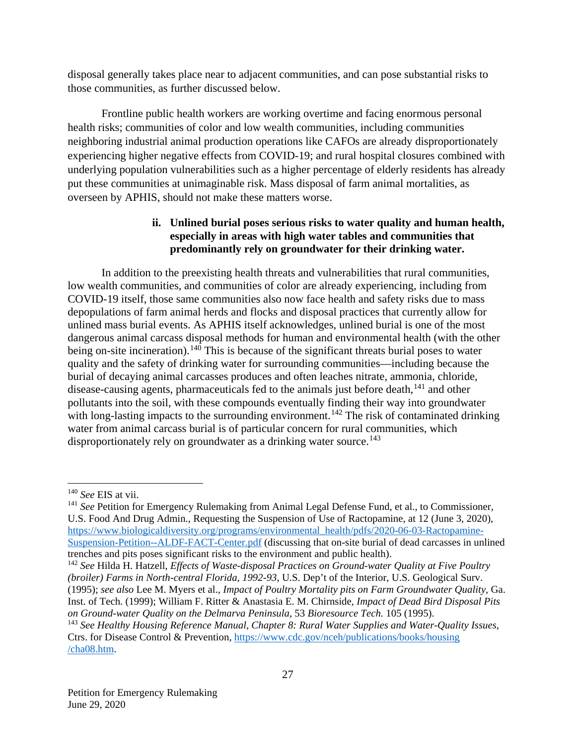disposal generally takes place near to adjacent communities, and can pose substantial risks to those communities, as further discussed below.

Frontline public health workers are working overtime and facing enormous personal health risks; communities of color and low wealth communities, including communities neighboring industrial animal production operations like CAFOs are already disproportionately experiencing higher negative effects from COVID-19; and rural hospital closures combined with underlying population vulnerabilities such as a higher percentage of elderly residents has already put these communities at unimaginable risk. Mass disposal of farm animal mortalities, as overseen by APHIS, should not make these matters worse.

#### ii. Unlined burial poses serious risks to water quality and human health, especially in areas with high water tables and communities that predominantly rely on groundwater for their drinking water.

In addition to the preexisting health threats and vulnerabilities that rural communities, low wealth communities, and communities of color are already experiencing, including from COVID-19 itself, those same communities also now face health and safety risks due to mass depopulations of farm animal herds and flocks and disposal practices that currently allow for unlined mass burial events. As APHIS itself acknowledges, unlined burial is one of the most dangerous animal carcass disposal methods for human and environmental health (with the other being on-site incineration).[140] This is because of the significant threats burial poses to water quality and the safety of drinking water for surrounding communities—including because the burial of decaying animal carcasses produces and often leaches nitrate, ammonia, chloride, disease-causing agents, pharmaceuticals fed to the animals just before death,[141] and other pollutants into the soil, with these compounds eventually finding their way into groundwater with long-lasting impacts to the surrounding environment.[142] The risk of contaminated drinking water from animal carcass burial is of particular concern for rural communities, which disproportionately rely on groundwater as a drinking water source.[143]

---

[140] *See* EIS at vii.

[141] *See* Petition for Emergency Rulemaking from Animal Legal Defense Fund, et al., to Commissioner, U.S. Food And Drug Admin., Requesting the Suspension of Use of Ractopamine, at 12 (June 3, 2020), https://www.biologicaldiversity.org/programs/environmental_health/pdfs/2020-06-03-Ractopamine-Suspension-Petition--ALDF-FACT-Center.pdf (discussing that on-site burial of dead carcasses in unlined trenches and pits poses significant risks to the environment and public health).

[142] *See* Hilda H. Hatzell, *Effects of Waste-disposal Practices on Ground-water Quality at Five Poultry (broiler) Farms in North-central Florida, 1992-93*, U.S. Dep't of the Interior, U.S. Geological Surv. (1995); *see also* Lee M. Myers et al., *Impact of Poultry Mortality pits on Farm Groundwater Quality*, Ga. Inst. of Tech. (1999); William F. Ritter & Anastasia E. M. Chirnside, *Impact of Dead Bird Disposal Pits on Ground-water Quality on the Delmarva Peninsula*, 53 *Bioresource Tech.* 105 (1995).

[143] *See Healthy Housing Reference Manual, Chapter 8: Rural Water Supplies and Water-Quality Issues*, Ctrs. for Disease Control & Prevention, https://www.cdc.gov/nceh/publications/books/housing/cha08.htm.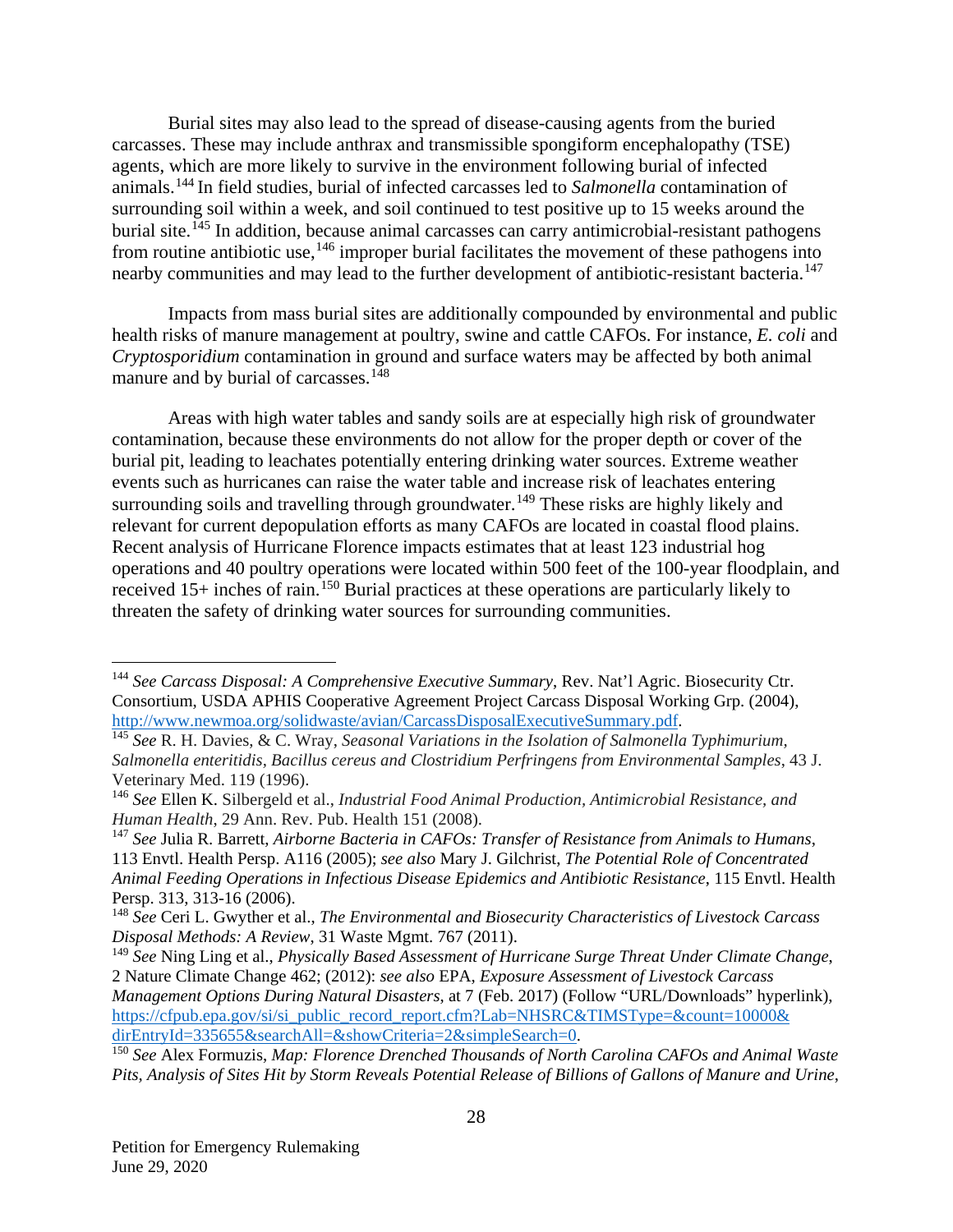Burial sites may also lead to the spread of disease-causing agents from the buried carcasses. These may include anthrax and transmissible spongiform encephalopathy (TSE) agents, which are more likely to survive in the environment following burial of infected animals.[144] In field studies, burial of infected carcasses led to *Salmonella* contamination of surrounding soil within a week, and soil continued to test positive up to 15 weeks around the burial site.[145] In addition, because animal carcasses can carry antimicrobial-resistant pathogens from routine antibiotic use,[146] improper burial facilitates the movement of these pathogens into nearby communities and may lead to the further development of antibiotic-resistant bacteria.[147]

Impacts from mass burial sites are additionally compounded by environmental and public health risks of manure management at poultry, swine and cattle CAFOs. For instance, *E. coli* and *Cryptosporidium* contamination in ground and surface waters may be affected by both animal manure and by burial of carcasses.[148]

Areas with high water tables and sandy soils are at especially high risk of groundwater contamination, because these environments do not allow for the proper depth or cover of the burial pit, leading to leachates potentially entering drinking water sources. Extreme weather events such as hurricanes can raise the water table and increase risk of leachates entering surrounding soils and travelling through groundwater.[149] These risks are highly likely and relevant for current depopulation efforts as many CAFOs are located in coastal flood plains. Recent analysis of Hurricane Florence impacts estimates that at least 123 industrial hog operations and 40 poultry operations were located within 500 feet of the 100-year floodplain, and received 15+ inches of rain.[150] Burial practices at these operations are particularly likely to threaten the safety of drinking water sources for surrounding communities.

---

[144] *See Carcass Disposal: A Comprehensive Executive Summary*, Rev. Nat'l Agric. Biosecurity Ctr. Consortium, USDA APHIS Cooperative Agreement Project Carcass Disposal Working Grp. (2004), http://www.newmoa.org/solidwaste/avian/CarcassDisposalExecutiveSummary.pdf.

[145] *See* R. H. Davies, & C. Wray, *Seasonal Variations in the Isolation of Salmonella Typhimurium, Salmonella enteritidis, Bacillus cereus and Clostridium Perfringens from Environmental Samples*, 43 J. Veterinary Med. 119 (1996).

[146] *See* Ellen K. Silbergeld et al., *Industrial Food Animal Production, Antimicrobial Resistance, and Human Health*, 29 Ann. Rev. Pub. Health 151 (2008).

[147] *See* Julia R. Barrett, *Airborne Bacteria in CAFOs: Transfer of Resistance from Animals to Humans*, 113 Envtl. Health Persp. A116 (2005); *see also* Mary J. Gilchrist, *The Potential Role of Concentrated Animal Feeding Operations in Infectious Disease Epidemics and Antibiotic Resistance*, 115 Envtl. Health Persp. 313, 313-16 (2006).

[148] *See* Ceri L. Gwyther et al., *The Environmental and Biosecurity Characteristics of Livestock Carcass Disposal Methods: A Review*, 31 Waste Mgmt. 767 (2011).

[149] *See* Ning Ling et al., *Physically Based Assessment of Hurricane Surge Threat Under Climate Change*, 2 Nature Climate Change 462; (2012): *see also* EPA, *Exposure Assessment of Livestock Carcass Management Options During Natural Disasters*, at 7 (Feb. 2017) (Follow "URL/Downloads" hyperlink), https://cfpub.epa.gov/si/si_public_record_report.cfm?Lab=NHSRC&TIMSType=&count=10000&dirEntryId=335655&searchAll=&showCriteria=2&simpleSearch=0.

[150] *See* Alex Formuzis, *Map: Florence Drenched Thousands of North Carolina CAFOs and Animal Waste Pits, Analysis of Sites Hit by Storm Reveals Potential Release of Billions of Gallons of Manure and Urine*,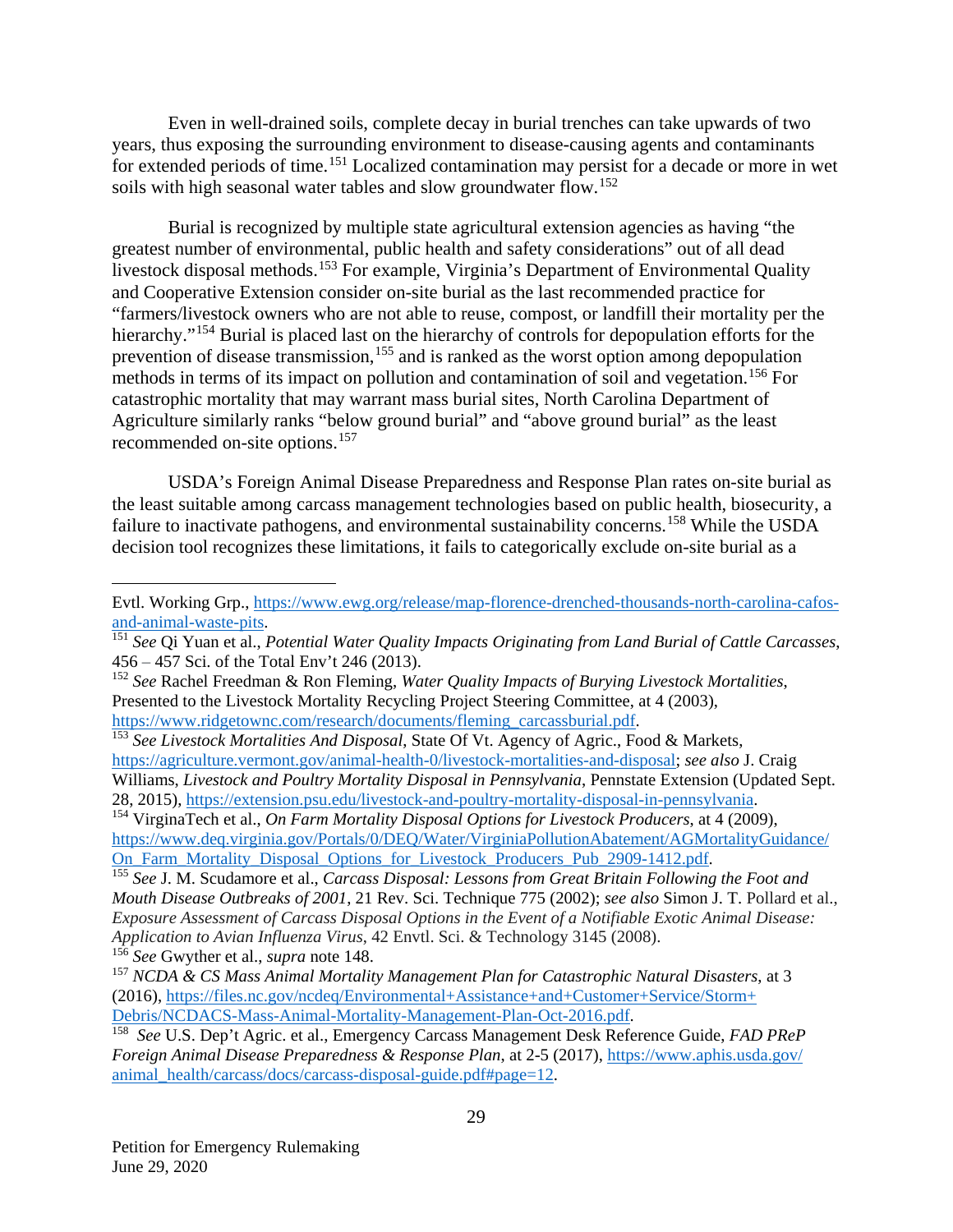Even in well-drained soils, complete decay in burial trenches can take upwards of two years, thus exposing the surrounding environment to disease-causing agents and contaminants for extended periods of time.[151] Localized contamination may persist for a decade or more in wet soils with high seasonal water tables and slow groundwater flow.[152]

Burial is recognized by multiple state agricultural extension agencies as having "the greatest number of environmental, public health and safety considerations" out of all dead livestock disposal methods.[153] For example, Virginia's Department of Environmental Quality and Cooperative Extension consider on-site burial as the last recommended practice for "farmers/livestock owners who are not able to reuse, compost, or landfill their mortality per the hierarchy."[154] Burial is placed last on the hierarchy of controls for depopulation efforts for the prevention of disease transmission,[155] and is ranked as the worst option among depopulation methods in terms of its impact on pollution and contamination of soil and vegetation.[156] For catastrophic mortality that may warrant mass burial sites, North Carolina Department of Agriculture similarly ranks "below ground burial" and "above ground burial" as the least recommended on-site options.[157]

USDA's Foreign Animal Disease Preparedness and Response Plan rates on-site burial as the least suitable among carcass management technologies based on public health, biosecurity, a failure to inactivate pathogens, and environmental sustainability concerns.[158] While the USDA decision tool recognizes these limitations, it fails to categorically exclude on-site burial as a

---

Evtl. Working Grp., https://www.ewg.org/release/map-florence-drenched-thousands-north-carolina-cafos-and-animal-waste-pits.

[151] *See* Qi Yuan et al., *Potential Water Quality Impacts Originating from Land Burial of Cattle Carcasses*, 456 – 457 Sci. of the Total Env't 246 (2013).

[152] *See* Rachel Freedman & Ron Fleming, *Water Quality Impacts of Burying Livestock Mortalities*, Presented to the Livestock Mortality Recycling Project Steering Committee, at 4 (2003), https://www.ridgetownc.com/research/documents/fleming_carcassburial.pdf.

[153] *See Livestock Mortalities And Disposal*, State Of Vt. Agency of Agric., Food & Markets, https://agriculture.vermont.gov/animal-health-0/livestock-mortalities-and-disposal; *see also* J. Craig Williams, *Livestock and Poultry Mortality Disposal in Pennsylvania*, Pennstate Extension (Updated Sept. 28, 2015), https://extension.psu.edu/livestock-and-poultry-mortality-disposal-in-pennsylvania.

[154] VirginaTech et al., *On Farm Mortality Disposal Options for Livestock Producers*, at 4 (2009), https://www.deq.virginia.gov/Portals/0/DEQ/Water/VirginiaPollutionAbatement/AGMortalityGuidance/On_Farm_Mortality_Disposal_Options_for_Livestock_Producers_Pub_2909-1412.pdf.

[155] *See* J. M. Scudamore et al., *Carcass Disposal: Lessons from Great Britain Following the Foot and Mouth Disease Outbreaks of 2001*, 21 Rev. Sci. Technique 775 (2002); *see also* Simon J. T. Pollard et al., *Exposure Assessment of Carcass Disposal Options in the Event of a Notifiable Exotic Animal Disease: Application to Avian Influenza Virus*, 42 Envtl. Sci. & Technology 3145 (2008).

[156] *See* Gwyther et al., *supra* note 148.

[157] *NCDA & CS Mass Animal Mortality Management Plan for Catastrophic Natural Disasters*, at 3 (2016), https://files.nc.gov/ncdeq/Environmental+Assistance+and+Customer+Service/Storm+Debris/NCDACS-Mass-Animal-Mortality-Management-Plan-Oct-2016.pdf.

[158] *See* U.S. Dep't Agric. et al., Emergency Carcass Management Desk Reference Guide, *FAD PReP Foreign Animal Disease Preparedness & Response Plan*, at 2-5 (2017), https://www.aphis.usda.gov/animal_health/carcass/docs/carcass-disposal-guide.pdf#page=12.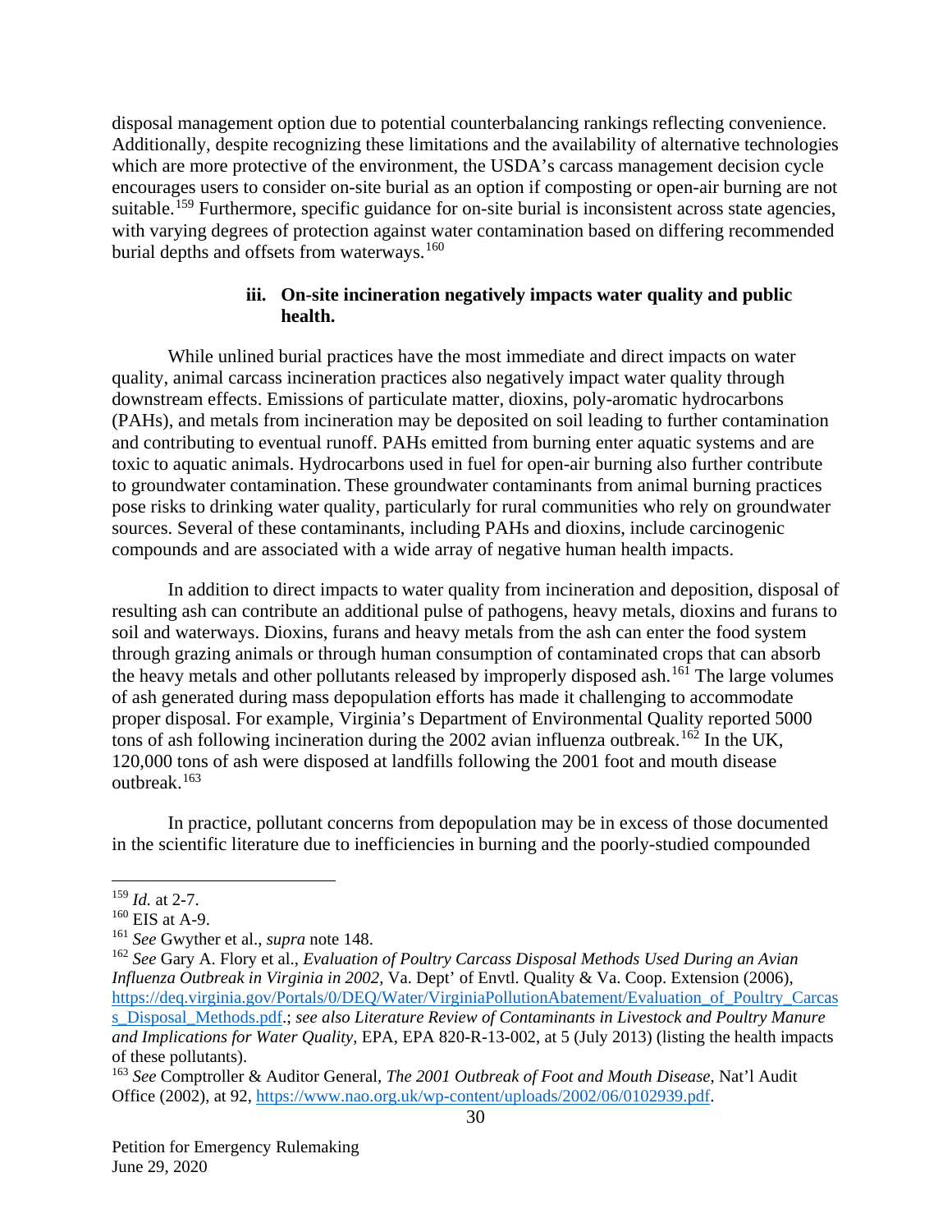disposal management option due to potential counterbalancing rankings reflecting convenience. Additionally, despite recognizing these limitations and the availability of alternative technologies which are more protective of the environment, the USDA's carcass management decision cycle encourages users to consider on-site burial as an option if composting or open-air burning are not suitable.[159] Furthermore, specific guidance for on-site burial is inconsistent across state agencies, with varying degrees of protection against water contamination based on differing recommended burial depths and offsets from waterways.[160]

#### iii. On-site incineration negatively impacts water quality and public health.

While unlined burial practices have the most immediate and direct impacts on water quality, animal carcass incineration practices also negatively impact water quality through downstream effects. Emissions of particulate matter, dioxins, poly-aromatic hydrocarbons (PAHs), and metals from incineration may be deposited on soil leading to further contamination and contributing to eventual runoff. PAHs emitted from burning enter aquatic systems and are toxic to aquatic animals. Hydrocarbons used in fuel for open-air burning also further contribute to groundwater contamination. These groundwater contaminants from animal burning practices pose risks to drinking water quality, particularly for rural communities who rely on groundwater sources. Several of these contaminants, including PAHs and dioxins, include carcinogenic compounds and are associated with a wide array of negative human health impacts.

In addition to direct impacts to water quality from incineration and deposition, disposal of resulting ash can contribute an additional pulse of pathogens, heavy metals, dioxins and furans to soil and waterways. Dioxins, furans and heavy metals from the ash can enter the food system through grazing animals or through human consumption of contaminated crops that can absorb the heavy metals and other pollutants released by improperly disposed ash.[161] The large volumes of ash generated during mass depopulation efforts has made it challenging to accommodate proper disposal. For example, Virginia's Department of Environmental Quality reported 5000 tons of ash following incineration during the 2002 avian influenza outbreak.[162] In the UK, 120,000 tons of ash were disposed at landfills following the 2001 foot and mouth disease outbreak.[163]

In practice, pollutant concerns from depopulation may be in excess of those documented in the scientific literature due to inefficiencies in burning and the poorly-studied compounded

---

[159] *Id.* at 2-7.

[160] EIS at A-9.

[161] *See* Gwyther et al., *supra* note 148.

[162] *See* Gary A. Flory et al., *Evaluation of Poultry Carcass Disposal Methods Used During an Avian Influenza Outbreak in Virginia in 2002*, Va. Dept' of Envtl. Quality & Va. Coop. Extension (2006), https://deq.virginia.gov/Portals/0/DEQ/Water/VirginiaPollutionAbatement/Evaluation_of_Poultry_Carcass_Disposal_Methods.pdf.; *see also Literature Review of Contaminants in Livestock and Poultry Manure and Implications for Water Quality*, EPA, EPA 820-R-13-002, at 5 (July 2013) (listing the health impacts of these pollutants).

[163] *See* Comptroller & Auditor General, *The 2001 Outbreak of Foot and Mouth Disease*, Nat'l Audit Office (2002), at 92, https://www.nao.org.uk/wp-content/uploads/2002/06/0102939.pdf.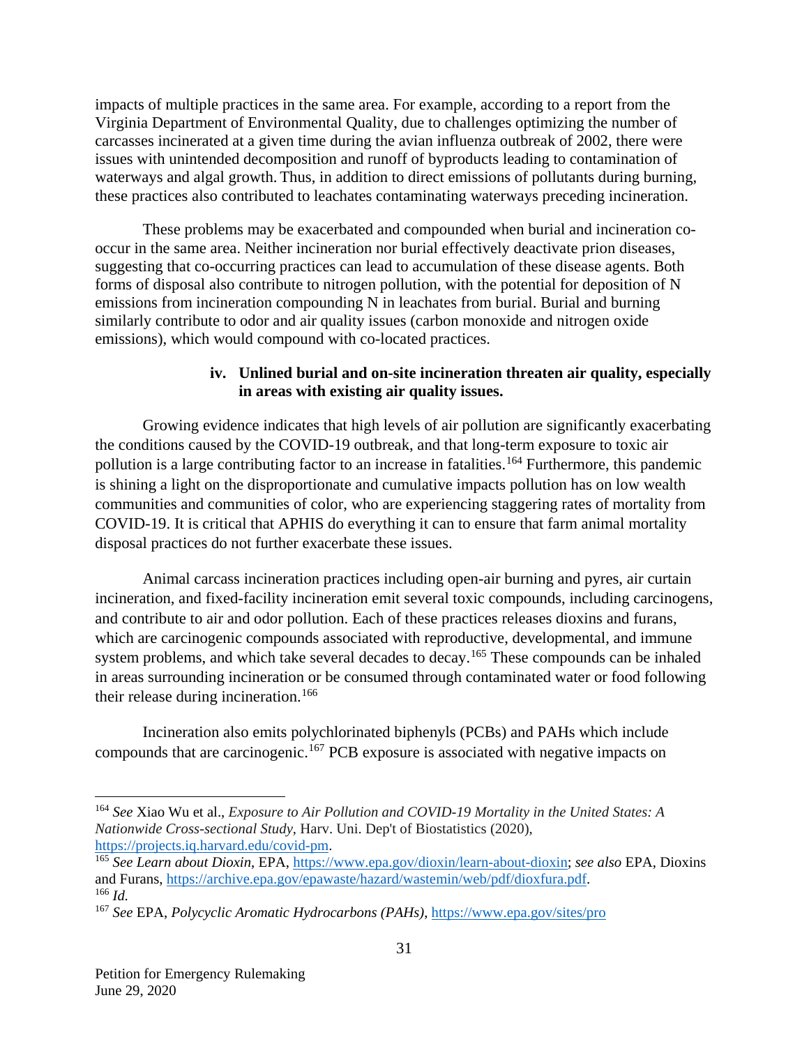impacts of multiple practices in the same area. For example, according to a report from the Virginia Department of Environmental Quality, due to challenges optimizing the number of carcasses incinerated at a given time during the avian influenza outbreak of 2002, there were issues with unintended decomposition and runoff of byproducts leading to contamination of waterways and algal growth. Thus, in addition to direct emissions of pollutants during burning, these practices also contributed to leachates contaminating waterways preceding incineration.

These problems may be exacerbated and compounded when burial and incineration co-occur in the same area. Neither incineration nor burial effectively deactivate prion diseases, suggesting that co-occurring practices can lead to accumulation of these disease agents. Both forms of disposal also contribute to nitrogen pollution, with the potential for deposition of N emissions from incineration compounding N in leachates from burial. Burial and burning similarly contribute to odor and air quality issues (carbon monoxide and nitrogen oxide emissions), which would compound with co-located practices.

#### iv. Unlined burial and on-site incineration threaten air quality, especially in areas with existing air quality issues.

Growing evidence indicates that high levels of air pollution are significantly exacerbating the conditions caused by the COVID-19 outbreak, and that long-term exposure to toxic air pollution is a large contributing factor to an increase in fatalities.[164] Furthermore, this pandemic is shining a light on the disproportionate and cumulative impacts pollution has on low wealth communities and communities of color, who are experiencing staggering rates of mortality from COVID-19. It is critical that APHIS do everything it can to ensure that farm animal mortality disposal practices do not further exacerbate these issues.

Animal carcass incineration practices including open-air burning and pyres, air curtain incineration, and fixed-facility incineration emit several toxic compounds, including carcinogens, and contribute to air and odor pollution. Each of these practices releases dioxins and furans, which are carcinogenic compounds associated with reproductive, developmental, and immune system problems, and which take several decades to decay.[165] These compounds can be inhaled in areas surrounding incineration or be consumed through contaminated water or food following their release during incineration.[166]

Incineration also emits polychlorinated biphenyls (PCBs) and PAHs which include compounds that are carcinogenic.[167] PCB exposure is associated with negative impacts on

---

[164] *See* Xiao Wu et al., *Exposure to Air Pollution and COVID-19 Mortality in the United States: A Nationwide Cross-sectional Study*, Harv. Uni. Dep't of Biostatistics (2020), https://projects.iq.harvard.edu/covid-pm.

[165] *See Learn about Dioxin*, EPA, https://www.epa.gov/dioxin/learn-about-dioxin; *see also* EPA, Dioxins and Furans, https://archive.epa.gov/epawaste/hazard/wastemin/web/pdf/dioxfura.pdf.

[166] *Id.*

[167] *See* EPA, *Polycyclic Aromatic Hydrocarbons (PAHs)*, https://www.epa.gov/sites/pro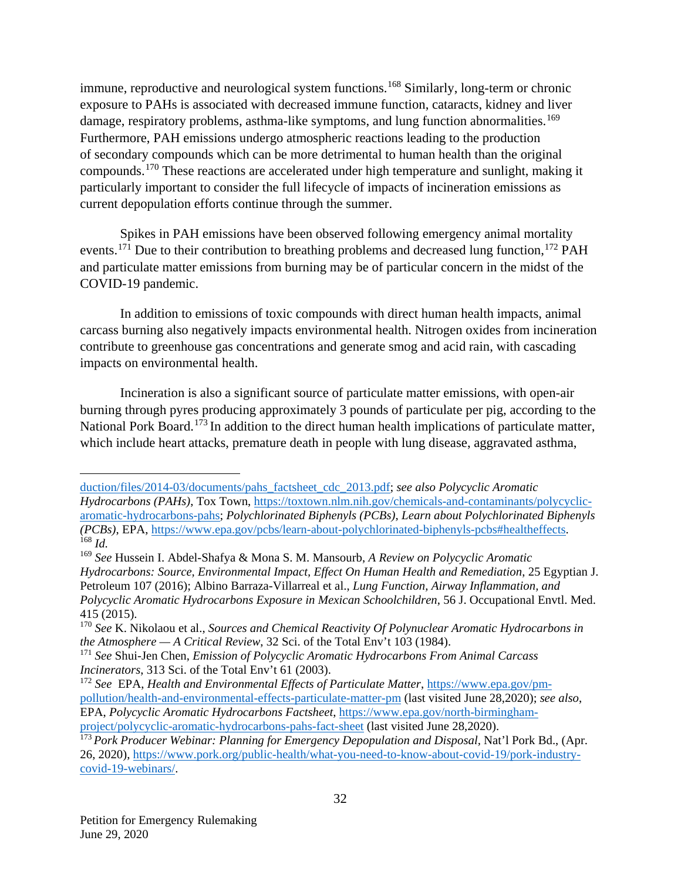immune, reproductive and neurological system functions.[168] Similarly, long-term or chronic exposure to PAHs is associated with decreased immune function, cataracts, kidney and liver damage, respiratory problems, asthma-like symptoms, and lung function abnormalities.[169] Furthermore, PAH emissions undergo atmospheric reactions leading to the production of secondary compounds which can be more detrimental to human health than the original compounds.[170] These reactions are accelerated under high temperature and sunlight, making it particularly important to consider the full lifecycle of impacts of incineration emissions as current depopulation efforts continue through the summer.

Spikes in PAH emissions have been observed following emergency animal mortality events.[171] Due to their contribution to breathing problems and decreased lung function,[172] PAH and particulate matter emissions from burning may be of particular concern in the midst of the COVID-19 pandemic.

In addition to emissions of toxic compounds with direct human health impacts, animal carcass burning also negatively impacts environmental health. Nitrogen oxides from incineration contribute to greenhouse gas concentrations and generate smog and acid rain, with cascading impacts on environmental health.

Incineration is also a significant source of particulate matter emissions, with open-air burning through pyres producing approximately 3 pounds of particulate per pig, according to the National Pork Board.[173] In addition to the direct human health implications of particulate matter, which include heart attacks, premature death in people with lung disease, aggravated asthma,

---

duction/files/2014-03/documents/pahs_factsheet_cdc_2013.pdf; *see also Polycyclic Aromatic Hydrocarbons (PAHs)*, Tox Town, https://toxtown.nlm.nih.gov/chemicals-and-contaminants/polycyclic-aromatic-hydrocarbons-pahs; *Polychlorinated Biphenyls (PCBs), Learn about Polychlorinated Biphenyls (PCBs)*, EPA, https://www.epa.gov/pcbs/learn-about-polychlorinated-biphenyls-pcbs#healtheffects.

[168] *Id.*

[169] *See* Hussein I. Abdel-Shafya & Mona S. M. Mansourb, *A Review on Polycyclic Aromatic Hydrocarbons: Source, Environmental Impact, Effect On Human Health and Remediation*, 25 Egyptian J. Petroleum 107 (2016); Albino Barraza-Villarreal et al., *Lung Function, Airway Inflammation, and Polycyclic Aromatic Hydrocarbons Exposure in Mexican Schoolchildren*, 56 J. Occupational Envtl. Med. 415 (2015).

[170] *See* K. Nikolaou et al., *Sources and Chemical Reactivity Of Polynuclear Aromatic Hydrocarbons in the Atmosphere — A Critical Review*, 32 Sci. of the Total Env't 103 (1984).

[171] *See* Shui-Jen Chen, *Emission of Polycyclic Aromatic Hydrocarbons From Animal Carcass Incinerators*, 313 Sci. of the Total Env't 61 (2003).

[172] *See* EPA, *Health and Environmental Effects of Particulate Matter*, https://www.epa.gov/pm-pollution/health-and-environmental-effects-particulate-matter-pm (last visited June 28,2020); *see also*, EPA, *Polycyclic Aromatic Hydrocarbons Factsheet*, https://www.epa.gov/north-birmingham-project/polycyclic-aromatic-hydrocarbons-pahs-fact-sheet (last visited June 28,2020).

[173] *Pork Producer Webinar: Planning for Emergency Depopulation and Disposal*, Nat'l Pork Bd., (Apr. 26, 2020), https://www.pork.org/public-health/what-you-need-to-know-about-covid-19/pork-industry-covid-19-webinars/.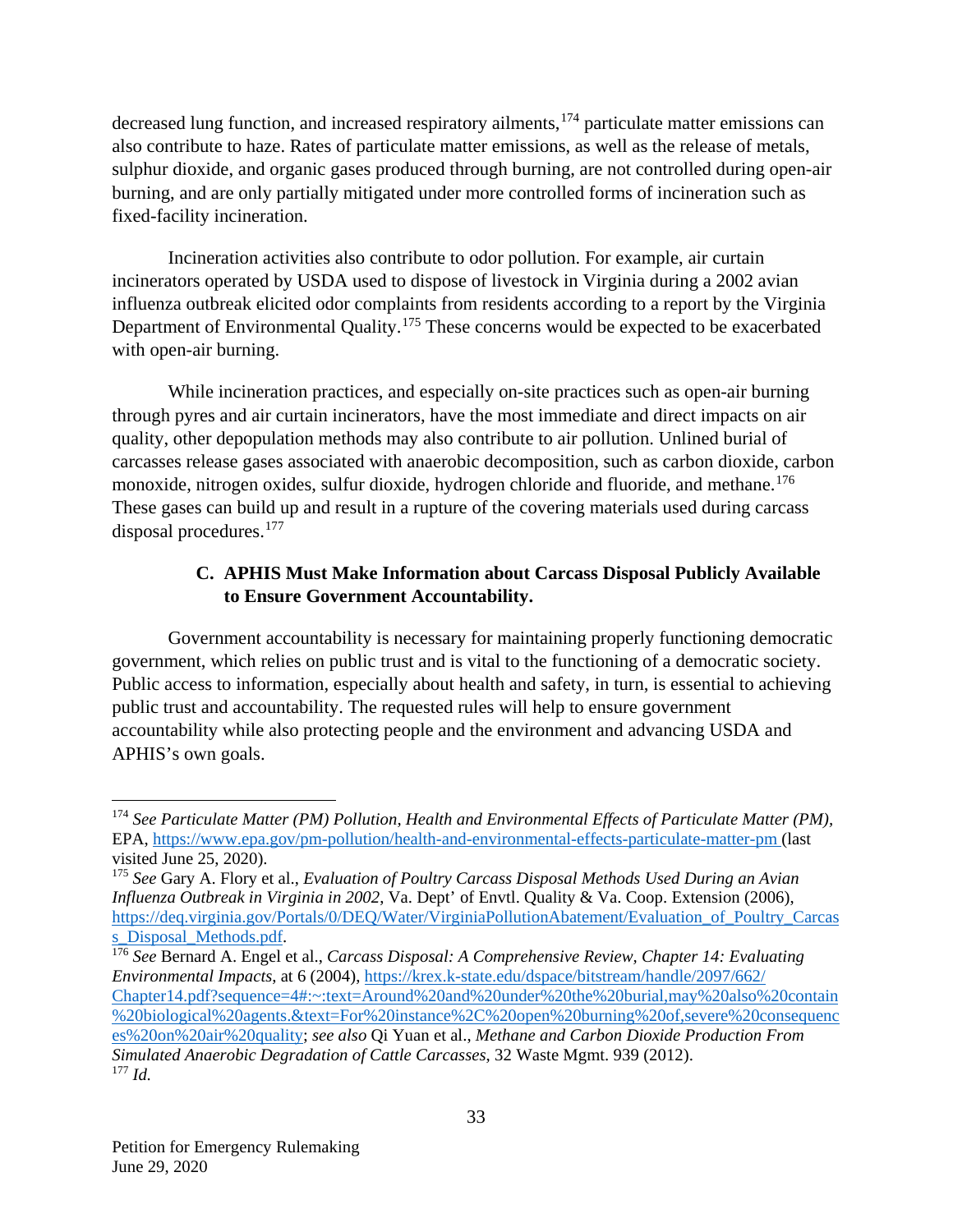decreased lung function, and increased respiratory ailments,[174] particulate matter emissions can also contribute to haze. Rates of particulate matter emissions, as well as the release of metals, sulphur dioxide, and organic gases produced through burning, are not controlled during open-air burning, and are only partially mitigated under more controlled forms of incineration such as fixed-facility incineration.

Incineration activities also contribute to odor pollution. For example, air curtain incinerators operated by USDA used to dispose of livestock in Virginia during a 2002 avian influenza outbreak elicited odor complaints from residents according to a report by the Virginia Department of Environmental Quality.[175] These concerns would be expected to be exacerbated with open-air burning.

While incineration practices, and especially on-site practices such as open-air burning through pyres and air curtain incinerators, have the most immediate and direct impacts on air quality, other depopulation methods may also contribute to air pollution. Unlined burial of carcasses release gases associated with anaerobic decomposition, such as carbon dioxide, carbon monoxide, nitrogen oxides, sulfur dioxide, hydrogen chloride and fluoride, and methane.[176] These gases can build up and result in a rupture of the covering materials used during carcass disposal procedures.[177]

### C. APHIS Must Make Information about Carcass Disposal Publicly Available to Ensure Government Accountability.

Government accountability is necessary for maintaining properly functioning democratic government, which relies on public trust and is vital to the functioning of a democratic society. Public access to information, especially about health and safety, in turn, is essential to achieving public trust and accountability. The requested rules will help to ensure government accountability while also protecting people and the environment and advancing USDA and APHIS's own goals.

---

[174] *See Particulate Matter (PM) Pollution, Health and Environmental Effects of Particulate Matter (PM),* EPA, https://www.epa.gov/pm-pollution/health-and-environmental-effects-particulate-matter-pm (last visited June 25, 2020).

[175] *See* Gary A. Flory et al., *Evaluation of Poultry Carcass Disposal Methods Used During an Avian Influenza Outbreak in Virginia in 2002,* Va. Dept' of Envtl. Quality & Va. Coop. Extension (2006), https://deq.virginia.gov/Portals/0/DEQ/Water/VirginiaPollutionAbatement/Evaluation_of_Poultry_Carcass_Disposal_Methods.pdf.

[176] *See* Bernard A. Engel et al., *Carcass Disposal: A Comprehensive Review, Chapter 14: Evaluating Environmental Impacts*, at 6 (2004), https://krex.k-state.edu/dspace/bitstream/handle/2097/662/Chapter14.pdf?sequence=4#:~:text=Around%20and%20under%20the%20burial,may%20also%20contain%20biological%20agents.&text=For%20instance%2C%20open%20burning%20of,severe%20consequences%20on%20air%20quality; *see also* Qi Yuan et al., *Methane and Carbon Dioxide Production From Simulated Anaerobic Degradation of Cattle Carcasses*, 32 Waste Mgmt. 939 (2012).

[177] *Id.*

Petition for Emergency Rulemaking
June 29, 2020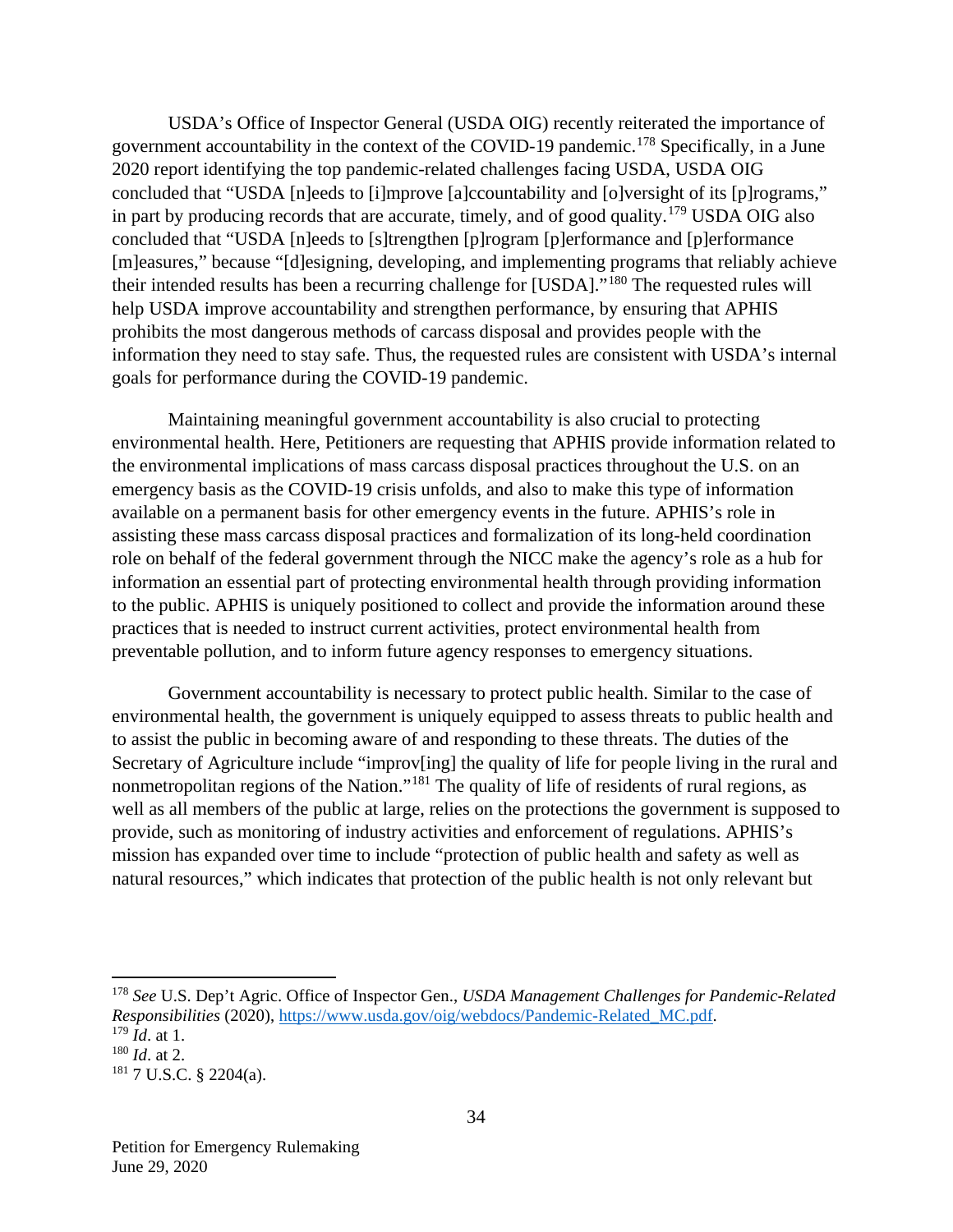USDA's Office of Inspector General (USDA OIG) recently reiterated the importance of government accountability in the context of the COVID-19 pandemic.[178] Specifically, in a June 2020 report identifying the top pandemic-related challenges facing USDA, USDA OIG concluded that "USDA [n]eeds to [i]mprove [a]ccountability and [o]versight of its [p]rograms," in part by producing records that are accurate, timely, and of good quality.[179] USDA OIG also concluded that "USDA [n]eeds to [s]trengthen [p]rogram [p]erformance and [p]erformance [m]easures," because "[d]esigning, developing, and implementing programs that reliably achieve their intended results has been a recurring challenge for [USDA]."[180] The requested rules will help USDA improve accountability and strengthen performance, by ensuring that APHIS prohibits the most dangerous methods of carcass disposal and provides people with the information they need to stay safe. Thus, the requested rules are consistent with USDA's internal goals for performance during the COVID-19 pandemic.

Maintaining meaningful government accountability is also crucial to protecting environmental health. Here, Petitioners are requesting that APHIS provide information related to the environmental implications of mass carcass disposal practices throughout the U.S. on an emergency basis as the COVID-19 crisis unfolds, and also to make this type of information available on a permanent basis for other emergency events in the future. APHIS's role in assisting these mass carcass disposal practices and formalization of its long-held coordination role on behalf of the federal government through the NICC make the agency's role as a hub for information an essential part of protecting environmental health through providing information to the public. APHIS is uniquely positioned to collect and provide the information around these practices that is needed to instruct current activities, protect environmental health from preventable pollution, and to inform future agency responses to emergency situations.

Government accountability is necessary to protect public health. Similar to the case of environmental health, the government is uniquely equipped to assess threats to public health and to assist the public in becoming aware of and responding to these threats. The duties of the Secretary of Agriculture include "improv[ing] the quality of life for people living in the rural and nonmetropolitan regions of the Nation."[181] The quality of life of residents of rural regions, as well as all members of the public at large, relies on the protections the government is supposed to provide, such as monitoring of industry activities and enforcement of regulations. APHIS's mission has expanded over time to include "protection of public health and safety as well as natural resources," which indicates that protection of the public health is not only relevant but

---

[178] *See* U.S. Dep't Agric. Office of Inspector Gen., *USDA Management Challenges for Pandemic-Related Responsibilities* (2020), https://www.usda.gov/oig/webdocs/Pandemic-Related_MC.pdf.

[179] *Id*. at 1.

[180] *Id*. at 2.

[181] 7 U.S.C. § 2204(a).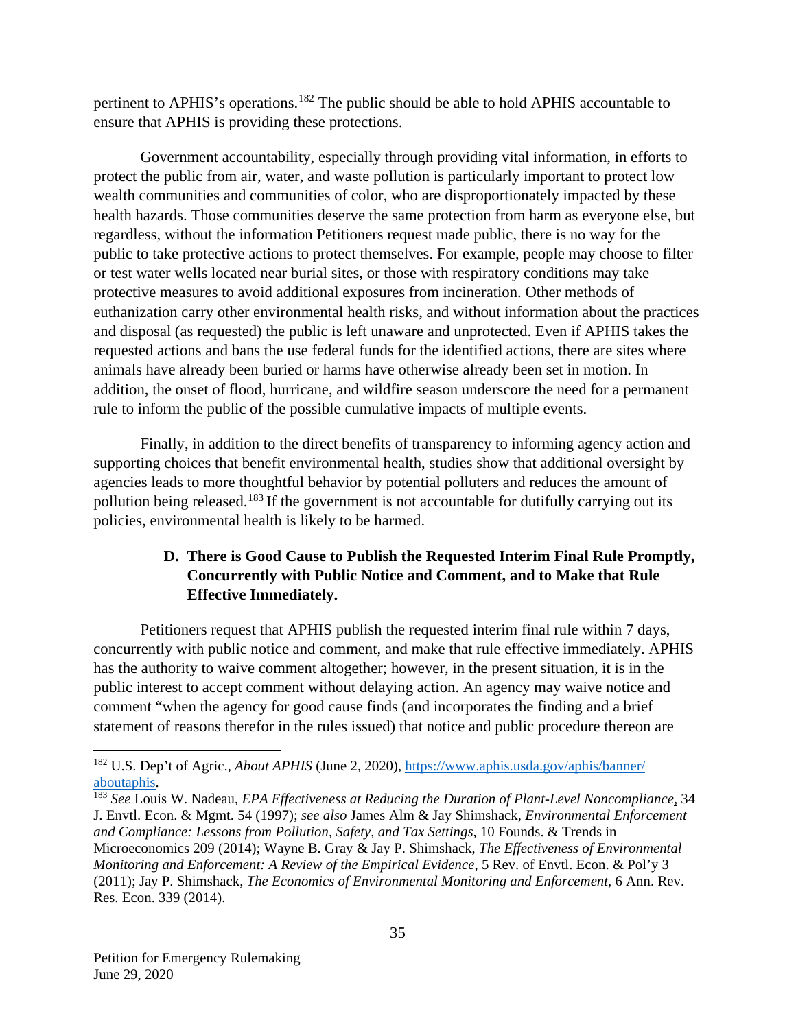pertinent to APHIS's operations.[182] The public should be able to hold APHIS accountable to ensure that APHIS is providing these protections.

Government accountability, especially through providing vital information, in efforts to protect the public from air, water, and waste pollution is particularly important to protect low wealth communities and communities of color, who are disproportionately impacted by these health hazards. Those communities deserve the same protection from harm as everyone else, but regardless, without the information Petitioners request made public, there is no way for the public to take protective actions to protect themselves. For example, people may choose to filter or test water wells located near burial sites, or those with respiratory conditions may take protective measures to avoid additional exposures from incineration. Other methods of euthanization carry other environmental health risks, and without information about the practices and disposal (as requested) the public is left unaware and unprotected. Even if APHIS takes the requested actions and bans the use federal funds for the identified actions, there are sites where animals have already been buried or harms have otherwise already been set in motion. In addition, the onset of flood, hurricane, and wildfire season underscore the need for a permanent rule to inform the public of the possible cumulative impacts of multiple events.

Finally, in addition to the direct benefits of transparency to informing agency action and supporting choices that benefit environmental health, studies show that additional oversight by agencies leads to more thoughtful behavior by potential polluters and reduces the amount of pollution being released.[183] If the government is not accountable for dutifully carrying out its policies, environmental health is likely to be harmed.

### D. There is Good Cause to Publish the Requested Interim Final Rule Promptly, Concurrently with Public Notice and Comment, and to Make that Rule Effective Immediately.

Petitioners request that APHIS publish the requested interim final rule within 7 days, concurrently with public notice and comment, and make that rule effective immediately. APHIS has the authority to waive comment altogether; however, in the present situation, it is in the public interest to accept comment without delaying action. An agency may waive notice and comment "when the agency for good cause finds (and incorporates the finding and a brief statement of reasons therefor in the rules issued) that notice and public procedure thereon are

---

[182] U.S. Dep't of Agric., *About APHIS* (June 2, 2020), https://www.aphis.usda.gov/aphis/banner/aboutaphis.

[183] *See* Louis W. Nadeau, *EPA Effectiveness at Reducing the Duration of Plant-Level Noncompliance*, 34 J. Envtl. Econ. & Mgmt. 54 (1997); *see also* James Alm & Jay Shimshack, *Environmental Enforcement and Compliance: Lessons from Pollution, Safety, and Tax Settings*, 10 Founds. & Trends in Microeconomics 209 (2014); Wayne B. Gray & Jay P. Shimshack, *The Effectiveness of Environmental Monitoring and Enforcement: A Review of the Empirical Evidence*, 5 Rev. of Envtl. Econ. & Pol'y 3 (2011); Jay P. Shimshack, *The Economics of Environmental Monitoring and Enforcement*, 6 Ann. Rev. Res. Econ. 339 (2014).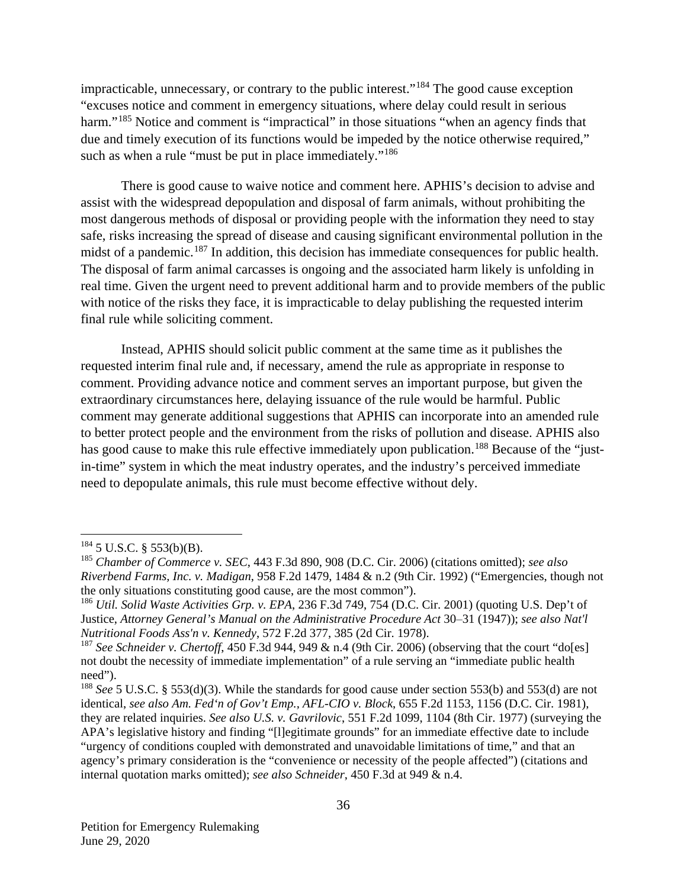impracticable, unnecessary, or contrary to the public interest."[184] The good cause exception "excuses notice and comment in emergency situations, where delay could result in serious harm."[185] Notice and comment is "impractical" in those situations "when an agency finds that due and timely execution of its functions would be impeded by the notice otherwise required," such as when a rule "must be put in place immediately."[186]

There is good cause to waive notice and comment here. APHIS's decision to advise and assist with the widespread depopulation and disposal of farm animals, without prohibiting the most dangerous methods of disposal or providing people with the information they need to stay safe, risks increasing the spread of disease and causing significant environmental pollution in the midst of a pandemic.[187] In addition, this decision has immediate consequences for public health. The disposal of farm animal carcasses is ongoing and the associated harm likely is unfolding in real time. Given the urgent need to prevent additional harm and to provide members of the public with notice of the risks they face, it is impracticable to delay publishing the requested interim final rule while soliciting comment.

Instead, APHIS should solicit public comment at the same time as it publishes the requested interim final rule and, if necessary, amend the rule as appropriate in response to comment. Providing advance notice and comment serves an important purpose, but given the extraordinary circumstances here, delaying issuance of the rule would be harmful. Public comment may generate additional suggestions that APHIS can incorporate into an amended rule to better protect people and the environment from the risks of pollution and disease. APHIS also has good cause to make this rule effective immediately upon publication.[188] Because of the "just-in-time" system in which the meat industry operates, and the industry's perceived immediate need to depopulate animals, this rule must become effective without dely.

---

[184] 5 U.S.C. § 553(b)(B).

[185] *Chamber of Commerce v. SEC*, 443 F.3d 890, 908 (D.C. Cir. 2006) (citations omitted); *see also Riverbend Farms, Inc. v. Madigan*, 958 F.2d 1479, 1484 & n.2 (9th Cir. 1992) ("Emergencies, though not the only situations constituting good cause, are the most common").

[186] *Util. Solid Waste Activities Grp. v. EPA*, 236 F.3d 749, 754 (D.C. Cir. 2001) (quoting U.S. Dep't of Justice, *Attorney General's Manual on the Administrative Procedure Act* 30–31 (1947)); *see also Nat'l Nutritional Foods Ass'n v. Kennedy*, 572 F.2d 377, 385 (2d Cir. 1978).

[187] *See Schneider v. Chertoff*, 450 F.3d 944, 949 & n.4 (9th Cir. 2006) (observing that the court "do[es] not doubt the necessity of immediate implementation" of a rule serving an "immediate public health need").

[188] *See* 5 U.S.C. § 553(d)(3). While the standards for good cause under section 553(b) and 553(d) are not identical, *see also Am. Fed'n of Gov't Emp., AFL-CIO v. Block*, 655 F.2d 1153, 1156 (D.C. Cir. 1981), they are related inquiries. *See also U.S. v. Gavrilovic*, 551 F.2d 1099, 1104 (8th Cir. 1977) (surveying the APA's legislative history and finding "[l]egitimate grounds" for an immediate effective date to include "urgency of conditions coupled with demonstrated and unavoidable limitations of time," and that an agency's primary consideration is the "convenience or necessity of the people affected") (citations and internal quotation marks omitted); *see also Schneider*, 450 F.3d at 949 & n.4.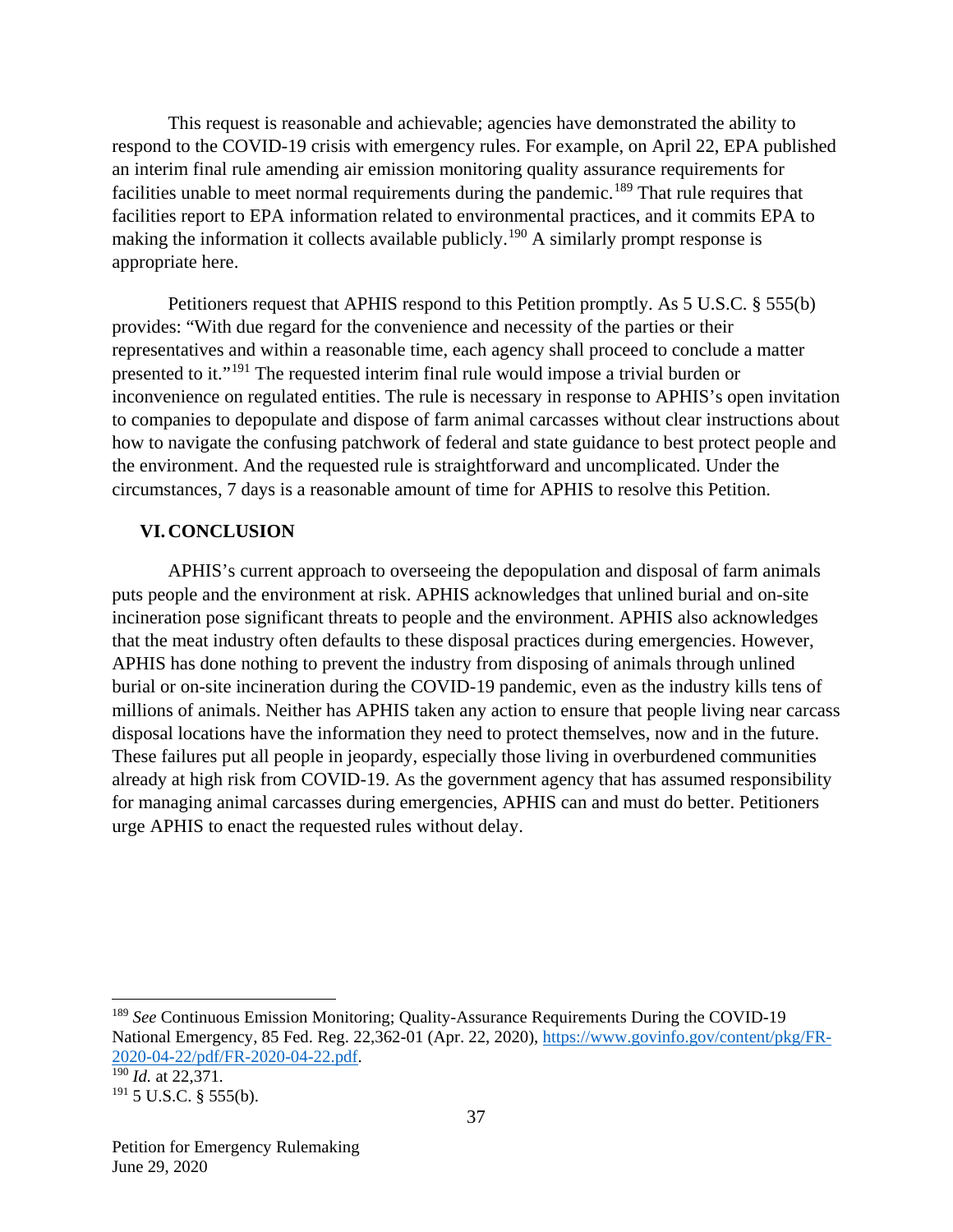This request is reasonable and achievable; agencies have demonstrated the ability to respond to the COVID-19 crisis with emergency rules. For example, on April 22, EPA published an interim final rule amending air emission monitoring quality assurance requirements for facilities unable to meet normal requirements during the pandemic.[189] That rule requires that facilities report to EPA information related to environmental practices, and it commits EPA to making the information it collects available publicly.[190] A similarly prompt response is appropriate here.

Petitioners request that APHIS respond to this Petition promptly. As 5 U.S.C. § 555(b) provides: "With due regard for the convenience and necessity of the parties or their representatives and within a reasonable time, each agency shall proceed to conclude a matter presented to it."[191] The requested interim final rule would impose a trivial burden or inconvenience on regulated entities. The rule is necessary in response to APHIS's open invitation to companies to depopulate and dispose of farm animal carcasses without clear instructions about how to navigate the confusing patchwork of federal and state guidance to best protect people and the environment. And the requested rule is straightforward and uncomplicated. Under the circumstances, 7 days is a reasonable amount of time for APHIS to resolve this Petition.

## VI. CONCLUSION

APHIS's current approach to overseeing the depopulation and disposal of farm animals puts people and the environment at risk. APHIS acknowledges that unlined burial and on-site incineration pose significant threats to people and the environment. APHIS also acknowledges that the meat industry often defaults to these disposal practices during emergencies. However, APHIS has done nothing to prevent the industry from disposing of animals through unlined burial or on-site incineration during the COVID-19 pandemic, even as the industry kills tens of millions of animals. Neither has APHIS taken any action to ensure that people living near carcass disposal locations have the information they need to protect themselves, now and in the future. These failures put all people in jeopardy, especially those living in overburdened communities already at high risk from COVID-19. As the government agency that has assumed responsibility for managing animal carcasses during emergencies, APHIS can and must do better. Petitioners urge APHIS to enact the requested rules without delay.

---

[189] *See* Continuous Emission Monitoring; Quality-Assurance Requirements During the COVID-19 National Emergency, 85 Fed. Reg. 22,362-01 (Apr. 22, 2020), https://www.govinfo.gov/content/pkg/FR-2020-04-22/pdf/FR-2020-04-22.pdf.

[190] *Id.* at 22,371.

[191] 5 U.S.C. § 555(b).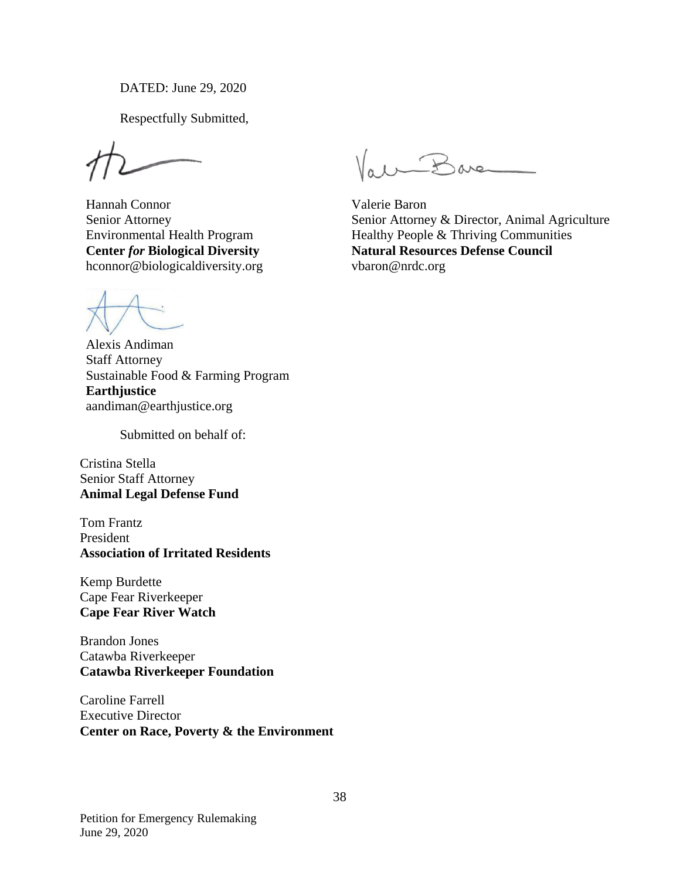DATED: June 29, 2020

Respectfully Submitted,

Hannah Connor
Senior Attorney
Environmental Health Program
**Center *for* Biological Diversity**
hconnor@biologicaldiversity.org

Valerie Baron
Senior Attorney & Director, Animal Agriculture
Healthy People & Thriving Communities
**Natural Resources Defense Council**
vbaron@nrdc.org

Alexis Andiman
Staff Attorney
Sustainable Food & Farming Program
**Earthjustice**
aandiman@earthjustice.org

Submitted on behalf of:

Cristina Stella
Senior Staff Attorney
**Animal Legal Defense Fund**

Tom Frantz
President
**Association of Irritated Residents**

Kemp Burdette
Cape Fear Riverkeeper
**Cape Fear River Watch**

Brandon Jones
Catawba Riverkeeper
**Catawba Riverkeeper Foundation**

Caroline Farrell
Executive Director
**Center on Race, Poverty & the Environment**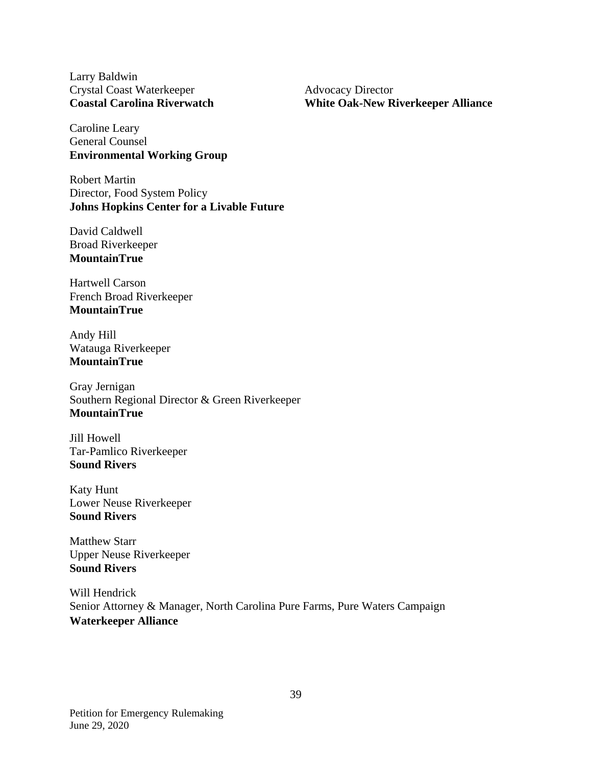Larry Baldwin
Crystal Coast Waterkeeper
**Coastal Carolina Riverwatch**

Advocacy Director
**White Oak-New Riverkeeper Alliance**

Caroline Leary
General Counsel
**Environmental Working Group**

Robert Martin
Director, Food System Policy
**Johns Hopkins Center for a Livable Future**

David Caldwell
Broad Riverkeeper
**MountainTrue**

Hartwell Carson
French Broad Riverkeeper
**MountainTrue**

Andy Hill
Watauga Riverkeeper
**MountainTrue**

Gray Jernigan
Southern Regional Director & Green Riverkeeper
**MountainTrue**

Jill Howell
Tar-Pamlico Riverkeeper
**Sound Rivers**

Katy Hunt
Lower Neuse Riverkeeper
**Sound Rivers**

Matthew Starr
Upper Neuse Riverkeeper
**Sound Rivers**

Will Hendrick
Senior Attorney & Manager, North Carolina Pure Farms, Pure Waters Campaign
**Waterkeeper Alliance**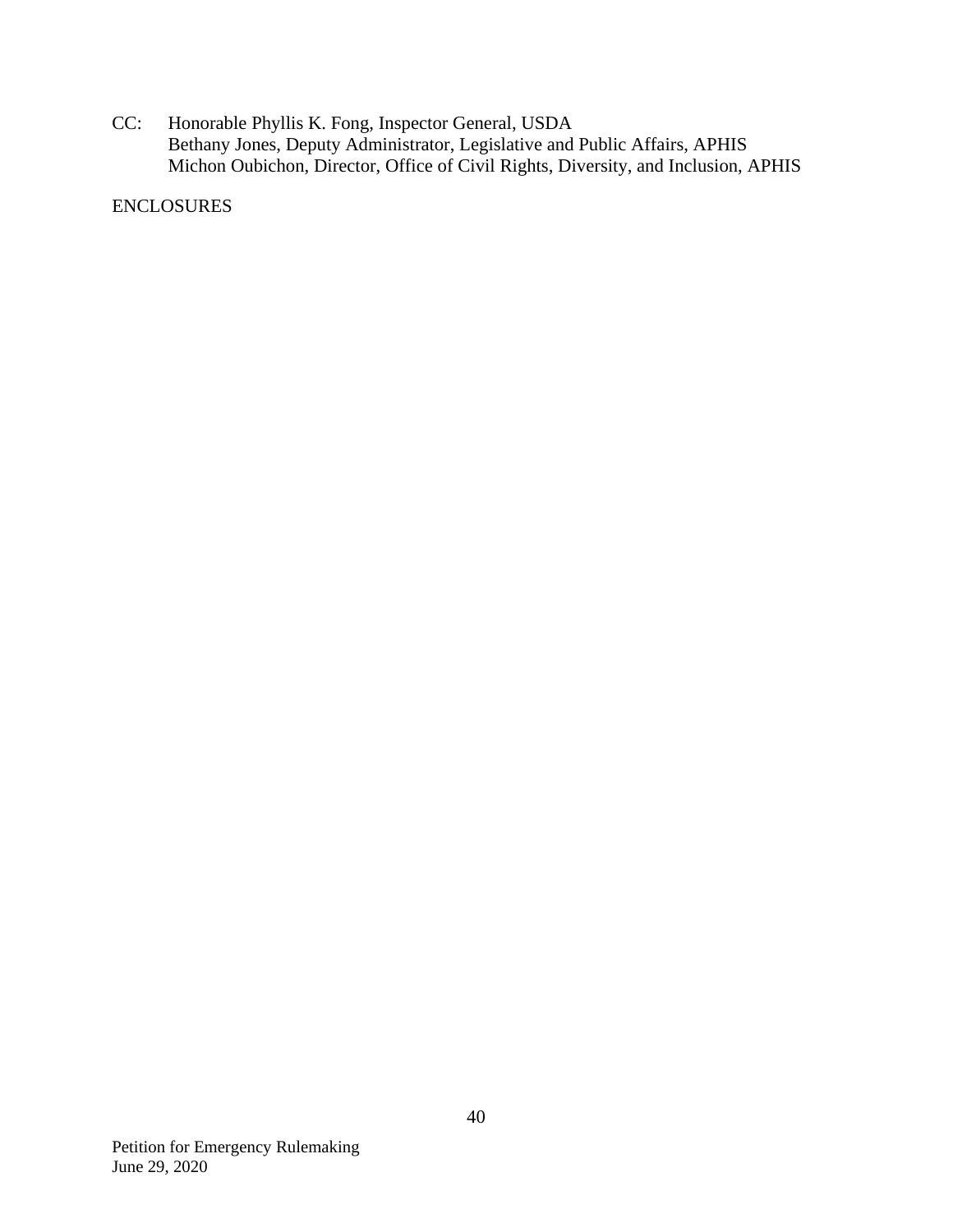CC: Honorable Phyllis K. Fong, Inspector General, USDA
Bethany Jones, Deputy Administrator, Legislative and Public Affairs, APHIS
Michon Oubichon, Director, Office of Civil Rights, Diversity, and Inclusion, APHIS

ENCLOSURES